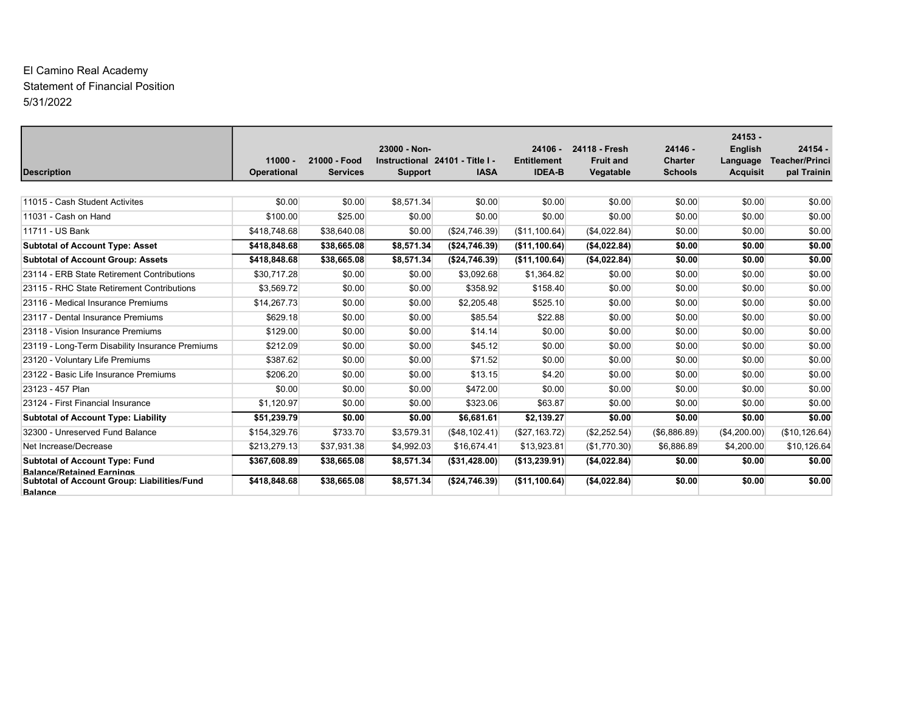El Camino Real Academy

Statement of Financial Position

5/31/2022

| Description | 11000 - Operational | 21000 - Food Services | 23000 - Non-Instructional Support | 24101 - Title I - IASA | 24106 - Entitlement IDEA-B | 24118 - Fresh Fruit and Vegatable | 24146 - Charter Schools | 24153 - English Language Acquisit | 24154 - Teacher/Principal Trainin |
|---|---|---|---|---|---|---|---|---|---|
| 11015 - Cash Student Activites | $0.00 | $0.00 | $8,571.34 | $0.00 | $0.00 | $0.00 | $0.00 | $0.00 | $0.00 |
| 11031 - Cash on Hand | $100.00 | $25.00 | $0.00 | $0.00 | $0.00 | $0.00 | $0.00 | $0.00 | $0.00 |
| 11711 - US Bank | $418,748.68 | $38,640.08 | $0.00 | ($24,746.39) | ($11,100.64) | ($4,022.84) | $0.00 | $0.00 | $0.00 |
| **Subtotal of Account Type: Asset** | **$418,848.68** | **$38,665.08** | **$8,571.34** | **($24,746.39)** | **($11,100.64)** | **($4,022.84)** | **$0.00** | **$0.00** | **$0.00** |
| **Subtotal of Account Group: Assets** | **$418,848.68** | **$38,665.08** | **$8,571.34** | **($24,746.39)** | **($11,100.64)** | **($4,022.84)** | **$0.00** | **$0.00** | **$0.00** |
| 23114 - ERB State Retirement Contributions | $30,717.28 | $0.00 | $0.00 | $3,092.68 | $1,364.82 | $0.00 | $0.00 | $0.00 | $0.00 |
| 23115 - RHC State Retirement Contributions | $3,569.72 | $0.00 | $0.00 | $358.92 | $158.40 | $0.00 | $0.00 | $0.00 | $0.00 |
| 23116 - Medical Insurance Premiums | $14,267.73 | $0.00 | $0.00 | $2,205.48 | $525.10 | $0.00 | $0.00 | $0.00 | $0.00 |
| 23117 - Dental Insurance Premiums | $629.18 | $0.00 | $0.00 | $85.54 | $22.88 | $0.00 | $0.00 | $0.00 | $0.00 |
| 23118 - Vision Insurance Premiums | $129.00 | $0.00 | $0.00 | $14.14 | $0.00 | $0.00 | $0.00 | $0.00 | $0.00 |
| 23119 - Long-Term Disability Insurance Premiums | $212.09 | $0.00 | $0.00 | $45.12 | $0.00 | $0.00 | $0.00 | $0.00 | $0.00 |
| 23120 - Voluntary Life Premiums | $387.62 | $0.00 | $0.00 | $71.52 | $0.00 | $0.00 | $0.00 | $0.00 | $0.00 |
| 23122 - Basic Life Insurance Premiums | $206.20 | $0.00 | $0.00 | $13.15 | $4.20 | $0.00 | $0.00 | $0.00 | $0.00 |
| 23123 - 457 Plan | $0.00 | $0.00 | $0.00 | $472.00 | $0.00 | $0.00 | $0.00 | $0.00 | $0.00 |
| 23124 - First Financial Insurance | $1,120.97 | $0.00 | $0.00 | $323.06 | $63.87 | $0.00 | $0.00 | $0.00 | $0.00 |
| **Subtotal of Account Type: Liability** | **$51,239.79** | **$0.00** | **$0.00** | **$6,681.61** | **$2,139.27** | **$0.00** | **$0.00** | **$0.00** | **$0.00** |
| 32300 - Unreserved Fund Balance | $154,329.76 | $733.70 | $3,579.31 | ($48,102.41) | ($27,163.72) | ($2,252.54) | ($6,886.89) | ($4,200.00) | ($10,126.64) |
| Net Increase/Decrease | $213,279.13 | $37,931.38 | $4,992.03 | $16,674.41 | $13,923.81 | ($1,770.30) | $6,886.89 | $4,200.00 | $10,126.64 |
| **Subtotal of Account Type: Fund Balance/Retained Earnings** | **$367,608.89** | **$38,665.08** | **$8,571.34** | **($31,428.00)** | **($13,239.91)** | **($4,022.84)** | **$0.00** | **$0.00** | **$0.00** |
| **Subtotal of Account Group: Liabilities/Fund Balance** | **$418,848.68** | **$38,665.08** | **$8,571.34** | **($24,746.39)** | **($11,100.64)** | **($4,022.84)** | **$0.00** | **$0.00** | **$0.00** |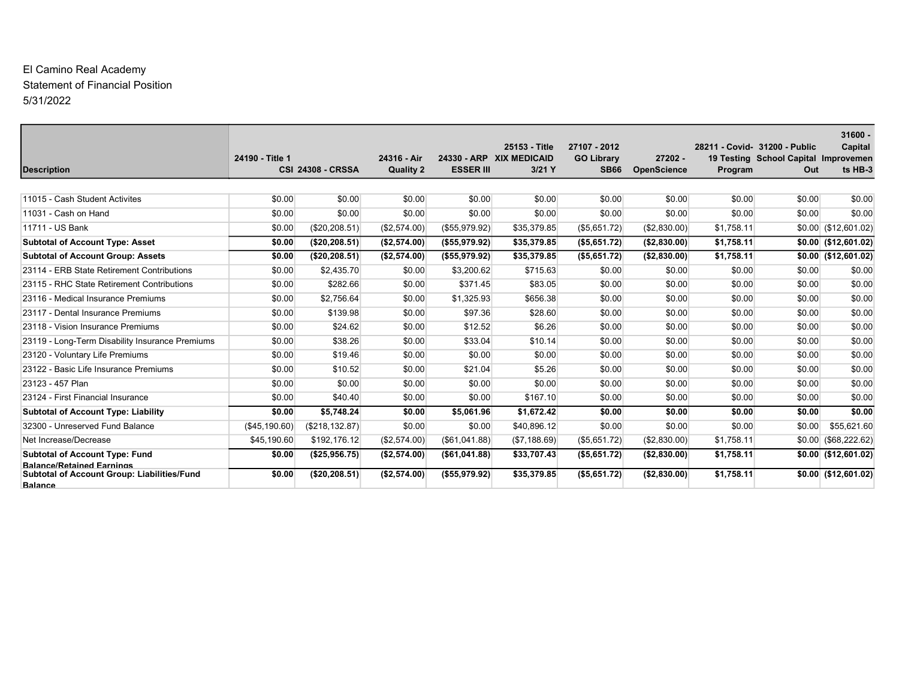El Camino Real Academy
Statement of Financial Position
5/31/2022

| Description | 24190 - Title 1 CSI | 24308 - CRSSA | 24316 - Air Quality 2 | 24330 - ARP ESSER III | 25153 - Title XIX MEDICAID 3/21 Y | 27107 - 2012 GO Library SB66 | 27202 - OpenScience | 28211 - Covid-19 Testing Program | 31200 - Public School Capital Out | 31600 - Capital Improvements HB-3 |
|---|---|---|---|---|---|---|---|---|---|---|
| 11015 - Cash Student Activites | $0.00 | $0.00 | $0.00 | $0.00 | $0.00 | $0.00 | $0.00 | $0.00 | $0.00 | $0.00 |
| 11031 - Cash on Hand | $0.00 | $0.00 | $0.00 | $0.00 | $0.00 | $0.00 | $0.00 | $0.00 | $0.00 | $0.00 |
| 11711 - US Bank | $0.00 | ($20,208.51) | ($2,574.00) | ($55,979.92) | $35,379.85 | ($5,651.72) | ($2,830.00) | $1,758.11 | $0.00 | ($12,601.02) |
| **Subtotal of Account Type: Asset** | **$0.00** | **($20,208.51)** | **($2,574.00)** | **($55,979.92)** | **$35,379.85** | **($5,651.72)** | **($2,830.00)** | **$1,758.11** | **$0.00** | **($12,601.02)** |
| **Subtotal of Account Group: Assets** | **$0.00** | **($20,208.51)** | **($2,574.00)** | **($55,979.92)** | **$35,379.85** | **($5,651.72)** | **($2,830.00)** | **$1,758.11** | **$0.00** | **($12,601.02)** |
| 23114 - ERB State Retirement Contributions | $0.00 | $2,435.70 | $0.00 | $3,200.62 | $715.63 | $0.00 | $0.00 | $0.00 | $0.00 | $0.00 |
| 23115 - RHC State Retirement Contributions | $0.00 | $282.66 | $0.00 | $371.45 | $83.05 | $0.00 | $0.00 | $0.00 | $0.00 | $0.00 |
| 23116 - Medical Insurance Premiums | $0.00 | $2,756.64 | $0.00 | $1,325.93 | $656.38 | $0.00 | $0.00 | $0.00 | $0.00 | $0.00 |
| 23117 - Dental Insurance Premiums | $0.00 | $139.98 | $0.00 | $97.36 | $28.60 | $0.00 | $0.00 | $0.00 | $0.00 | $0.00 |
| 23118 - Vision Insurance Premiums | $0.00 | $24.62 | $0.00 | $12.52 | $6.26 | $0.00 | $0.00 | $0.00 | $0.00 | $0.00 |
| 23119 - Long-Term Disability Insurance Premiums | $0.00 | $38.26 | $0.00 | $33.04 | $10.14 | $0.00 | $0.00 | $0.00 | $0.00 | $0.00 |
| 23120 - Voluntary Life Premiums | $0.00 | $19.46 | $0.00 | $0.00 | $0.00 | $0.00 | $0.00 | $0.00 | $0.00 | $0.00 |
| 23122 - Basic Life Insurance Premiums | $0.00 | $10.52 | $0.00 | $21.04 | $5.26 | $0.00 | $0.00 | $0.00 | $0.00 | $0.00 |
| 23123 - 457 Plan | $0.00 | $0.00 | $0.00 | $0.00 | $0.00 | $0.00 | $0.00 | $0.00 | $0.00 | $0.00 |
| 23124 - First Financial Insurance | $0.00 | $40.40 | $0.00 | $0.00 | $167.10 | $0.00 | $0.00 | $0.00 | $0.00 | $0.00 |
| **Subtotal of Account Type: Liability** | **$0.00** | **$5,748.24** | **$0.00** | **$5,061.96** | **$1,672.42** | **$0.00** | **$0.00** | **$0.00** | **$0.00** | **$0.00** |
| 32300 - Unreserved Fund Balance | ($45,190.60) | ($218,132.87) | $0.00 | $0.00 | $40,896.12 | $0.00 | $0.00 | $0.00 | $0.00 | $55,621.60 |
| Net Increase/Decrease | $45,190.60 | $192,176.12 | ($2,574.00) | ($61,041.88) | ($7,188.69) | ($5,651.72) | ($2,830.00) | $1,758.11 | $0.00 | ($68,222.62) |
| **Subtotal of Account Type: Fund Balance/Retained Earnings** | **$0.00** | **($25,956.75)** | **($2,574.00)** | **($61,041.88)** | **$33,707.43** | **($5,651.72)** | **($2,830.00)** | **$1,758.11** | **$0.00** | **($12,601.02)** |
| **Subtotal of Account Group: Liabilities/Fund Balance** | **$0.00** | **($20,208.51)** | **($2,574.00)** | **($55,979.92)** | **$35,379.85** | **($5,651.72)** | **($2,830.00)** | **$1,758.11** | **$0.00** | **($12,601.02)** |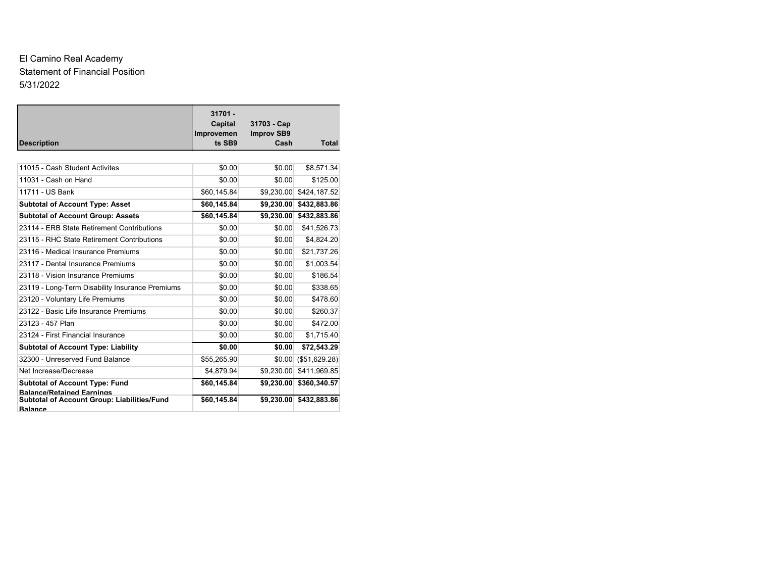El Camino Real Academy
Statement of Financial Position
5/31/2022

| Description | 31701 - Capital Improvements SB9 | 31703 - Cap Improv SB9 Cash | Total |
|---|---|---|---|
| 11015 - Cash Student Activites | $0.00 | $0.00 | $8,571.34 |
| 11031 - Cash on Hand | $0.00 | $0.00 | $125.00 |
| 11711 - US Bank | $60,145.84 | $9,230.00 | $424,187.52 |
| **Subtotal of Account Type: Asset** | **$60,145.84** | **$9,230.00** | **$432,883.86** |
| **Subtotal of Account Group: Assets** | **$60,145.84** | **$9,230.00** | **$432,883.86** |
| 23114 - ERB State Retirement Contributions | $0.00 | $0.00 | $41,526.73 |
| 23115 - RHC State Retirement Contributions | $0.00 | $0.00 | $4,824.20 |
| 23116 - Medical Insurance Premiums | $0.00 | $0.00 | $21,737.26 |
| 23117 - Dental Insurance Premiums | $0.00 | $0.00 | $1,003.54 |
| 23118 - Vision Insurance Premiums | $0.00 | $0.00 | $186.54 |
| 23119 - Long-Term Disability Insurance Premiums | $0.00 | $0.00 | $338.65 |
| 23120 - Voluntary Life Premiums | $0.00 | $0.00 | $478.60 |
| 23122 - Basic Life Insurance Premiums | $0.00 | $0.00 | $260.37 |
| 23123 - 457 Plan | $0.00 | $0.00 | $472.00 |
| 23124 - First Financial Insurance | $0.00 | $0.00 | $1,715.40 |
| **Subtotal of Account Type: Liability** | **$0.00** | **$0.00** | **$72,543.29** |
| 32300 - Unreserved Fund Balance | $55,265.90 | $0.00 | ($51,629.28) |
| Net Increase/Decrease | $4,879.94 | $9,230.00 | $411,969.85 |
| **Subtotal of Account Type: Fund Balance/Retained Earnings** | **$60,145.84** | **$9,230.00** | **$360,340.57** |
| **Subtotal of Account Group: Liabilities/Fund Balance** | **$60,145.84** | **$9,230.00** | **$432,883.86** |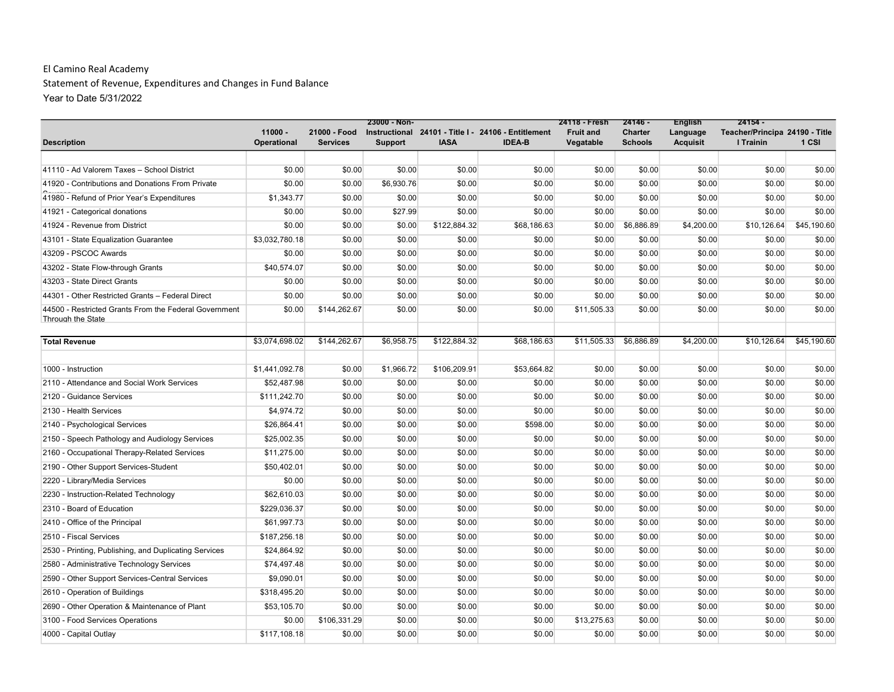El Camino Real Academy

Statement of Revenue, Expenditures and Changes in Fund Balance

Year to Date 5/31/2022

| Description | 11000 - Operational | 21000 - Food Services | 23000 - Non-Instructional Support | 24101 - Title I - IASA | 24106 - Entitlement IDEA-B | 24118 - Fresh Fruit and Vegatable | 24146 - Charter Schools | English Language Acquisit | 24154 - Teacher/Principa l Trainin | 24190 - Title 1 CSI |
|---|---|---|---|---|---|---|---|---|---|---|
| | | | | | | | | | | |
| 41110 - Ad Valorem Taxes – School District | $0.00 | $0.00 | $0.00 | $0.00 | $0.00 | $0.00 | $0.00 | $0.00 | $0.00 | $0.00 |
| 41920 - Contributions and Donations From Private Sources | $0.00 | $0.00 | $6,930.76 | $0.00 | $0.00 | $0.00 | $0.00 | $0.00 | $0.00 | $0.00 |
| 41980 - Refund of Prior Year's Expenditures | $1,343.77 | $0.00 | $0.00 | $0.00 | $0.00 | $0.00 | $0.00 | $0.00 | $0.00 | $0.00 |
| 41921 - Categorical donations | $0.00 | $0.00 | $27.99 | $0.00 | $0.00 | $0.00 | $0.00 | $0.00 | $0.00 | $0.00 |
| 41924 - Revenue from District | $0.00 | $0.00 | $0.00 | $122,884.32 | $68,186.63 | $0.00 | $6,886.89 | $4,200.00 | $10,126.64 | $45,190.60 |
| 43101 - State Equalization Guarantee | $3,032,780.18 | $0.00 | $0.00 | $0.00 | $0.00 | $0.00 | $0.00 | $0.00 | $0.00 | $0.00 |
| 43209 - PSCOC Awards | $0.00 | $0.00 | $0.00 | $0.00 | $0.00 | $0.00 | $0.00 | $0.00 | $0.00 | $0.00 |
| 43202 - State Flow-through Grants | $40,574.07 | $0.00 | $0.00 | $0.00 | $0.00 | $0.00 | $0.00 | $0.00 | $0.00 | $0.00 |
| 43203 - State Direct Grants | $0.00 | $0.00 | $0.00 | $0.00 | $0.00 | $0.00 | $0.00 | $0.00 | $0.00 | $0.00 |
| 44301 - Other Restricted Grants – Federal Direct | $0.00 | $0.00 | $0.00 | $0.00 | $0.00 | $0.00 | $0.00 | $0.00 | $0.00 | $0.00 |
| 44500 - Restricted Grants From the Federal Government Through the State | $0.00 | $144,262.67 | $0.00 | $0.00 | $0.00 | $11,505.33 | $0.00 | $0.00 | $0.00 | $0.00 |
| | | | | | | | | | | |
| **Total Revenue** | $3,074,698.02 | $144,262.67 | $6,958.75 | $122,884.32 | $68,186.63 | $11,505.33 | $6,886.89 | $4,200.00 | $10,126.64 | $45,190.60 |
| | | | | | | | | | | |
| 1000 - Instruction | $1,441,092.78 | $0.00 | $1,966.72 | $106,209.91 | $53,664.82 | $0.00 | $0.00 | $0.00 | $0.00 | $0.00 |
| 2110 - Attendance and Social Work Services | $52,487.98 | $0.00 | $0.00 | $0.00 | $0.00 | $0.00 | $0.00 | $0.00 | $0.00 | $0.00 |
| 2120 - Guidance Services | $111,242.70 | $0.00 | $0.00 | $0.00 | $0.00 | $0.00 | $0.00 | $0.00 | $0.00 | $0.00 |
| 2130 - Health Services | $4,974.72 | $0.00 | $0.00 | $0.00 | $0.00 | $0.00 | $0.00 | $0.00 | $0.00 | $0.00 |
| 2140 - Psychological Services | $26,864.41 | $0.00 | $0.00 | $0.00 | $598.00 | $0.00 | $0.00 | $0.00 | $0.00 | $0.00 |
| 2150 - Speech Pathology and Audiology Services | $25,002.35 | $0.00 | $0.00 | $0.00 | $0.00 | $0.00 | $0.00 | $0.00 | $0.00 | $0.00 |
| 2160 - Occupational Therapy-Related Services | $11,275.00 | $0.00 | $0.00 | $0.00 | $0.00 | $0.00 | $0.00 | $0.00 | $0.00 | $0.00 |
| 2190 - Other Support Services-Student | $50,402.01 | $0.00 | $0.00 | $0.00 | $0.00 | $0.00 | $0.00 | $0.00 | $0.00 | $0.00 |
| 2220 - Library/Media Services | $0.00 | $0.00 | $0.00 | $0.00 | $0.00 | $0.00 | $0.00 | $0.00 | $0.00 | $0.00 |
| 2230 - Instruction-Related Technology | $62,610.03 | $0.00 | $0.00 | $0.00 | $0.00 | $0.00 | $0.00 | $0.00 | $0.00 | $0.00 |
| 2310 - Board of Education | $229,036.37 | $0.00 | $0.00 | $0.00 | $0.00 | $0.00 | $0.00 | $0.00 | $0.00 | $0.00 |
| 2410 - Office of the Principal | $61,997.73 | $0.00 | $0.00 | $0.00 | $0.00 | $0.00 | $0.00 | $0.00 | $0.00 | $0.00 |
| 2510 - Fiscal Services | $187,256.18 | $0.00 | $0.00 | $0.00 | $0.00 | $0.00 | $0.00 | $0.00 | $0.00 | $0.00 |
| 2530 - Printing, Publishing, and Duplicating Services | $24,864.92 | $0.00 | $0.00 | $0.00 | $0.00 | $0.00 | $0.00 | $0.00 | $0.00 | $0.00 |
| 2580 - Administrative Technology Services | $74,497.48 | $0.00 | $0.00 | $0.00 | $0.00 | $0.00 | $0.00 | $0.00 | $0.00 | $0.00 |
| 2590 - Other Support Services-Central Services | $9,090.01 | $0.00 | $0.00 | $0.00 | $0.00 | $0.00 | $0.00 | $0.00 | $0.00 | $0.00 |
| 2610 - Operation of Buildings | $318,495.20 | $0.00 | $0.00 | $0.00 | $0.00 | $0.00 | $0.00 | $0.00 | $0.00 | $0.00 |
| 2690 - Other Operation & Maintenance of Plant | $53,105.70 | $0.00 | $0.00 | $0.00 | $0.00 | $0.00 | $0.00 | $0.00 | $0.00 | $0.00 |
| 3100 - Food Services Operations | $0.00 | $106,331.29 | $0.00 | $0.00 | $0.00 | $13,275.63 | $0.00 | $0.00 | $0.00 | $0.00 |
| 4000 - Capital Outlay | $117,108.18 | $0.00 | $0.00 | $0.00 | $0.00 | $0.00 | $0.00 | $0.00 | $0.00 | $0.00 |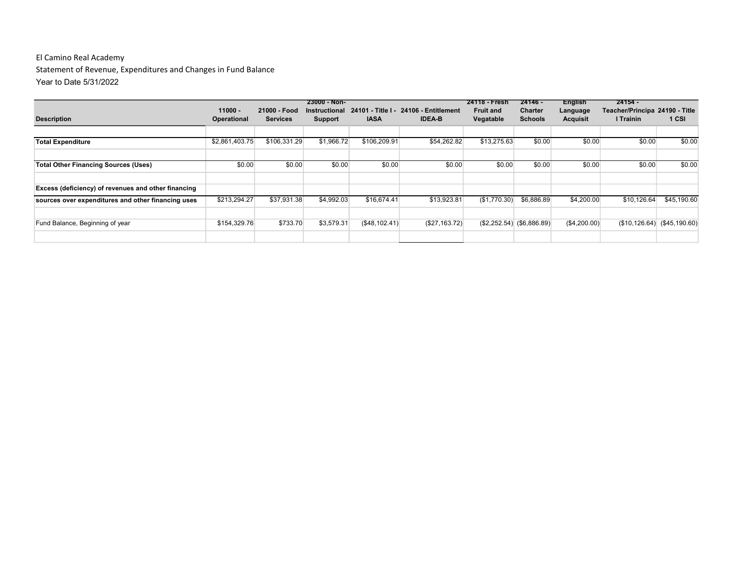El Camino Real Academy

Statement of Revenue, Expenditures and Changes in Fund Balance

Year to Date 5/31/2022

| Description | 11000 - Operational | 21000 - Food Services | 23000 - Non-Instructional Support | 24101 - Title I - IASA | 24106 - Entitlement IDEA-B | 24118 - Fresh Fruit and Vegatable | 24146 - Charter Schools | English Language Acquisit | 24154 - Teacher/Principa l Trainin | 24190 - Title 1 CSI |
|---|---|---|---|---|---|---|---|---|---|---|
| | | | | | | | | | | |
| **Total Expenditure** | $2,861,403.75 | $106,331.29 | $1,966.72 | $106,209.91 | $54,262.82 | $13,275.63 | $0.00 | $0.00 | $0.00 | $0.00 |
| | | | | | | | | | | |
| **Total Other Financing Sources (Uses)** | $0.00 | $0.00 | $0.00 | $0.00 | $0.00 | $0.00 | $0.00 | $0.00 | $0.00 | $0.00 |
| | | | | | | | | | | |
| **Excess (deficiency) of revenues and other financing sources over expenditures and other financing uses** | $213,294.27 | $37,931.38 | $4,992.03 | $16,674.41 | $13,923.81 | ($1,770.30) | $6,886.89 | $4,200.00 | $10,126.64 | $45,190.60 |
| | | | | | | | | | | |
| Fund Balance, Beginning of year | $154,329.76 | $733.70 | $3,579.31 | ($48,102.41) | ($27,163.72) | ($2,252.54) | ($6,886.89) | ($4,200.00) | ($10,126.64) | ($45,190.60) |
| | | | | | | | | | | |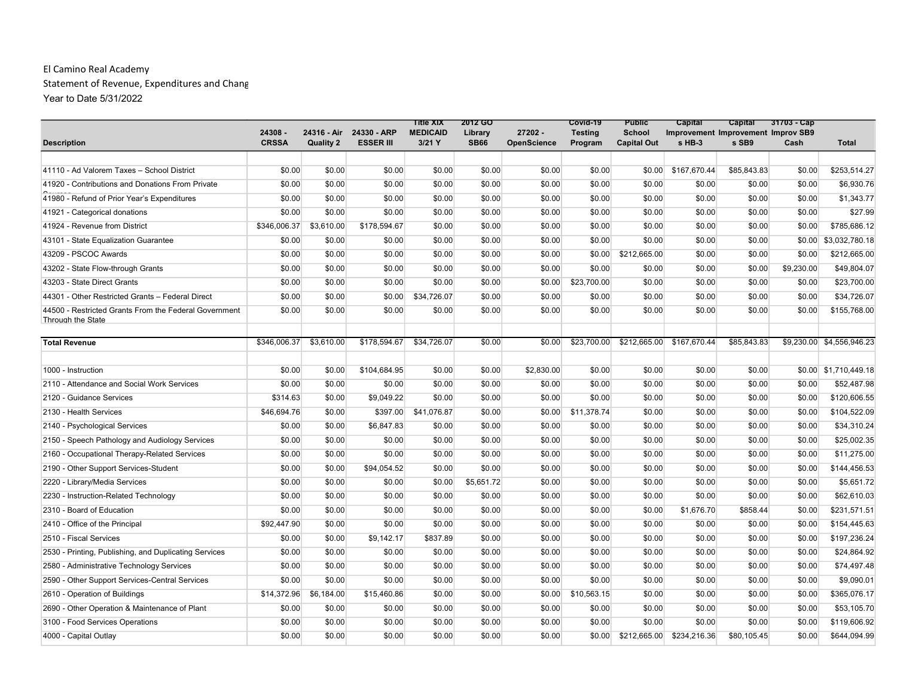El Camino Real Academy

Statement of Revenue, Expenditures and Chang

Year to Date 5/31/2022

| Description | 24308 - CRSSA | 24316 - Air Quality 2 | 24330 - ARP ESSER III | Title XIX MEDICAID 3/21 Y | 2012 GO Library SB66 | 27202 - OpenScience | Covid-19 Testing Program | Public School Capital Out | Capital Improvements HB-3 | Capital Improvements SB9 | 31703 - Cap Improv SB9 Cash | Total |
|---|---|---|---|---|---|---|---|---|---|---|---|---|
| 41110 - Ad Valorem Taxes – School District | $0.00 | $0.00 | $0.00 | $0.00 | $0.00 | $0.00 | $0.00 | $0.00 | $167,670.44 | $85,843.83 | $0.00 | $253,514.27 |
| 41920 - Contributions and Donations From Private Sources | $0.00 | $0.00 | $0.00 | $0.00 | $0.00 | $0.00 | $0.00 | $0.00 | $0.00 | $0.00 | $0.00 | $6,930.76 |
| 41980 - Refund of Prior Year's Expenditures | $0.00 | $0.00 | $0.00 | $0.00 | $0.00 | $0.00 | $0.00 | $0.00 | $0.00 | $0.00 | $0.00 | $1,343.77 |
| 41921 - Categorical donations | $0.00 | $0.00 | $0.00 | $0.00 | $0.00 | $0.00 | $0.00 | $0.00 | $0.00 | $0.00 | $0.00 | $27.99 |
| 41924 - Revenue from District | $346,006.37 | $3,610.00 | $178,594.67 | $0.00 | $0.00 | $0.00 | $0.00 | $0.00 | $0.00 | $0.00 | $0.00 | $785,686.12 |
| 43101 - State Equalization Guarantee | $0.00 | $0.00 | $0.00 | $0.00 | $0.00 | $0.00 | $0.00 | $0.00 | $0.00 | $0.00 | $0.00 | $3,032,780.18 |
| 43209 - PSCOC Awards | $0.00 | $0.00 | $0.00 | $0.00 | $0.00 | $0.00 | $0.00 | $212,665.00 | $0.00 | $0.00 | $0.00 | $212,665.00 |
| 43202 - State Flow-through Grants | $0.00 | $0.00 | $0.00 | $0.00 | $0.00 | $0.00 | $0.00 | $0.00 | $0.00 | $0.00 | $9,230.00 | $49,804.07 |
| 43203 - State Direct Grants | $0.00 | $0.00 | $0.00 | $0.00 | $0.00 | $0.00 | $23,700.00 | $0.00 | $0.00 | $0.00 | $0.00 | $23,700.00 |
| 44301 - Other Restricted Grants – Federal Direct | $0.00 | $0.00 | $0.00 | $34,726.07 | $0.00 | $0.00 | $0.00 | $0.00 | $0.00 | $0.00 | $0.00 | $34,726.07 |
| 44500 - Restricted Grants From the Federal Government Through the State | $0.00 | $0.00 | $0.00 | $0.00 | $0.00 | $0.00 | $0.00 | $0.00 | $0.00 | $0.00 | $0.00 | $155,768.00 |
| **Total Revenue** | $346,006.37 | $3,610.00 | $178,594.67 | $34,726.07 | $0.00 | $0.00 | $23,700.00 | $212,665.00 | $167,670.44 | $85,843.83 | $9,230.00 | $4,556,946.23 |
| 1000 - Instruction | $0.00 | $0.00 | $104,684.95 | $0.00 | $0.00 | $2,830.00 | $0.00 | $0.00 | $0.00 | $0.00 | $0.00 | $1,710,449.18 |
| 2110 - Attendance and Social Work Services | $0.00 | $0.00 | $0.00 | $0.00 | $0.00 | $0.00 | $0.00 | $0.00 | $0.00 | $0.00 | $0.00 | $52,487.98 |
| 2120 - Guidance Services | $314.63 | $0.00 | $9,049.22 | $0.00 | $0.00 | $0.00 | $0.00 | $0.00 | $0.00 | $0.00 | $0.00 | $120,606.55 |
| 2130 - Health Services | $46,694.76 | $0.00 | $397.00 | $41,076.87 | $0.00 | $0.00 | $11,378.74 | $0.00 | $0.00 | $0.00 | $0.00 | $104,522.09 |
| 2140 - Psychological Services | $0.00 | $0.00 | $6,847.83 | $0.00 | $0.00 | $0.00 | $0.00 | $0.00 | $0.00 | $0.00 | $0.00 | $34,310.24 |
| 2150 - Speech Pathology and Audiology Services | $0.00 | $0.00 | $0.00 | $0.00 | $0.00 | $0.00 | $0.00 | $0.00 | $0.00 | $0.00 | $0.00 | $25,002.35 |
| 2160 - Occupational Therapy-Related Services | $0.00 | $0.00 | $0.00 | $0.00 | $0.00 | $0.00 | $0.00 | $0.00 | $0.00 | $0.00 | $0.00 | $11,275.00 |
| 2190 - Other Support Services-Student | $0.00 | $0.00 | $94,054.52 | $0.00 | $0.00 | $0.00 | $0.00 | $0.00 | $0.00 | $0.00 | $0.00 | $144,456.53 |
| 2220 - Library/Media Services | $0.00 | $0.00 | $0.00 | $0.00 | $5,651.72 | $0.00 | $0.00 | $0.00 | $0.00 | $0.00 | $0.00 | $5,651.72 |
| 2230 - Instruction-Related Technology | $0.00 | $0.00 | $0.00 | $0.00 | $0.00 | $0.00 | $0.00 | $0.00 | $0.00 | $0.00 | $0.00 | $62,610.03 |
| 2310 - Board of Education | $0.00 | $0.00 | $0.00 | $0.00 | $0.00 | $0.00 | $0.00 | $0.00 | $1,676.70 | $858.44 | $0.00 | $231,571.51 |
| 2410 - Office of the Principal | $92,447.90 | $0.00 | $0.00 | $0.00 | $0.00 | $0.00 | $0.00 | $0.00 | $0.00 | $0.00 | $0.00 | $154,445.63 |
| 2510 - Fiscal Services | $0.00 | $0.00 | $9,142.17 | $837.89 | $0.00 | $0.00 | $0.00 | $0.00 | $0.00 | $0.00 | $0.00 | $197,236.24 |
| 2530 - Printing, Publishing, and Duplicating Services | $0.00 | $0.00 | $0.00 | $0.00 | $0.00 | $0.00 | $0.00 | $0.00 | $0.00 | $0.00 | $0.00 | $24,864.92 |
| 2580 - Administrative Technology Services | $0.00 | $0.00 | $0.00 | $0.00 | $0.00 | $0.00 | $0.00 | $0.00 | $0.00 | $0.00 | $0.00 | $74,497.48 |
| 2590 - Other Support Services-Central Services | $0.00 | $0.00 | $0.00 | $0.00 | $0.00 | $0.00 | $0.00 | $0.00 | $0.00 | $0.00 | $0.00 | $9,090.01 |
| 2610 - Operation of Buildings | $14,372.96 | $6,184.00 | $15,460.86 | $0.00 | $0.00 | $0.00 | $10,563.15 | $0.00 | $0.00 | $0.00 | $0.00 | $365,076.17 |
| 2690 - Other Operation & Maintenance of Plant | $0.00 | $0.00 | $0.00 | $0.00 | $0.00 | $0.00 | $0.00 | $0.00 | $0.00 | $0.00 | $0.00 | $53,105.70 |
| 3100 - Food Services Operations | $0.00 | $0.00 | $0.00 | $0.00 | $0.00 | $0.00 | $0.00 | $0.00 | $0.00 | $0.00 | $0.00 | $119,606.92 |
| 4000 - Capital Outlay | $0.00 | $0.00 | $0.00 | $0.00 | $0.00 | $0.00 | $0.00 | $212,665.00 | $234,216.36 | $80,105.45 | $0.00 | $644,094.99 |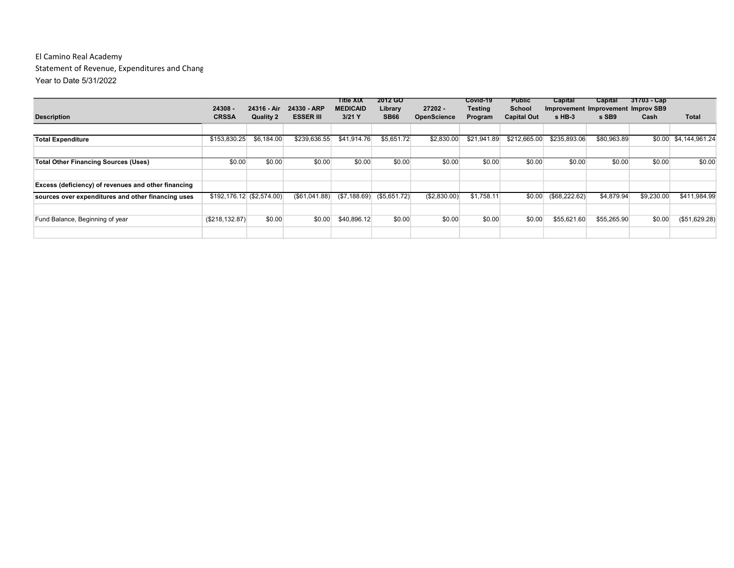El Camino Real Academy

Statement of Revenue, Expenditures and Chang

Year to Date 5/31/2022

| Description | 24308 - CRSSA | 24316 - Air Quality 2 | 24330 - ARP ESSER III | Title XIX MEDICAID 3/21 Y | 2012 GO Library SB66 | 27202 - OpenScience | Covid-19 Testing Program | Public School Capital Out | Capital Improvements HB-3 | Capital Improvements SB9 | 31703 - Cap Improv SB9 Cash | Total |
|---|---|---|---|---|---|---|---|---|---|---|---|---|
| | | | | | | | | | | | | |
| **Total Expenditure** | $153,830.25 | $6,184.00 | $239,636.55 | $41,914.76 | $5,651.72 | $2,830.00 | $21,941.89 | $212,665.00 | $235,893.06 | $80,963.89 | $0.00 | $4,144,961.24 |
| | | | | | | | | | | | | |
| **Total Other Financing Sources (Uses)** | $0.00 | $0.00 | $0.00 | $0.00 | $0.00 | $0.00 | $0.00 | $0.00 | $0.00 | $0.00 | $0.00 | $0.00 |
| | | | | | | | | | | | | |
| **Excess (deficiency) of revenues and other financing sources over expenditures and other financing uses** | $192,176.12 | ($2,574.00) | ($61,041.88) | ($7,188.69) | ($5,651.72) | ($2,830.00) | $1,758.11 | $0.00 | ($68,222.62) | $4,879.94 | $9,230.00 | $411,984.99 |
| | | | | | | | | | | | | |
| Fund Balance, Beginning of year | ($218,132.87) | $0.00 | $0.00 | $40,896.12 | $0.00 | $0.00 | $0.00 | $0.00 | $55,621.60 | $55,265.90 | $0.00 | ($51,629.28) |
| | | | | | | | | | | | | |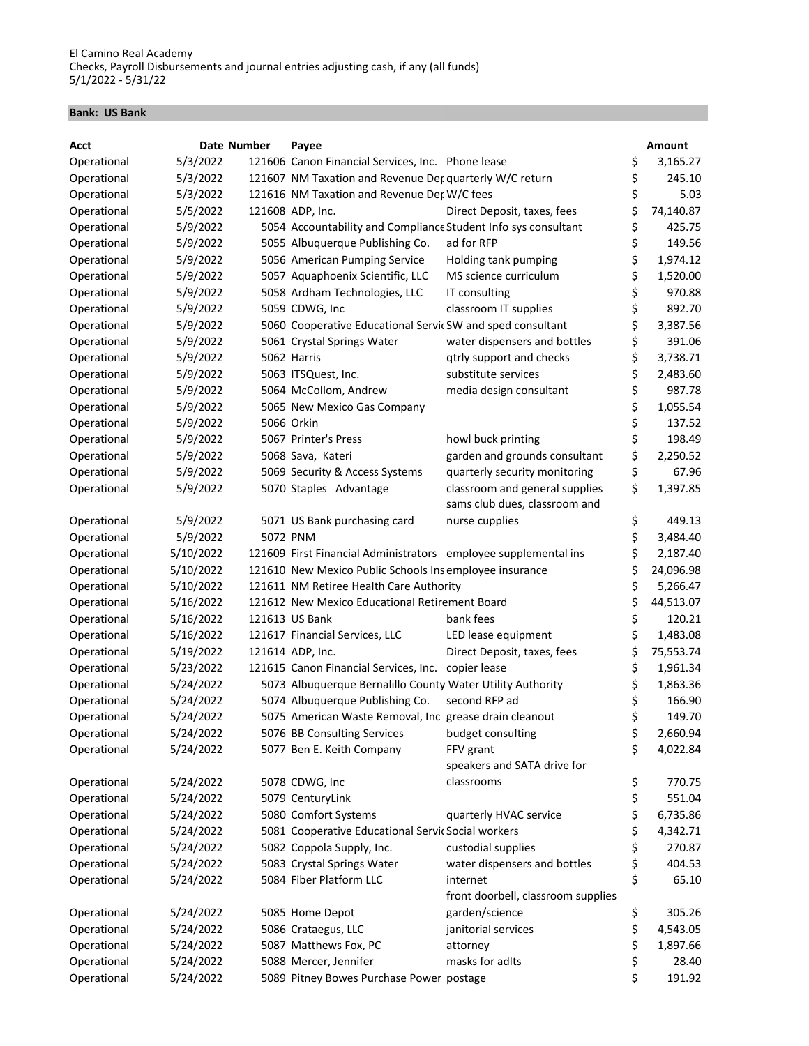El Camino Real Academy
Checks, Payroll Disbursements and journal entries adjusting cash, if any (all funds)
5/1/2022 - 5/31/22

**Bank: US Bank**

| Acct | Date | Number | Payee | | Amount |
|---|---|---|---|---|---|
| Operational | 5/3/2022 | 121606 | Canon Financial Services, Inc. | Phone lease | $ 3,165.27 |
| Operational | 5/3/2022 | 121607 | NM Taxation and Revenue Dep | quarterly W/C return | $ 245.10 |
| Operational | 5/3/2022 | 121616 | NM Taxation and Revenue Dep | W/C fees | $ 5.03 |
| Operational | 5/5/2022 | 121608 | ADP, Inc. | Direct Deposit, taxes, fees | $ 74,140.87 |
| Operational | 5/9/2022 | 5054 | Accountability and Compliance | Student Info sys consultant | $ 425.75 |
| Operational | 5/9/2022 | 5055 | Albuquerque Publishing Co. | ad for RFP | $ 149.56 |
| Operational | 5/9/2022 | 5056 | American Pumping Service | Holding tank pumping | $ 1,974.12 |
| Operational | 5/9/2022 | 5057 | Aquaphoenix Scientific, LLC | MS science curriculum | $ 1,520.00 |
| Operational | 5/9/2022 | 5058 | Ardham Technologies, LLC | IT consulting | $ 970.88 |
| Operational | 5/9/2022 | 5059 | CDWG, Inc | classroom IT supplies | $ 892.70 |
| Operational | 5/9/2022 | 5060 | Cooperative Educational Servic | SW and sped consultant | $ 3,387.56 |
| Operational | 5/9/2022 | 5061 | Crystal Springs Water | water dispensers and bottles | $ 391.06 |
| Operational | 5/9/2022 | 5062 | Harris | qtrly support and checks | $ 3,738.71 |
| Operational | 5/9/2022 | 5063 | ITSQuest, Inc. | substitute services | $ 2,483.60 |
| Operational | 5/9/2022 | 5064 | McCollom, Andrew | media design consultant | $ 987.78 |
| Operational | 5/9/2022 | 5065 | New Mexico Gas Company | | $ 1,055.54 |
| Operational | 5/9/2022 | 5066 | Orkin | | $ 137.52 |
| Operational | 5/9/2022 | 5067 | Printer's Press | howl buck printing | $ 198.49 |
| Operational | 5/9/2022 | 5068 | Sava, Kateri | garden and grounds consultant | $ 2,250.52 |
| Operational | 5/9/2022 | 5069 | Security & Access Systems | quarterly security monitoring | $ 67.96 |
| Operational | 5/9/2022 | 5070 | Staples Advantage | classroom and general supplies | $ 1,397.85 |
| Operational | 5/9/2022 | 5071 | US Bank purchasing card | sams club dues, classroom and nurse cupplies | $ 449.13 |
| Operational | 5/9/2022 | 5072 | PNM | | $ 3,484.40 |
| Operational | 5/10/2022 | 121609 | First Financial Administrators | employee supplemental ins | $ 2,187.40 |
| Operational | 5/10/2022 | 121610 | New Mexico Public Schools Ins | employee insurance | $ 24,096.98 |
| Operational | 5/10/2022 | 121611 | NM Retiree Health Care Authority | | $ 5,266.47 |
| Operational | 5/16/2022 | 121612 | New Mexico Educational Retirement Board | | $ 44,513.07 |
| Operational | 5/16/2022 | 121613 | US Bank | bank fees | $ 120.21 |
| Operational | 5/16/2022 | 121617 | Financial Services, LLC | LED lease equipment | $ 1,483.08 |
| Operational | 5/19/2022 | 121614 | ADP, Inc. | Direct Deposit, taxes, fees | $ 75,553.74 |
| Operational | 5/23/2022 | 121615 | Canon Financial Services, Inc. | copier lease | $ 1,961.34 |
| Operational | 5/24/2022 | 5073 | Albuquerque Bernalillo County Water Utility Authority | | $ 1,863.36 |
| Operational | 5/24/2022 | 5074 | Albuquerque Publishing Co. | second RFP ad | $ 166.90 |
| Operational | 5/24/2022 | 5075 | American Waste Removal, Inc | grease drain cleanout | $ 149.70 |
| Operational | 5/24/2022 | 5076 | BB Consulting Services | budget consulting | $ 2,660.94 |
| Operational | 5/24/2022 | 5077 | Ben E. Keith Company | FFV grant | $ 4,022.84 |
| Operational | 5/24/2022 | 5078 | CDWG, Inc | speakers and SATA drive for classrooms | $ 770.75 |
| Operational | 5/24/2022 | 5079 | CenturyLink | | $ 551.04 |
| Operational | 5/24/2022 | 5080 | Comfort Systems | quarterly HVAC service | $ 6,735.86 |
| Operational | 5/24/2022 | 5081 | Cooperative Educational Servic | Social workers | $ 4,342.71 |
| Operational | 5/24/2022 | 5082 | Coppola Supply, Inc. | custodial supplies | $ 270.87 |
| Operational | 5/24/2022 | 5083 | Crystal Springs Water | water dispensers and bottles | $ 404.53 |
| Operational | 5/24/2022 | 5084 | Fiber Platform LLC | internet | $ 65.10 |
| Operational | 5/24/2022 | 5085 | Home Depot | front doorbell, classroom supplies garden/science | $ 305.26 |
| Operational | 5/24/2022 | 5086 | Crataegus, LLC | janitorial services | $ 4,543.05 |
| Operational | 5/24/2022 | 5087 | Matthews Fox, PC | attorney | $ 1,897.66 |
| Operational | 5/24/2022 | 5088 | Mercer, Jennifer | masks for adlts | $ 28.40 |
| Operational | 5/24/2022 | 5089 | Pitney Bowes Purchase Power | postage | $ 191.92 |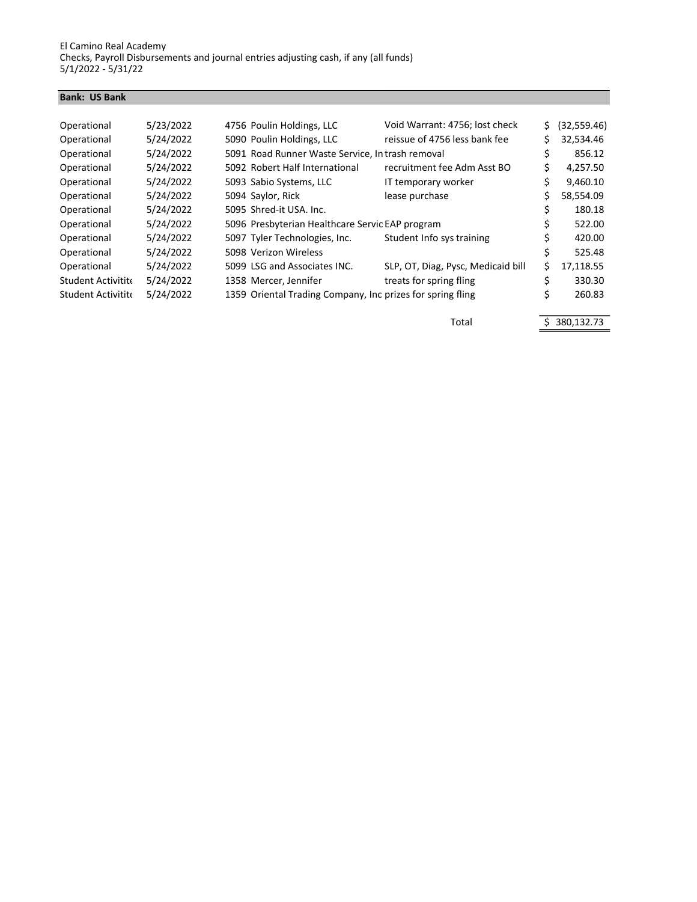El Camino Real Academy
Checks, Payroll Disbursements and journal entries adjusting cash, if any (all funds)
5/1/2022 - 5/31/22

**Bank: US Bank**

| Fund | Date | Check | Vendor | Description | Amount |
|---|---|---|---|---|---|
| Operational | 5/23/2022 | 4756 | Poulin Holdings, LLC | Void Warrant: 4756; lost check | $ (32,559.46) |
| Operational | 5/24/2022 | 5090 | Poulin Holdings, LLC | reissue of 4756 less bank fee | $ 32,534.46 |
| Operational | 5/24/2022 | 5091 | Road Runner Waste Service, In | trash removal | $ 856.12 |
| Operational | 5/24/2022 | 5092 | Robert Half International | recruitment fee Adm Asst BO | $ 4,257.50 |
| Operational | 5/24/2022 | 5093 | Sabio Systems, LLC | IT temporary worker | $ 9,460.10 |
| Operational | 5/24/2022 | 5094 | Saylor, Rick | lease purchase | $ 58,554.09 |
| Operational | 5/24/2022 | 5095 | Shred-it USA. Inc. | | $ 180.18 |
| Operational | 5/24/2022 | 5096 | Presbyterian Healthcare Servic | EAP program | $ 522.00 |
| Operational | 5/24/2022 | 5097 | Tyler Technologies, Inc. | Student Info sys training | $ 420.00 |
| Operational | 5/24/2022 | 5098 | Verizon Wireless | | $ 525.48 |
| Operational | 5/24/2022 | 5099 | LSG and Associates INC. | SLP, OT, Diag, Pysc, Medicaid bill | $ 17,118.55 |
| Student Activitite | 5/24/2022 | 1358 | Mercer, Jennifer | treats for spring fling | $ 330.30 |
| Student Activitite | 5/24/2022 | 1359 | Oriental Trading Company, Inc | prizes for spring fling | $ 260.83 |
| | | | | Total | $ 380,132.73 |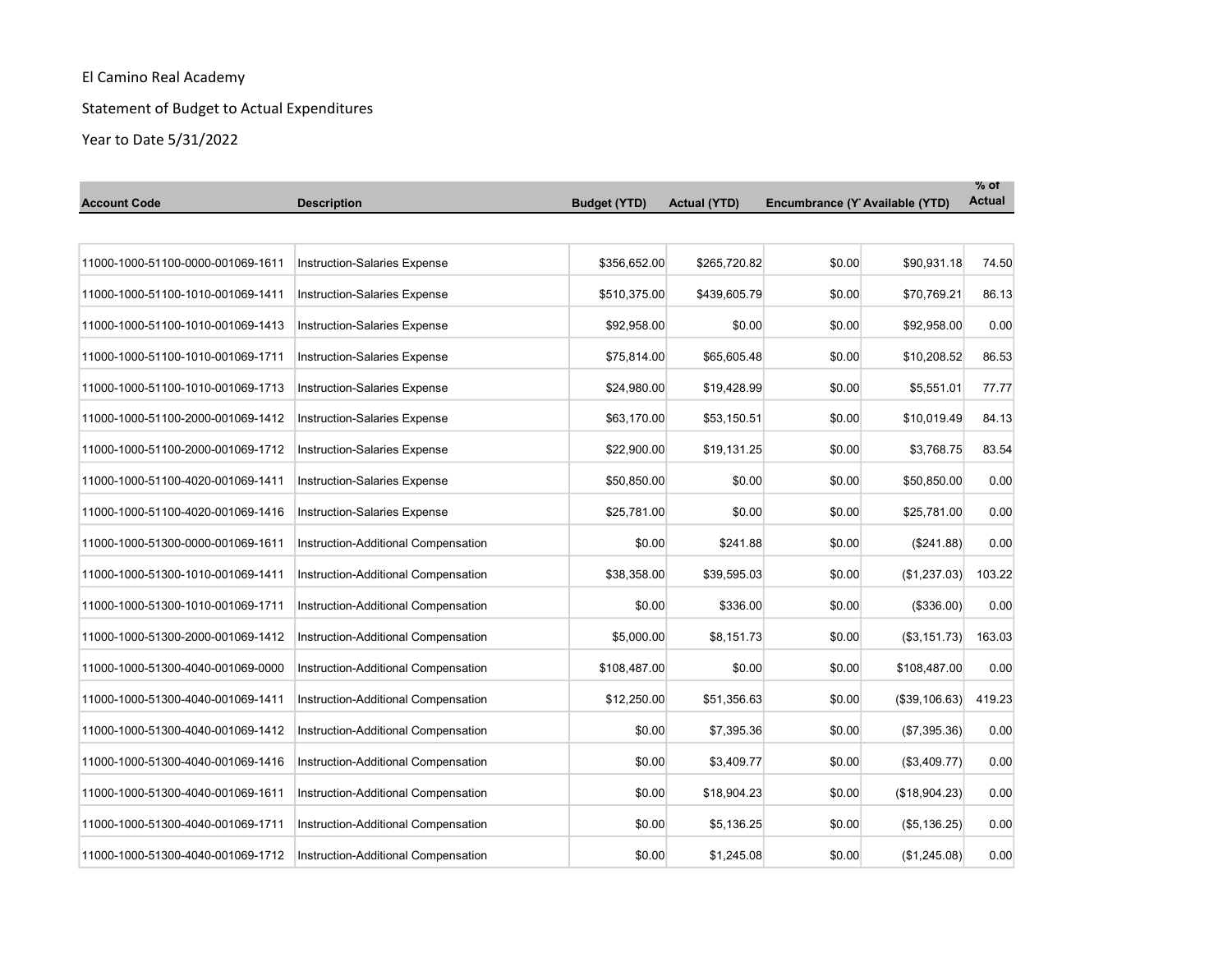El Camino Real Academy

Statement of Budget to Actual Expenditures

Year to Date 5/31/2022

| Account Code | Description | Budget (YTD) | Actual (YTD) | Encumbrance (Y` | Available (YTD) | % of Actual |
|---|---|---|---|---|---|---|
| 11000-1000-51100-0000-001069-1611 | Instruction-Salaries Expense | $356,652.00 | $265,720.82 | $0.00 | $90,931.18 | 74.50 |
| 11000-1000-51100-1010-001069-1411 | Instruction-Salaries Expense | $510,375.00 | $439,605.79 | $0.00 | $70,769.21 | 86.13 |
| 11000-1000-51100-1010-001069-1413 | Instruction-Salaries Expense | $92,958.00 | $0.00 | $0.00 | $92,958.00 | 0.00 |
| 11000-1000-51100-1010-001069-1711 | Instruction-Salaries Expense | $75,814.00 | $65,605.48 | $0.00 | $10,208.52 | 86.53 |
| 11000-1000-51100-1010-001069-1713 | Instruction-Salaries Expense | $24,980.00 | $19,428.99 | $0.00 | $5,551.01 | 77.77 |
| 11000-1000-51100-2000-001069-1412 | Instruction-Salaries Expense | $63,170.00 | $53,150.51 | $0.00 | $10,019.49 | 84.13 |
| 11000-1000-51100-2000-001069-1712 | Instruction-Salaries Expense | $22,900.00 | $19,131.25 | $0.00 | $3,768.75 | 83.54 |
| 11000-1000-51100-4020-001069-1411 | Instruction-Salaries Expense | $50,850.00 | $0.00 | $0.00 | $50,850.00 | 0.00 |
| 11000-1000-51100-4020-001069-1416 | Instruction-Salaries Expense | $25,781.00 | $0.00 | $0.00 | $25,781.00 | 0.00 |
| 11000-1000-51300-0000-001069-1611 | Instruction-Additional Compensation | $0.00 | $241.88 | $0.00 | ($241.88) | 0.00 |
| 11000-1000-51300-1010-001069-1411 | Instruction-Additional Compensation | $38,358.00 | $39,595.03 | $0.00 | ($1,237.03) | 103.22 |
| 11000-1000-51300-1010-001069-1711 | Instruction-Additional Compensation | $0.00 | $336.00 | $0.00 | ($336.00) | 0.00 |
| 11000-1000-51300-2000-001069-1412 | Instruction-Additional Compensation | $5,000.00 | $8,151.73 | $0.00 | ($3,151.73) | 163.03 |
| 11000-1000-51300-4040-001069-0000 | Instruction-Additional Compensation | $108,487.00 | $0.00 | $0.00 | $108,487.00 | 0.00 |
| 11000-1000-51300-4040-001069-1411 | Instruction-Additional Compensation | $12,250.00 | $51,356.63 | $0.00 | ($39,106.63) | 419.23 |
| 11000-1000-51300-4040-001069-1412 | Instruction-Additional Compensation | $0.00 | $7,395.36 | $0.00 | ($7,395.36) | 0.00 |
| 11000-1000-51300-4040-001069-1416 | Instruction-Additional Compensation | $0.00 | $3,409.77 | $0.00 | ($3,409.77) | 0.00 |
| 11000-1000-51300-4040-001069-1611 | Instruction-Additional Compensation | $0.00 | $18,904.23 | $0.00 | ($18,904.23) | 0.00 |
| 11000-1000-51300-4040-001069-1711 | Instruction-Additional Compensation | $0.00 | $5,136.25 | $0.00 | ($5,136.25) | 0.00 |
| 11000-1000-51300-4040-001069-1712 | Instruction-Additional Compensation | $0.00 | $1,245.08 | $0.00 | ($1,245.08) | 0.00 |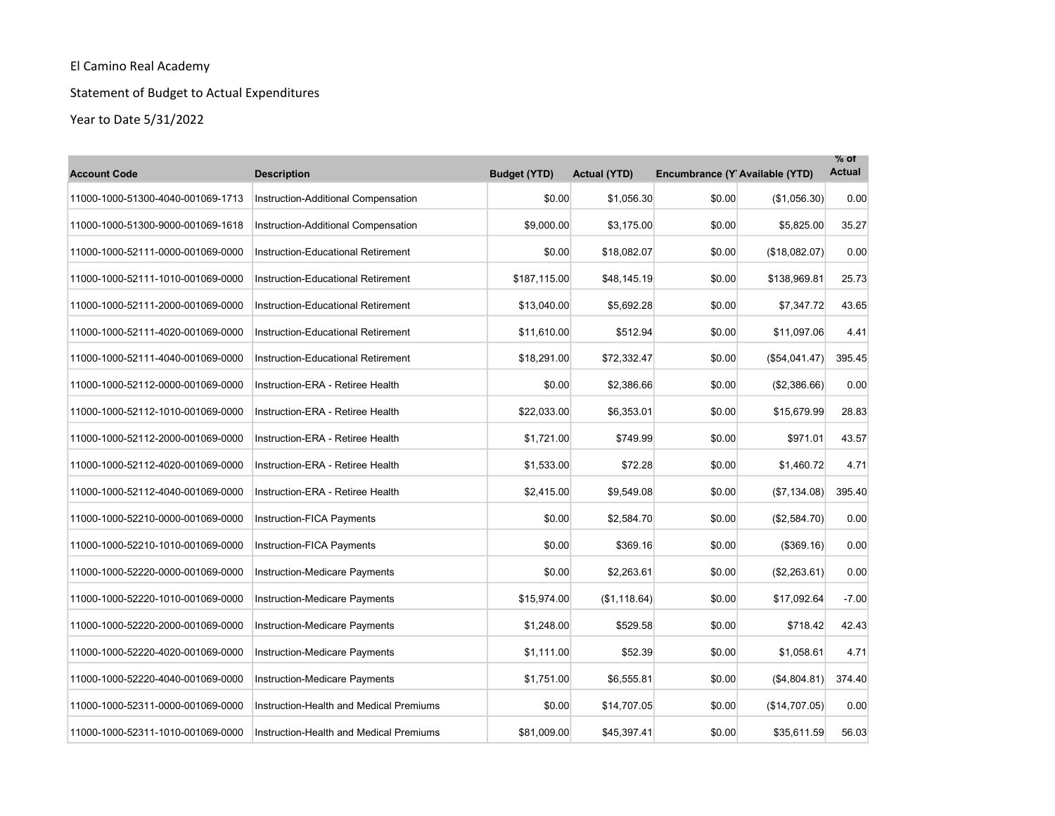El Camino Real Academy

Statement of Budget to Actual Expenditures

Year to Date 5/31/2022

| Account Code | Description | Budget (YTD) | Actual (YTD) | Encumbrance (YTD) | Available (YTD) | % of Actual |
|---|---|---|---|---|---|---|
| 11000-1000-51300-4040-001069-1713 | Instruction-Additional Compensation | $0.00 | $1,056.30 | $0.00 | ($1,056.30) | 0.00 |
| 11000-1000-51300-9000-001069-1618 | Instruction-Additional Compensation | $9,000.00 | $3,175.00 | $0.00 | $5,825.00 | 35.27 |
| 11000-1000-52111-0000-001069-0000 | Instruction-Educational Retirement | $0.00 | $18,082.07 | $0.00 | ($18,082.07) | 0.00 |
| 11000-1000-52111-1010-001069-0000 | Instruction-Educational Retirement | $187,115.00 | $48,145.19 | $0.00 | $138,969.81 | 25.73 |
| 11000-1000-52111-2000-001069-0000 | Instruction-Educational Retirement | $13,040.00 | $5,692.28 | $0.00 | $7,347.72 | 43.65 |
| 11000-1000-52111-4020-001069-0000 | Instruction-Educational Retirement | $11,610.00 | $512.94 | $0.00 | $11,097.06 | 4.41 |
| 11000-1000-52111-4040-001069-0000 | Instruction-Educational Retirement | $18,291.00 | $72,332.47 | $0.00 | ($54,041.47) | 395.45 |
| 11000-1000-52112-0000-001069-0000 | Instruction-ERA - Retiree Health | $0.00 | $2,386.66 | $0.00 | ($2,386.66) | 0.00 |
| 11000-1000-52112-1010-001069-0000 | Instruction-ERA - Retiree Health | $22,033.00 | $6,353.01 | $0.00 | $15,679.99 | 28.83 |
| 11000-1000-52112-2000-001069-0000 | Instruction-ERA - Retiree Health | $1,721.00 | $749.99 | $0.00 | $971.01 | 43.57 |
| 11000-1000-52112-4020-001069-0000 | Instruction-ERA - Retiree Health | $1,533.00 | $72.28 | $0.00 | $1,460.72 | 4.71 |
| 11000-1000-52112-4040-001069-0000 | Instruction-ERA - Retiree Health | $2,415.00 | $9,549.08 | $0.00 | ($7,134.08) | 395.40 |
| 11000-1000-52210-0000-001069-0000 | Instruction-FICA Payments | $0.00 | $2,584.70 | $0.00 | ($2,584.70) | 0.00 |
| 11000-1000-52210-1010-001069-0000 | Instruction-FICA Payments | $0.00 | $369.16 | $0.00 | ($369.16) | 0.00 |
| 11000-1000-52220-0000-001069-0000 | Instruction-Medicare Payments | $0.00 | $2,263.61 | $0.00 | ($2,263.61) | 0.00 |
| 11000-1000-52220-1010-001069-0000 | Instruction-Medicare Payments | $15,974.00 | ($1,118.64) | $0.00 | $17,092.64 | -7.00 |
| 11000-1000-52220-2000-001069-0000 | Instruction-Medicare Payments | $1,248.00 | $529.58 | $0.00 | $718.42 | 42.43 |
| 11000-1000-52220-4020-001069-0000 | Instruction-Medicare Payments | $1,111.00 | $52.39 | $0.00 | $1,058.61 | 4.71 |
| 11000-1000-52220-4040-001069-0000 | Instruction-Medicare Payments | $1,751.00 | $6,555.81 | $0.00 | ($4,804.81) | 374.40 |
| 11000-1000-52311-0000-001069-0000 | Instruction-Health and Medical Premiums | $0.00 | $14,707.05 | $0.00 | ($14,707.05) | 0.00 |
| 11000-1000-52311-1010-001069-0000 | Instruction-Health and Medical Premiums | $81,009.00 | $45,397.41 | $0.00 | $35,611.59 | 56.03 |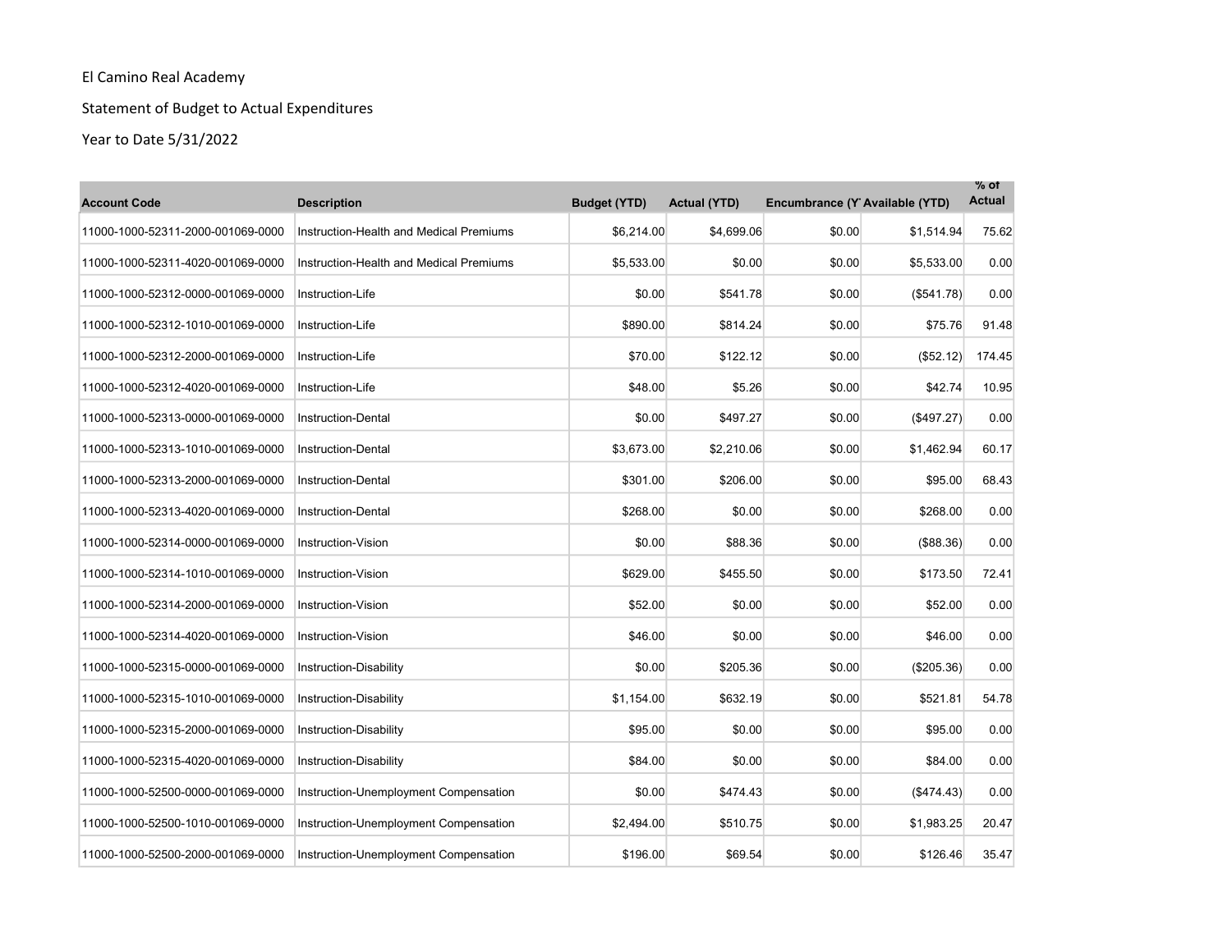El Camino Real Academy

Statement of Budget to Actual Expenditures

Year to Date 5/31/2022

| Account Code | Description | Budget (YTD) | Actual (YTD) | Encumbrance (Y | Available (YTD) | % of Actual |
|---|---|---|---|---|---|---|
| 11000-1000-52311-2000-001069-0000 | Instruction-Health and Medical Premiums | $6,214.00 | $4,699.06 | $0.00 | $1,514.94 | 75.62 |
| 11000-1000-52311-4020-001069-0000 | Instruction-Health and Medical Premiums | $5,533.00 | $0.00 | $0.00 | $5,533.00 | 0.00 |
| 11000-1000-52312-0000-001069-0000 | Instruction-Life | $0.00 | $541.78 | $0.00 | ($541.78) | 0.00 |
| 11000-1000-52312-1010-001069-0000 | Instruction-Life | $890.00 | $814.24 | $0.00 | $75.76 | 91.48 |
| 11000-1000-52312-2000-001069-0000 | Instruction-Life | $70.00 | $122.12 | $0.00 | ($52.12) | 174.45 |
| 11000-1000-52312-4020-001069-0000 | Instruction-Life | $48.00 | $5.26 | $0.00 | $42.74 | 10.95 |
| 11000-1000-52313-0000-001069-0000 | Instruction-Dental | $0.00 | $497.27 | $0.00 | ($497.27) | 0.00 |
| 11000-1000-52313-1010-001069-0000 | Instruction-Dental | $3,673.00 | $2,210.06 | $0.00 | $1,462.94 | 60.17 |
| 11000-1000-52313-2000-001069-0000 | Instruction-Dental | $301.00 | $206.00 | $0.00 | $95.00 | 68.43 |
| 11000-1000-52313-4020-001069-0000 | Instruction-Dental | $268.00 | $0.00 | $0.00 | $268.00 | 0.00 |
| 11000-1000-52314-0000-001069-0000 | Instruction-Vision | $0.00 | $88.36 | $0.00 | ($88.36) | 0.00 |
| 11000-1000-52314-1010-001069-0000 | Instruction-Vision | $629.00 | $455.50 | $0.00 | $173.50 | 72.41 |
| 11000-1000-52314-2000-001069-0000 | Instruction-Vision | $52.00 | $0.00 | $0.00 | $52.00 | 0.00 |
| 11000-1000-52314-4020-001069-0000 | Instruction-Vision | $46.00 | $0.00 | $0.00 | $46.00 | 0.00 |
| 11000-1000-52315-0000-001069-0000 | Instruction-Disability | $0.00 | $205.36 | $0.00 | ($205.36) | 0.00 |
| 11000-1000-52315-1010-001069-0000 | Instruction-Disability | $1,154.00 | $632.19 | $0.00 | $521.81 | 54.78 |
| 11000-1000-52315-2000-001069-0000 | Instruction-Disability | $95.00 | $0.00 | $0.00 | $95.00 | 0.00 |
| 11000-1000-52315-4020-001069-0000 | Instruction-Disability | $84.00 | $0.00 | $0.00 | $84.00 | 0.00 |
| 11000-1000-52500-0000-001069-0000 | Instruction-Unemployment Compensation | $0.00 | $474.43 | $0.00 | ($474.43) | 0.00 |
| 11000-1000-52500-1010-001069-0000 | Instruction-Unemployment Compensation | $2,494.00 | $510.75 | $0.00 | $1,983.25 | 20.47 |
| 11000-1000-52500-2000-001069-0000 | Instruction-Unemployment Compensation | $196.00 | $69.54 | $0.00 | $126.46 | 35.47 |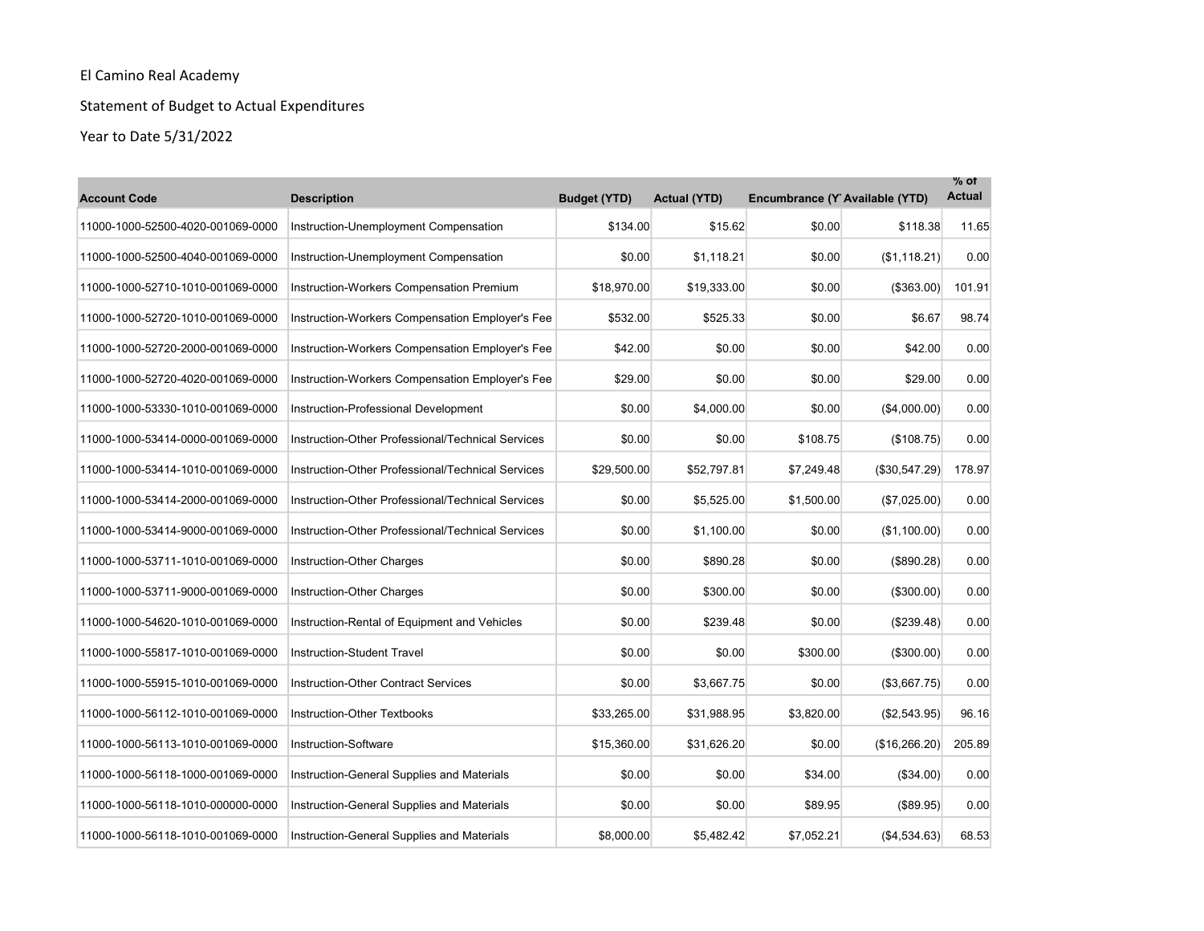El Camino Real Academy

Statement of Budget to Actual Expenditures

Year to Date 5/31/2022

| Account Code | Description | Budget (YTD) | Actual (YTD) | Encumbrance (Y | Available (YTD) | % of Actual |
|---|---|---|---|---|---|---|
| 11000-1000-52500-4020-001069-0000 | Instruction-Unemployment Compensation | $134.00 | $15.62 | $0.00 | $118.38 | 11.65 |
| 11000-1000-52500-4040-001069-0000 | Instruction-Unemployment Compensation | $0.00 | $1,118.21 | $0.00 | ($1,118.21) | 0.00 |
| 11000-1000-52710-1010-001069-0000 | Instruction-Workers Compensation Premium | $18,970.00 | $19,333.00 | $0.00 | ($363.00) | 101.91 |
| 11000-1000-52720-1010-001069-0000 | Instruction-Workers Compensation Employer's Fee | $532.00 | $525.33 | $0.00 | $6.67 | 98.74 |
| 11000-1000-52720-2000-001069-0000 | Instruction-Workers Compensation Employer's Fee | $42.00 | $0.00 | $0.00 | $42.00 | 0.00 |
| 11000-1000-52720-4020-001069-0000 | Instruction-Workers Compensation Employer's Fee | $29.00 | $0.00 | $0.00 | $29.00 | 0.00 |
| 11000-1000-53330-1010-001069-0000 | Instruction-Professional Development | $0.00 | $4,000.00 | $0.00 | ($4,000.00) | 0.00 |
| 11000-1000-53414-0000-001069-0000 | Instruction-Other Professional/Technical Services | $0.00 | $0.00 | $108.75 | ($108.75) | 0.00 |
| 11000-1000-53414-1010-001069-0000 | Instruction-Other Professional/Technical Services | $29,500.00 | $52,797.81 | $7,249.48 | ($30,547.29) | 178.97 |
| 11000-1000-53414-2000-001069-0000 | Instruction-Other Professional/Technical Services | $0.00 | $5,525.00 | $1,500.00 | ($7,025.00) | 0.00 |
| 11000-1000-53414-9000-001069-0000 | Instruction-Other Professional/Technical Services | $0.00 | $1,100.00 | $0.00 | ($1,100.00) | 0.00 |
| 11000-1000-53711-1010-001069-0000 | Instruction-Other Charges | $0.00 | $890.28 | $0.00 | ($890.28) | 0.00 |
| 11000-1000-53711-9000-001069-0000 | Instruction-Other Charges | $0.00 | $300.00 | $0.00 | ($300.00) | 0.00 |
| 11000-1000-54620-1010-001069-0000 | Instruction-Rental of Equipment and Vehicles | $0.00 | $239.48 | $0.00 | ($239.48) | 0.00 |
| 11000-1000-55817-1010-001069-0000 | Instruction-Student Travel | $0.00 | $0.00 | $300.00 | ($300.00) | 0.00 |
| 11000-1000-55915-1010-001069-0000 | Instruction-Other Contract Services | $0.00 | $3,667.75 | $0.00 | ($3,667.75) | 0.00 |
| 11000-1000-56112-1010-001069-0000 | Instruction-Other Textbooks | $33,265.00 | $31,988.95 | $3,820.00 | ($2,543.95) | 96.16 |
| 11000-1000-56113-1010-001069-0000 | Instruction-Software | $15,360.00 | $31,626.20 | $0.00 | ($16,266.20) | 205.89 |
| 11000-1000-56118-1000-001069-0000 | Instruction-General Supplies and Materials | $0.00 | $0.00 | $34.00 | ($34.00) | 0.00 |
| 11000-1000-56118-1010-000000-0000 | Instruction-General Supplies and Materials | $0.00 | $0.00 | $89.95 | ($89.95) | 0.00 |
| 11000-1000-56118-1010-001069-0000 | Instruction-General Supplies and Materials | $8,000.00 | $5,482.42 | $7,052.21 | ($4,534.63) | 68.53 |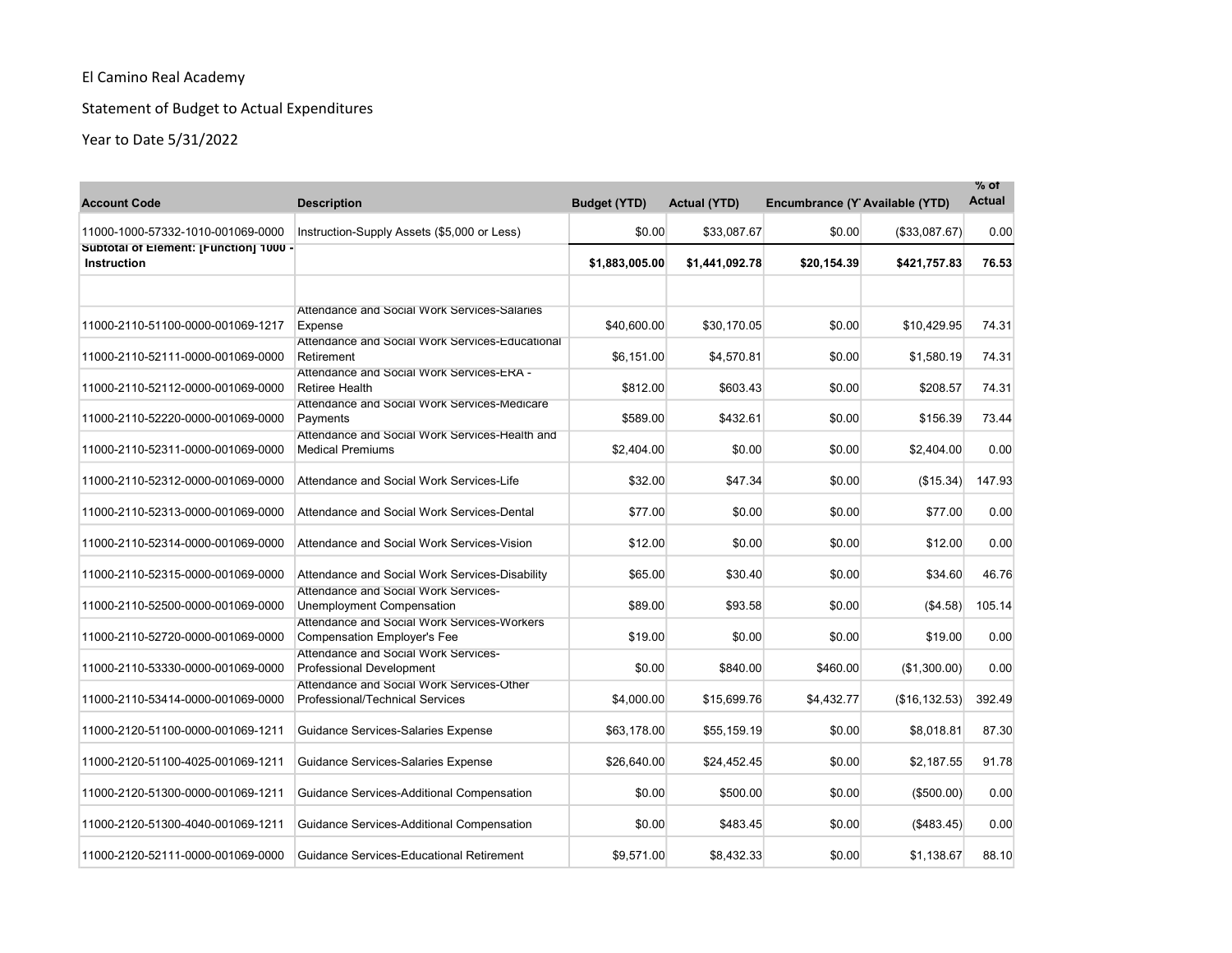El Camino Real Academy

Statement of Budget to Actual Expenditures

Year to Date 5/31/2022

| Account Code | Description | Budget (YTD) | Actual (YTD) | Encumbrance (Y | Available (YTD) | % of Actual |
|---|---|---|---|---|---|---|
| 11000-1000-57332-1010-001069-0000 | Instruction-Supply Assets ($5,000 or Less) | $0.00 | $33,087.67 | $0.00 | ($33,087.67) | 0.00 |
| **Subtotal of Element: [Function] 1000 - Instruction** | | **$1,883,005.00** | **$1,441,092.78** | **$20,154.39** | **$421,757.83** | **76.53** |
| | | | | | | |
| 11000-2110-51100-0000-001069-1217 | Attendance and Social Work Services-Salaries Expense | $40,600.00 | $30,170.05 | $0.00 | $10,429.95 | 74.31 |
| 11000-2110-52111-0000-001069-0000 | Attendance and Social Work Services-Educational Retirement | $6,151.00 | $4,570.81 | $0.00 | $1,580.19 | 74.31 |
| 11000-2110-52112-0000-001069-0000 | Attendance and Social Work Services-ERA - Retiree Health | $812.00 | $603.43 | $0.00 | $208.57 | 74.31 |
| 11000-2110-52220-0000-001069-0000 | Attendance and Social Work Services-Medicare Payments | $589.00 | $432.61 | $0.00 | $156.39 | 73.44 |
| 11000-2110-52311-0000-001069-0000 | Attendance and Social Work Services-Health and Medical Premiums | $2,404.00 | $0.00 | $0.00 | $2,404.00 | 0.00 |
| 11000-2110-52312-0000-001069-0000 | Attendance and Social Work Services-Life | $32.00 | $47.34 | $0.00 | ($15.34) | 147.93 |
| 11000-2110-52313-0000-001069-0000 | Attendance and Social Work Services-Dental | $77.00 | $0.00 | $0.00 | $77.00 | 0.00 |
| 11000-2110-52314-0000-001069-0000 | Attendance and Social Work Services-Vision | $12.00 | $0.00 | $0.00 | $12.00 | 0.00 |
| 11000-2110-52315-0000-001069-0000 | Attendance and Social Work Services-Disability | $65.00 | $30.40 | $0.00 | $34.60 | 46.76 |
| 11000-2110-52500-0000-001069-0000 | Attendance and Social Work Services-Unemployment Compensation | $89.00 | $93.58 | $0.00 | ($4.58) | 105.14 |
| 11000-2110-52720-0000-001069-0000 | Attendance and Social Work Services-Workers Compensation Employer's Fee | $19.00 | $0.00 | $0.00 | $19.00 | 0.00 |
| 11000-2110-53330-0000-001069-0000 | Attendance and Social Work Services-Professional Development | $0.00 | $840.00 | $460.00 | ($1,300.00) | 0.00 |
| 11000-2110-53414-0000-001069-0000 | Attendance and Social Work Services-Other Professional/Technical Services | $4,000.00 | $15,699.76 | $4,432.77 | ($16,132.53) | 392.49 |
| 11000-2120-51100-0000-001069-1211 | Guidance Services-Salaries Expense | $63,178.00 | $55,159.19 | $0.00 | $8,018.81 | 87.30 |
| 11000-2120-51100-4025-001069-1211 | Guidance Services-Salaries Expense | $26,640.00 | $24,452.45 | $0.00 | $2,187.55 | 91.78 |
| 11000-2120-51300-0000-001069-1211 | Guidance Services-Additional Compensation | $0.00 | $500.00 | $0.00 | ($500.00) | 0.00 |
| 11000-2120-51300-4040-001069-1211 | Guidance Services-Additional Compensation | $0.00 | $483.45 | $0.00 | ($483.45) | 0.00 |
| 11000-2120-52111-0000-001069-0000 | Guidance Services-Educational Retirement | $9,571.00 | $8,432.33 | $0.00 | $1,138.67 | 88.10 |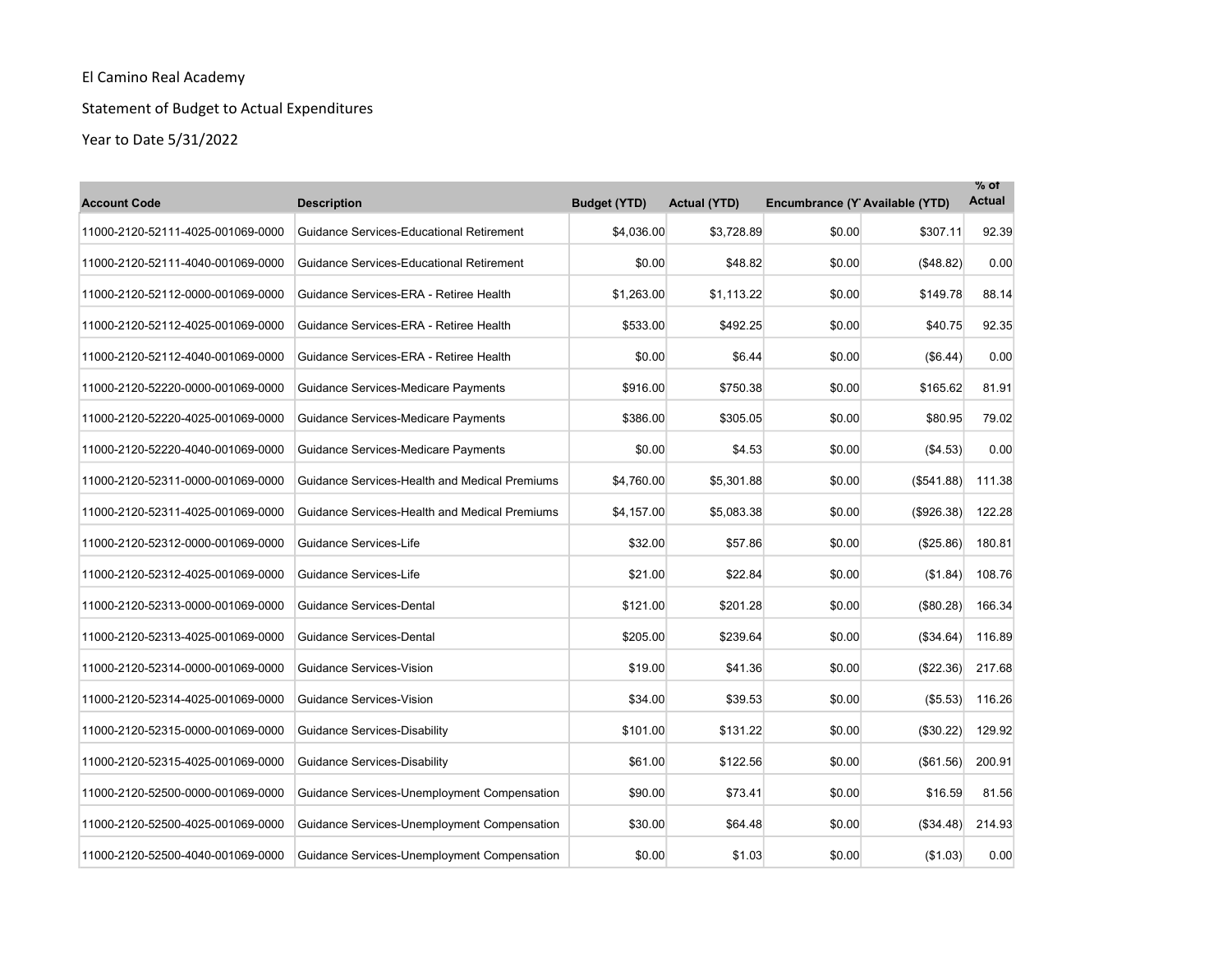El Camino Real Academy

Statement of Budget to Actual Expenditures

Year to Date 5/31/2022

| Account Code | Description | Budget (YTD) | Actual (YTD) | Encumbrance (Y | Available (YTD) | % of Actual |
|---|---|---|---|---|---|---|
| 11000-2120-52111-4025-001069-0000 | Guidance Services-Educational Retirement | $4,036.00 | $3,728.89 | $0.00 | $307.11 | 92.39 |
| 11000-2120-52111-4040-001069-0000 | Guidance Services-Educational Retirement | $0.00 | $48.82 | $0.00 | ($48.82) | 0.00 |
| 11000-2120-52112-0000-001069-0000 | Guidance Services-ERA - Retiree Health | $1,263.00 | $1,113.22 | $0.00 | $149.78 | 88.14 |
| 11000-2120-52112-4025-001069-0000 | Guidance Services-ERA - Retiree Health | $533.00 | $492.25 | $0.00 | $40.75 | 92.35 |
| 11000-2120-52112-4040-001069-0000 | Guidance Services-ERA - Retiree Health | $0.00 | $6.44 | $0.00 | ($6.44) | 0.00 |
| 11000-2120-52220-0000-001069-0000 | Guidance Services-Medicare Payments | $916.00 | $750.38 | $0.00 | $165.62 | 81.91 |
| 11000-2120-52220-4025-001069-0000 | Guidance Services-Medicare Payments | $386.00 | $305.05 | $0.00 | $80.95 | 79.02 |
| 11000-2120-52220-4040-001069-0000 | Guidance Services-Medicare Payments | $0.00 | $4.53 | $0.00 | ($4.53) | 0.00 |
| 11000-2120-52311-0000-001069-0000 | Guidance Services-Health and Medical Premiums | $4,760.00 | $5,301.88 | $0.00 | ($541.88) | 111.38 |
| 11000-2120-52311-4025-001069-0000 | Guidance Services-Health and Medical Premiums | $4,157.00 | $5,083.38 | $0.00 | ($926.38) | 122.28 |
| 11000-2120-52312-0000-001069-0000 | Guidance Services-Life | $32.00 | $57.86 | $0.00 | ($25.86) | 180.81 |
| 11000-2120-52312-4025-001069-0000 | Guidance Services-Life | $21.00 | $22.84 | $0.00 | ($1.84) | 108.76 |
| 11000-2120-52313-0000-001069-0000 | Guidance Services-Dental | $121.00 | $201.28 | $0.00 | ($80.28) | 166.34 |
| 11000-2120-52313-4025-001069-0000 | Guidance Services-Dental | $205.00 | $239.64 | $0.00 | ($34.64) | 116.89 |
| 11000-2120-52314-0000-001069-0000 | Guidance Services-Vision | $19.00 | $41.36 | $0.00 | ($22.36) | 217.68 |
| 11000-2120-52314-4025-001069-0000 | Guidance Services-Vision | $34.00 | $39.53 | $0.00 | ($5.53) | 116.26 |
| 11000-2120-52315-0000-001069-0000 | Guidance Services-Disability | $101.00 | $131.22 | $0.00 | ($30.22) | 129.92 |
| 11000-2120-52315-4025-001069-0000 | Guidance Services-Disability | $61.00 | $122.56 | $0.00 | ($61.56) | 200.91 |
| 11000-2120-52500-0000-001069-0000 | Guidance Services-Unemployment Compensation | $90.00 | $73.41 | $0.00 | $16.59 | 81.56 |
| 11000-2120-52500-4025-001069-0000 | Guidance Services-Unemployment Compensation | $30.00 | $64.48 | $0.00 | ($34.48) | 214.93 |
| 11000-2120-52500-4040-001069-0000 | Guidance Services-Unemployment Compensation | $0.00 | $1.03 | $0.00 | ($1.03) | 0.00 |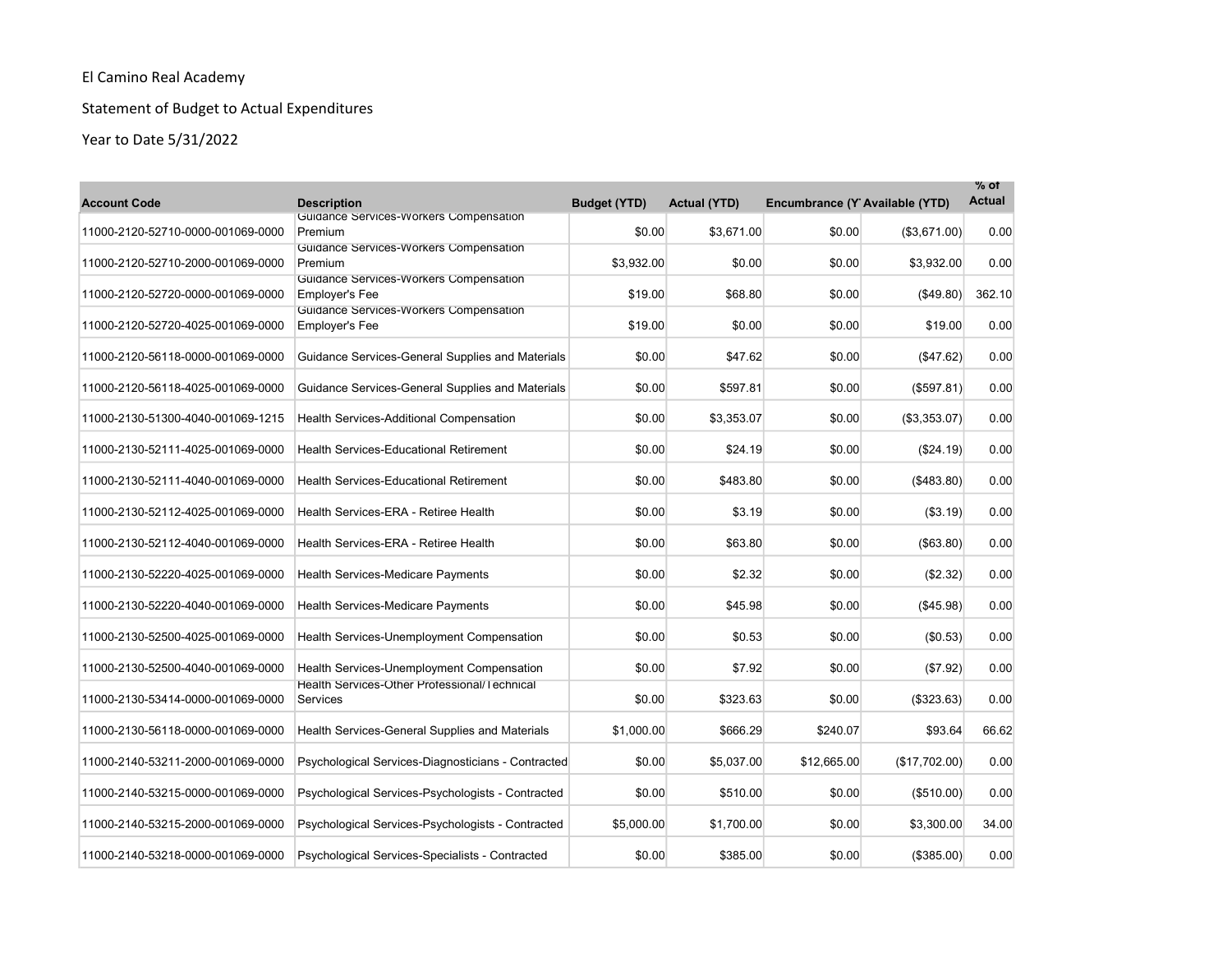El Camino Real Academy

Statement of Budget to Actual Expenditures

Year to Date 5/31/2022

| Account Code | Description | Budget (YTD) | Actual (YTD) | Encumbrance (YTD) | Available (YTD) | % of Actual |
|---|---|---|---|---|---|---|
| 11000-2120-52710-0000-001069-0000 | Guidance Services-Workers Compensation Premium | $0.00 | $3,671.00 | $0.00 | ($3,671.00) | 0.00 |
| 11000-2120-52710-2000-001069-0000 | Guidance Services-Workers Compensation Premium | $3,932.00 | $0.00 | $0.00 | $3,932.00 | 0.00 |
| 11000-2120-52720-0000-001069-0000 | Guidance Services-Workers Compensation Employer's Fee | $19.00 | $68.80 | $0.00 | ($49.80) | 362.10 |
| 11000-2120-52720-4025-001069-0000 | Guidance Services-Workers Compensation Employer's Fee | $19.00 | $0.00 | $0.00 | $19.00 | 0.00 |
| 11000-2120-56118-0000-001069-0000 | Guidance Services-General Supplies and Materials | $0.00 | $47.62 | $0.00 | ($47.62) | 0.00 |
| 11000-2120-56118-4025-001069-0000 | Guidance Services-General Supplies and Materials | $0.00 | $597.81 | $0.00 | ($597.81) | 0.00 |
| 11000-2130-51300-4040-001069-1215 | Health Services-Additional Compensation | $0.00 | $3,353.07 | $0.00 | ($3,353.07) | 0.00 |
| 11000-2130-52111-4025-001069-0000 | Health Services-Educational Retirement | $0.00 | $24.19 | $0.00 | ($24.19) | 0.00 |
| 11000-2130-52111-4040-001069-0000 | Health Services-Educational Retirement | $0.00 | $483.80 | $0.00 | ($483.80) | 0.00 |
| 11000-2130-52112-4025-001069-0000 | Health Services-ERA - Retiree Health | $0.00 | $3.19 | $0.00 | ($3.19) | 0.00 |
| 11000-2130-52112-4040-001069-0000 | Health Services-ERA - Retiree Health | $0.00 | $63.80 | $0.00 | ($63.80) | 0.00 |
| 11000-2130-52220-4025-001069-0000 | Health Services-Medicare Payments | $0.00 | $2.32 | $0.00 | ($2.32) | 0.00 |
| 11000-2130-52220-4040-001069-0000 | Health Services-Medicare Payments | $0.00 | $45.98 | $0.00 | ($45.98) | 0.00 |
| 11000-2130-52500-4025-001069-0000 | Health Services-Unemployment Compensation | $0.00 | $0.53 | $0.00 | ($0.53) | 0.00 |
| 11000-2130-52500-4040-001069-0000 | Health Services-Unemployment Compensation | $0.00 | $7.92 | $0.00 | ($7.92) | 0.00 |
| 11000-2130-53414-0000-001069-0000 | Health Services-Other Professional/Technical Services | $0.00 | $323.63 | $0.00 | ($323.63) | 0.00 |
| 11000-2130-56118-0000-001069-0000 | Health Services-General Supplies and Materials | $1,000.00 | $666.29 | $240.07 | $93.64 | 66.62 |
| 11000-2140-53211-2000-001069-0000 | Psychological Services-Diagnosticians - Contracted | $0.00 | $5,037.00 | $12,665.00 | ($17,702.00) | 0.00 |
| 11000-2140-53215-0000-001069-0000 | Psychological Services-Psychologists - Contracted | $0.00 | $510.00 | $0.00 | ($510.00) | 0.00 |
| 11000-2140-53215-2000-001069-0000 | Psychological Services-Psychologists - Contracted | $5,000.00 | $1,700.00 | $0.00 | $3,300.00 | 34.00 |
| 11000-2140-53218-0000-001069-0000 | Psychological Services-Specialists - Contracted | $0.00 | $385.00 | $0.00 | ($385.00) | 0.00 |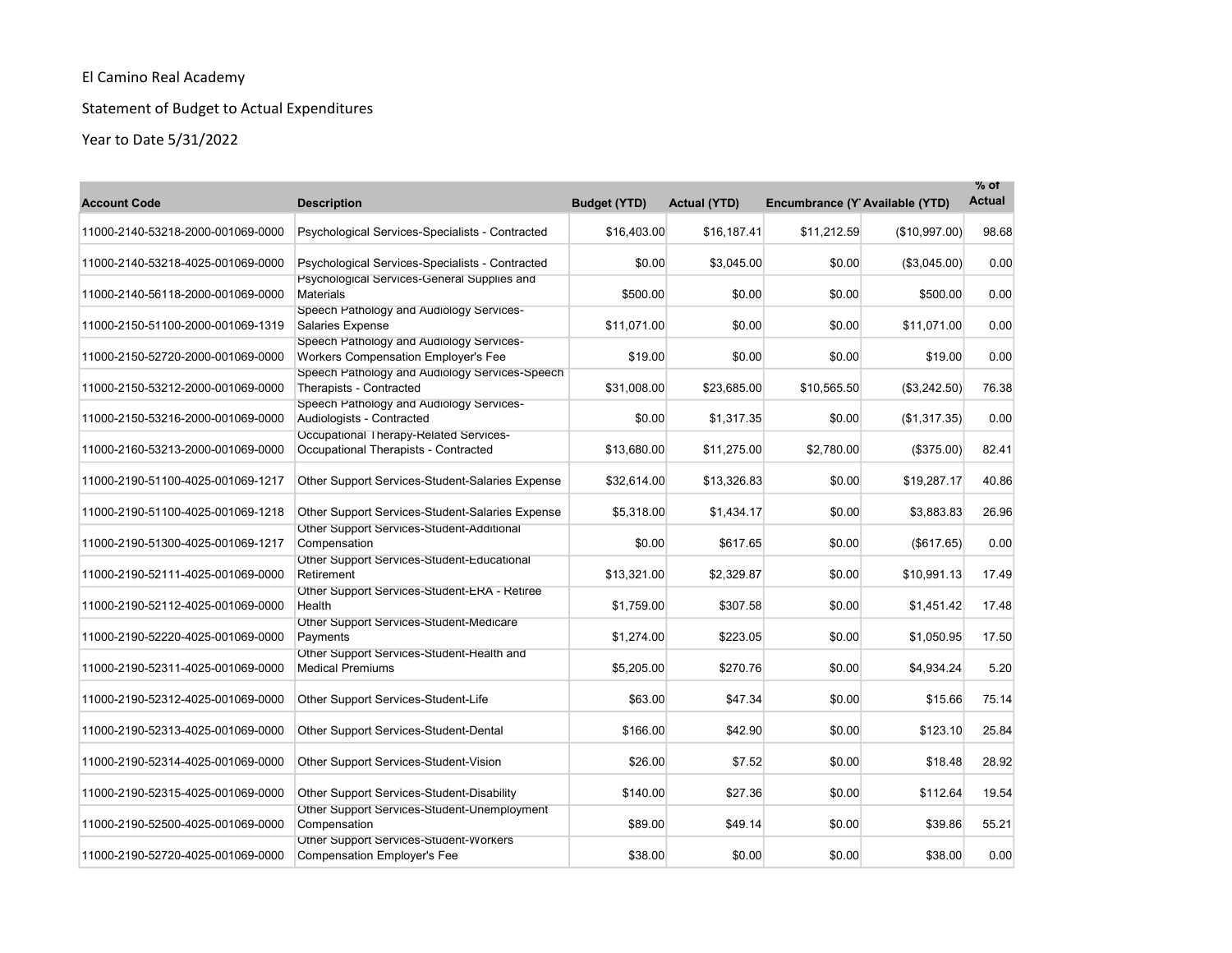El Camino Real Academy

Statement of Budget to Actual Expenditures

Year to Date 5/31/2022

| Account Code | Description | Budget (YTD) | Actual (YTD) | Encumbrance (Y | Available (YTD) | % of Actual |
|---|---|---|---|---|---|---|
| 11000-2140-53218-2000-001069-0000 | Psychological Services-Specialists - Contracted | $16,403.00 | $16,187.41 | $11,212.59 | ($10,997.00) | 98.68 |
| 11000-2140-53218-4025-001069-0000 | Psychological Services-Specialists - Contracted | $0.00 | $3,045.00 | $0.00 | ($3,045.00) | 0.00 |
| 11000-2140-56118-2000-001069-0000 | Psychological Services-General Supplies and Materials | $500.00 | $0.00 | $0.00 | $500.00 | 0.00 |
| 11000-2150-51100-2000-001069-1319 | Speech Pathology and Audiology Services-Salaries Expense | $11,071.00 | $0.00 | $0.00 | $11,071.00 | 0.00 |
| 11000-2150-52720-2000-001069-0000 | Speech Pathology and Audiology Services-Workers Compensation Employer's Fee | $19.00 | $0.00 | $0.00 | $19.00 | 0.00 |
| 11000-2150-53212-2000-001069-0000 | Speech Pathology and Audiology Services-Speech Therapists - Contracted | $31,008.00 | $23,685.00 | $10,565.50 | ($3,242.50) | 76.38 |
| 11000-2150-53216-2000-001069-0000 | Speech Pathology and Audiology Services-Audiologists - Contracted | $0.00 | $1,317.35 | $0.00 | ($1,317.35) | 0.00 |
| 11000-2160-53213-2000-001069-0000 | Occupational Therapy-Related Services-Occupational Therapists - Contracted | $13,680.00 | $11,275.00 | $2,780.00 | ($375.00) | 82.41 |
| 11000-2190-51100-4025-001069-1217 | Other Support Services-Student-Salaries Expense | $32,614.00 | $13,326.83 | $0.00 | $19,287.17 | 40.86 |
| 11000-2190-51100-4025-001069-1218 | Other Support Services-Student-Salaries Expense | $5,318.00 | $1,434.17 | $0.00 | $3,883.83 | 26.96 |
| 11000-2190-51300-4025-001069-1217 | Other Support Services-Student-Additional Compensation | $0.00 | $617.65 | $0.00 | ($617.65) | 0.00 |
| 11000-2190-52111-4025-001069-0000 | Other Support Services-Student-Educational Retirement | $13,321.00 | $2,329.87 | $0.00 | $10,991.13 | 17.49 |
| 11000-2190-52112-4025-001069-0000 | Other Support Services-Student-ERA - Retiree Health | $1,759.00 | $307.58 | $0.00 | $1,451.42 | 17.48 |
| 11000-2190-52220-4025-001069-0000 | Other Support Services-Student-Medicare Payments | $1,274.00 | $223.05 | $0.00 | $1,050.95 | 17.50 |
| 11000-2190-52311-4025-001069-0000 | Other Support Services-Student-Health and Medical Premiums | $5,205.00 | $270.76 | $0.00 | $4,934.24 | 5.20 |
| 11000-2190-52312-4025-001069-0000 | Other Support Services-Student-Life | $63.00 | $47.34 | $0.00 | $15.66 | 75.14 |
| 11000-2190-52313-4025-001069-0000 | Other Support Services-Student-Dental | $166.00 | $42.90 | $0.00 | $123.10 | 25.84 |
| 11000-2190-52314-4025-001069-0000 | Other Support Services-Student-Vision | $26.00 | $7.52 | $0.00 | $18.48 | 28.92 |
| 11000-2190-52315-4025-001069-0000 | Other Support Services-Student-Disability | $140.00 | $27.36 | $0.00 | $112.64 | 19.54 |
| 11000-2190-52500-4025-001069-0000 | Other Support Services-Student-Unemployment Compensation | $89.00 | $49.14 | $0.00 | $39.86 | 55.21 |
| 11000-2190-52720-4025-001069-0000 | Other Support Services-Student-Workers Compensation Employer's Fee | $38.00 | $0.00 | $0.00 | $38.00 | 0.00 |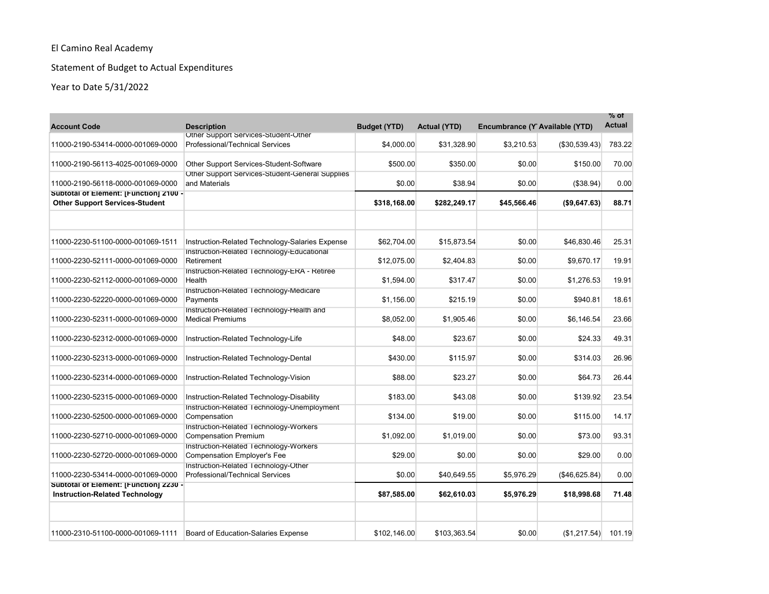El Camino Real Academy

Statement of Budget to Actual Expenditures

Year to Date 5/31/2022

| Account Code | Description | Budget (YTD) | Actual (YTD) | Encumbrance (YTD) | Available (YTD) | % of Actual |
|---|---|---|---|---|---|---|
| 11000-2190-53414-0000-001069-0000 | Other Support Services-Student-Other Professional/Technical Services | $4,000.00 | $31,328.90 | $3,210.53 | ($30,539.43) | 783.22 |
| 11000-2190-56113-4025-001069-0000 | Other Support Services-Student-Software | $500.00 | $350.00 | $0.00 | $150.00 | 70.00 |
| 11000-2190-56118-0000-001069-0000 | Other Support Services-Student-General Supplies and Materials | $0.00 | $38.94 | $0.00 | ($38.94) | 0.00 |
| **Subtotal of Element: [Function] 2100 - Other Support Services-Student** | | **$318,168.00** | **$282,249.17** | **$45,566.46** | **($9,647.63)** | **88.71** |
| | | | | | | |
| 11000-2230-51100-0000-001069-1511 | Instruction-Related Technology-Salaries Expense | $62,704.00 | $15,873.54 | $0.00 | $46,830.46 | 25.31 |
| 11000-2230-52111-0000-001069-0000 | Instruction-Related Technology-Educational Retirement | $12,075.00 | $2,404.83 | $0.00 | $9,670.17 | 19.91 |
| 11000-2230-52112-0000-001069-0000 | Instruction-Related Technology-ERA - Retiree Health | $1,594.00 | $317.47 | $0.00 | $1,276.53 | 19.91 |
| 11000-2230-52220-0000-001069-0000 | Instruction-Related Technology-Medicare Payments | $1,156.00 | $215.19 | $0.00 | $940.81 | 18.61 |
| 11000-2230-52311-0000-001069-0000 | Instruction-Related Technology-Health and Medical Premiums | $8,052.00 | $1,905.46 | $0.00 | $6,146.54 | 23.66 |
| 11000-2230-52312-0000-001069-0000 | Instruction-Related Technology-Life | $48.00 | $23.67 | $0.00 | $24.33 | 49.31 |
| 11000-2230-52313-0000-001069-0000 | Instruction-Related Technology-Dental | $430.00 | $115.97 | $0.00 | $314.03 | 26.96 |
| 11000-2230-52314-0000-001069-0000 | Instruction-Related Technology-Vision | $88.00 | $23.27 | $0.00 | $64.73 | 26.44 |
| 11000-2230-52315-0000-001069-0000 | Instruction-Related Technology-Disability | $183.00 | $43.08 | $0.00 | $139.92 | 23.54 |
| 11000-2230-52500-0000-001069-0000 | Instruction-Related Technology-Unemployment Compensation | $134.00 | $19.00 | $0.00 | $115.00 | 14.17 |
| 11000-2230-52710-0000-001069-0000 | Instruction-Related Technology-Workers Compensation Premium | $1,092.00 | $1,019.00 | $0.00 | $73.00 | 93.31 |
| 11000-2230-52720-0000-001069-0000 | Instruction-Related Technology-Workers Compensation Employer's Fee | $29.00 | $0.00 | $0.00 | $29.00 | 0.00 |
| 11000-2230-53414-0000-001069-0000 | Instruction-Related Technology-Other Professional/Technical Services | $0.00 | $40,649.55 | $5,976.29 | ($46,625.84) | 0.00 |
| **Subtotal of Element: [Function] 2230 - Instruction-Related Technology** | | **$87,585.00** | **$62,610.03** | **$5,976.29** | **$18,998.68** | **71.48** |
| | | | | | | |
| 11000-2310-51100-0000-001069-1111 | Board of Education-Salaries Expense | $102,146.00 | $103,363.54 | $0.00 | ($1,217.54) | 101.19 |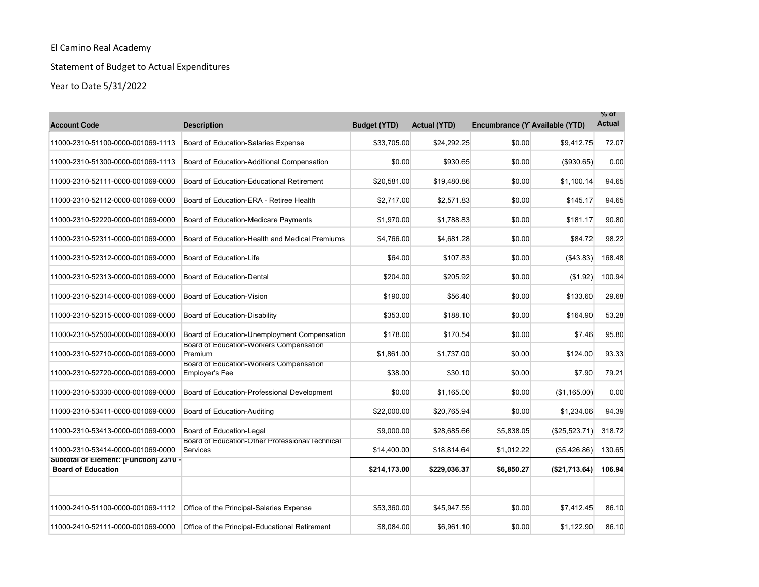El Camino Real Academy

Statement of Budget to Actual Expenditures

Year to Date 5/31/2022

| Account Code | Description | Budget (YTD) | Actual (YTD) | Encumbrance (Y | Available (YTD) | % of Actual |
|---|---|---|---|---|---|---|
| 11000-2310-51100-0000-001069-1113 | Board of Education-Salaries Expense | $33,705.00 | $24,292.25 | $0.00 | $9,412.75 | 72.07 |
| 11000-2310-51300-0000-001069-1113 | Board of Education-Additional Compensation | $0.00 | $930.65 | $0.00 | ($930.65) | 0.00 |
| 11000-2310-52111-0000-001069-0000 | Board of Education-Educational Retirement | $20,581.00 | $19,480.86 | $0.00 | $1,100.14 | 94.65 |
| 11000-2310-52112-0000-001069-0000 | Board of Education-ERA - Retiree Health | $2,717.00 | $2,571.83 | $0.00 | $145.17 | 94.65 |
| 11000-2310-52220-0000-001069-0000 | Board of Education-Medicare Payments | $1,970.00 | $1,788.83 | $0.00 | $181.17 | 90.80 |
| 11000-2310-52311-0000-001069-0000 | Board of Education-Health and Medical Premiums | $4,766.00 | $4,681.28 | $0.00 | $84.72 | 98.22 |
| 11000-2310-52312-0000-001069-0000 | Board of Education-Life | $64.00 | $107.83 | $0.00 | ($43.83) | 168.48 |
| 11000-2310-52313-0000-001069-0000 | Board of Education-Dental | $204.00 | $205.92 | $0.00 | ($1.92) | 100.94 |
| 11000-2310-52314-0000-001069-0000 | Board of Education-Vision | $190.00 | $56.40 | $0.00 | $133.60 | 29.68 |
| 11000-2310-52315-0000-001069-0000 | Board of Education-Disability | $353.00 | $188.10 | $0.00 | $164.90 | 53.28 |
| 11000-2310-52500-0000-001069-0000 | Board of Education-Unemployment Compensation | $178.00 | $170.54 | $0.00 | $7.46 | 95.80 |
| 11000-2310-52710-0000-001069-0000 | Board of Education-Workers Compensation Premium | $1,861.00 | $1,737.00 | $0.00 | $124.00 | 93.33 |
| 11000-2310-52720-0000-001069-0000 | Board of Education-Workers Compensation Employer's Fee | $38.00 | $30.10 | $0.00 | $7.90 | 79.21 |
| 11000-2310-53330-0000-001069-0000 | Board of Education-Professional Development | $0.00 | $1,165.00 | $0.00 | ($1,165.00) | 0.00 |
| 11000-2310-53411-0000-001069-0000 | Board of Education-Auditing | $22,000.00 | $20,765.94 | $0.00 | $1,234.06 | 94.39 |
| 11000-2310-53413-0000-001069-0000 | Board of Education-Legal | $9,000.00 | $28,685.66 | $5,838.05 | ($25,523.71) | 318.72 |
| 11000-2310-53414-0000-001069-0000 | Board of Education-Other Professional/Technical Services | $14,400.00 | $18,814.64 | $1,012.22 | ($5,426.86) | 130.65 |
| **Subtotal of Element: [Function] 2310 - Board of Education** | | **$214,173.00** | **$229,036.37** | **$6,850.27** | **($21,713.64)** | **106.94** |
| | | | | | | |
| 11000-2410-51100-0000-001069-1112 | Office of the Principal-Salaries Expense | $53,360.00 | $45,947.55 | $0.00 | $7,412.45 | 86.10 |
| 11000-2410-52111-0000-001069-0000 | Office of the Principal-Educational Retirement | $8,084.00 | $6,961.10 | $0.00 | $1,122.90 | 86.10 |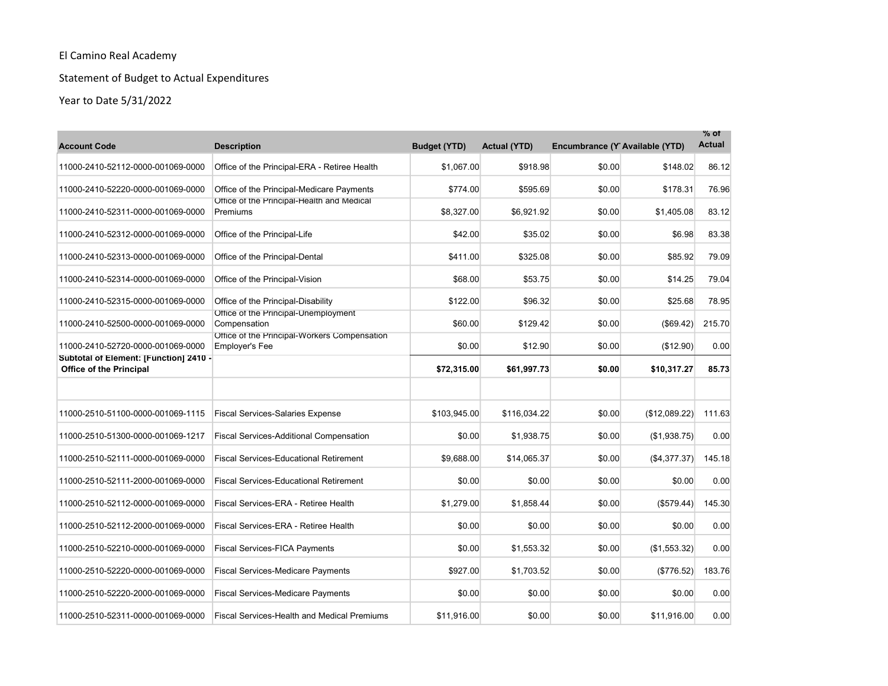El Camino Real Academy

Statement of Budget to Actual Expenditures

Year to Date 5/31/2022

| Account Code | Description | Budget (YTD) | Actual (YTD) | Encumbrance (Y' | Available (YTD) | % of Actual |
|---|---|---|---|---|---|---|
| 11000-2410-52112-0000-001069-0000 | Office of the Principal-ERA - Retiree Health | $1,067.00 | $918.98 | $0.00 | $148.02 | 86.12 |
| 11000-2410-52220-0000-001069-0000 | Office of the Principal-Medicare Payments | $774.00 | $595.69 | $0.00 | $178.31 | 76.96 |
| 11000-2410-52311-0000-001069-0000 | Office of the Principal-Health and Medical Premiums | $8,327.00 | $6,921.92 | $0.00 | $1,405.08 | 83.12 |
| 11000-2410-52312-0000-001069-0000 | Office of the Principal-Life | $42.00 | $35.02 | $0.00 | $6.98 | 83.38 |
| 11000-2410-52313-0000-001069-0000 | Office of the Principal-Dental | $411.00 | $325.08 | $0.00 | $85.92 | 79.09 |
| 11000-2410-52314-0000-001069-0000 | Office of the Principal-Vision | $68.00 | $53.75 | $0.00 | $14.25 | 79.04 |
| 11000-2410-52315-0000-001069-0000 | Office of the Principal-Disability | $122.00 | $96.32 | $0.00 | $25.68 | 78.95 |
| 11000-2410-52500-0000-001069-0000 | Office of the Principal-Unemployment Compensation | $60.00 | $129.42 | $0.00 | ($69.42) | 215.70 |
| 11000-2410-52720-0000-001069-0000 | Office of the Principal-Workers Compensation Employer's Fee | $0.00 | $12.90 | $0.00 | ($12.90) | 0.00 |
| **Subtotal of Element: [Function] 2410 - Office of the Principal** | | **$72,315.00** | **$61,997.73** | **$0.00** | **$10,317.27** | **85.73** |
| | | | | | | |
| 11000-2510-51100-0000-001069-1115 | Fiscal Services-Salaries Expense | $103,945.00 | $116,034.22 | $0.00 | ($12,089.22) | 111.63 |
| 11000-2510-51300-0000-001069-1217 | Fiscal Services-Additional Compensation | $0.00 | $1,938.75 | $0.00 | ($1,938.75) | 0.00 |
| 11000-2510-52111-0000-001069-0000 | Fiscal Services-Educational Retirement | $9,688.00 | $14,065.37 | $0.00 | ($4,377.37) | 145.18 |
| 11000-2510-52111-2000-001069-0000 | Fiscal Services-Educational Retirement | $0.00 | $0.00 | $0.00 | $0.00 | 0.00 |
| 11000-2510-52112-0000-001069-0000 | Fiscal Services-ERA - Retiree Health | $1,279.00 | $1,858.44 | $0.00 | ($579.44) | 145.30 |
| 11000-2510-52112-2000-001069-0000 | Fiscal Services-ERA - Retiree Health | $0.00 | $0.00 | $0.00 | $0.00 | 0.00 |
| 11000-2510-52210-0000-001069-0000 | Fiscal Services-FICA Payments | $0.00 | $1,553.32 | $0.00 | ($1,553.32) | 0.00 |
| 11000-2510-52220-0000-001069-0000 | Fiscal Services-Medicare Payments | $927.00 | $1,703.52 | $0.00 | ($776.52) | 183.76 |
| 11000-2510-52220-2000-001069-0000 | Fiscal Services-Medicare Payments | $0.00 | $0.00 | $0.00 | $0.00 | 0.00 |
| 11000-2510-52311-0000-001069-0000 | Fiscal Services-Health and Medical Premiums | $11,916.00 | $0.00 | $0.00 | $11,916.00 | 0.00 |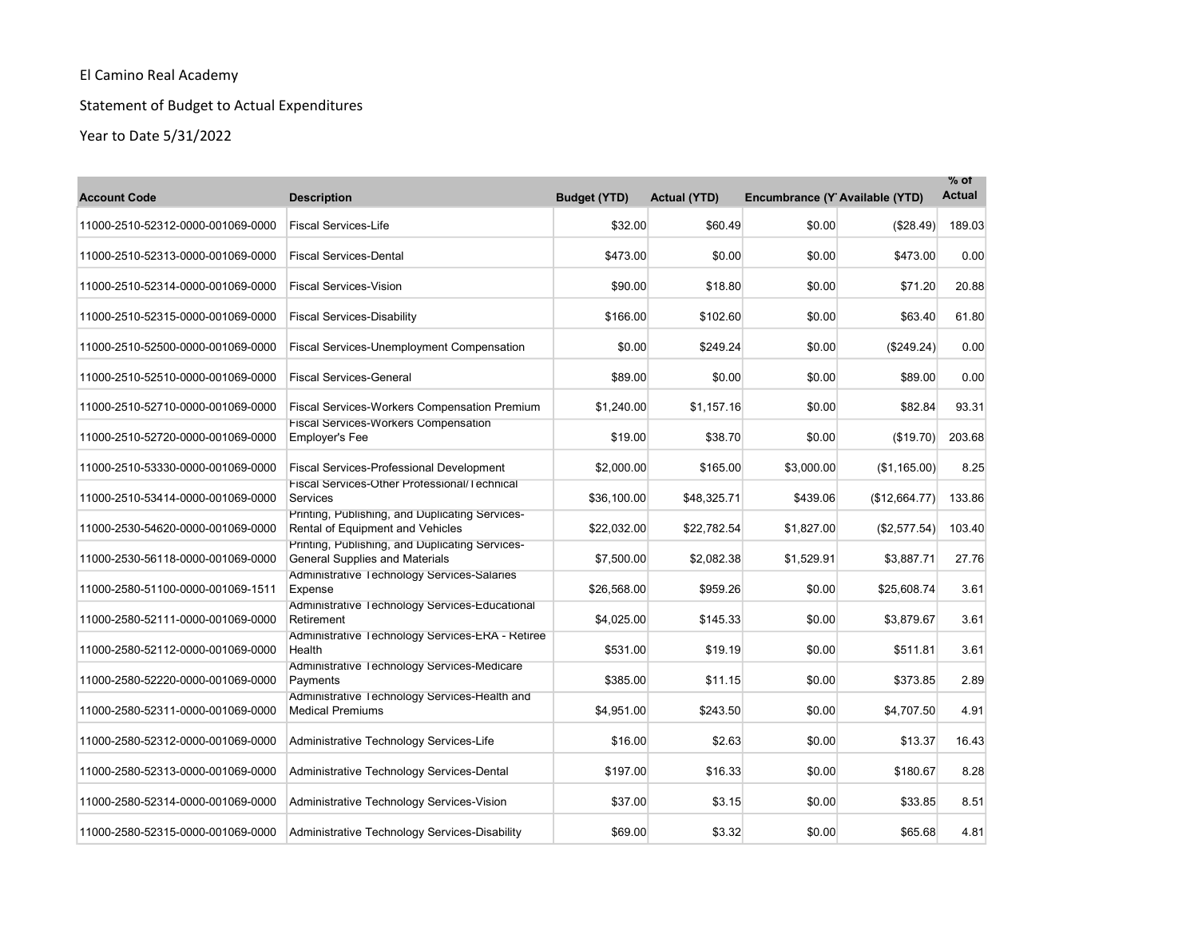El Camino Real Academy

Statement of Budget to Actual Expenditures

Year to Date 5/31/2022

| Account Code | Description | Budget (YTD) | Actual (YTD) | Encumbrance (Y | Available (YTD) | % of Actual |
|---|---|---|---|---|---|---|
| 11000-2510-52312-0000-001069-0000 | Fiscal Services-Life | $32.00 | $60.49 | $0.00 | ($28.49) | 189.03 |
| 11000-2510-52313-0000-001069-0000 | Fiscal Services-Dental | $473.00 | $0.00 | $0.00 | $473.00 | 0.00 |
| 11000-2510-52314-0000-001069-0000 | Fiscal Services-Vision | $90.00 | $18.80 | $0.00 | $71.20 | 20.88 |
| 11000-2510-52315-0000-001069-0000 | Fiscal Services-Disability | $166.00 | $102.60 | $0.00 | $63.40 | 61.80 |
| 11000-2510-52500-0000-001069-0000 | Fiscal Services-Unemployment Compensation | $0.00 | $249.24 | $0.00 | ($249.24) | 0.00 |
| 11000-2510-52510-0000-001069-0000 | Fiscal Services-General | $89.00 | $0.00 | $0.00 | $89.00 | 0.00 |
| 11000-2510-52710-0000-001069-0000 | Fiscal Services-Workers Compensation Premium | $1,240.00 | $1,157.16 | $0.00 | $82.84 | 93.31 |
| 11000-2510-52720-0000-001069-0000 | Fiscal Services-Workers Compensation Employer's Fee | $19.00 | $38.70 | $0.00 | ($19.70) | 203.68 |
| 11000-2510-53330-0000-001069-0000 | Fiscal Services-Professional Development | $2,000.00 | $165.00 | $3,000.00 | ($1,165.00) | 8.25 |
| 11000-2510-53414-0000-001069-0000 | Fiscal Services-Other Professional/Technical Services | $36,100.00 | $48,325.71 | $439.06 | ($12,664.77) | 133.86 |
| 11000-2530-54620-0000-001069-0000 | Printing, Publishing, and Duplicating Services-Rental of Equipment and Vehicles | $22,032.00 | $22,782.54 | $1,827.00 | ($2,577.54) | 103.40 |
| 11000-2530-56118-0000-001069-0000 | Printing, Publishing, and Duplicating Services-General Supplies and Materials | $7,500.00 | $2,082.38 | $1,529.91 | $3,887.71 | 27.76 |
| 11000-2580-51100-0000-001069-1511 | Administrative Technology Services-Salaries Expense | $26,568.00 | $959.26 | $0.00 | $25,608.74 | 3.61 |
| 11000-2580-52111-0000-001069-0000 | Administrative Technology Services-Educational Retirement | $4,025.00 | $145.33 | $0.00 | $3,879.67 | 3.61 |
| 11000-2580-52112-0000-001069-0000 | Administrative Technology Services-ERA - Retiree Health | $531.00 | $19.19 | $0.00 | $511.81 | 3.61 |
| 11000-2580-52220-0000-001069-0000 | Administrative Technology Services-Medicare Payments | $385.00 | $11.15 | $0.00 | $373.85 | 2.89 |
| 11000-2580-52311-0000-001069-0000 | Administrative Technology Services-Health and Medical Premiums | $4,951.00 | $243.50 | $0.00 | $4,707.50 | 4.91 |
| 11000-2580-52312-0000-001069-0000 | Administrative Technology Services-Life | $16.00 | $2.63 | $0.00 | $13.37 | 16.43 |
| 11000-2580-52313-0000-001069-0000 | Administrative Technology Services-Dental | $197.00 | $16.33 | $0.00 | $180.67 | 8.28 |
| 11000-2580-52314-0000-001069-0000 | Administrative Technology Services-Vision | $37.00 | $3.15 | $0.00 | $33.85 | 8.51 |
| 11000-2580-52315-0000-001069-0000 | Administrative Technology Services-Disability | $69.00 | $3.32 | $0.00 | $65.68 | 4.81 |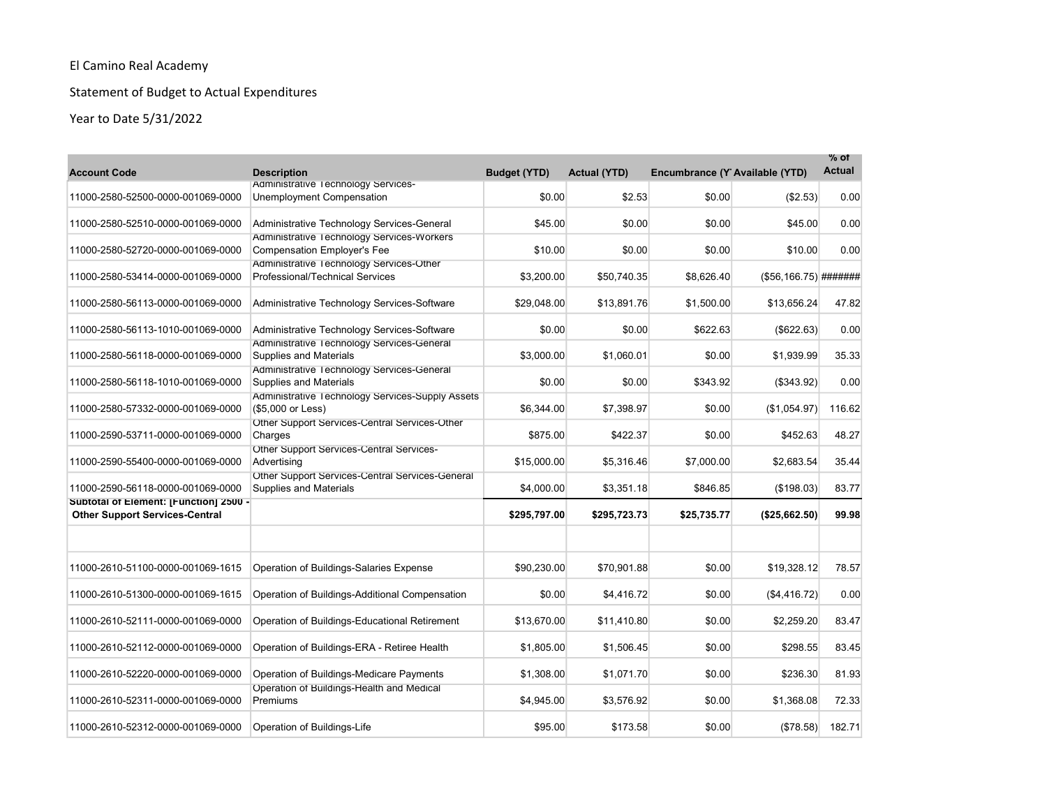El Camino Real Academy

Statement of Budget to Actual Expenditures

Year to Date 5/31/2022

| Account Code | Description | Budget (YTD) | Actual (YTD) | Encumbrance (Y' | Available (YTD) | % of Actual |
|---|---|---|---|---|---|---|
| 11000-2580-52500-0000-001069-0000 | Administrative Technology Services-Unemployment Compensation | $0.00 | $2.53 | $0.00 | ($2.53) | 0.00 |
| 11000-2580-52510-0000-001069-0000 | Administrative Technology Services-General | $45.00 | $0.00 | $0.00 | $45.00 | 0.00 |
| 11000-2580-52720-0000-001069-0000 | Administrative Technology Services-Workers Compensation Employer's Fee | $10.00 | $0.00 | $0.00 | $10.00 | 0.00 |
| 11000-2580-53414-0000-001069-0000 | Administrative Technology Services-Other Professional/Technical Services | $3,200.00 | $50,740.35 | $8,626.40 | ($56,166.75) | ####### |
| 11000-2580-56113-0000-001069-0000 | Administrative Technology Services-Software | $29,048.00 | $13,891.76 | $1,500.00 | $13,656.24 | 47.82 |
| 11000-2580-56113-1010-001069-0000 | Administrative Technology Services-Software | $0.00 | $0.00 | $622.63 | ($622.63) | 0.00 |
| 11000-2580-56118-0000-001069-0000 | Administrative Technology Services-General Supplies and Materials | $3,000.00 | $1,060.01 | $0.00 | $1,939.99 | 35.33 |
| 11000-2580-56118-1010-001069-0000 | Administrative Technology Services-General Supplies and Materials | $0.00 | $0.00 | $343.92 | ($343.92) | 0.00 |
| 11000-2580-57332-0000-001069-0000 | Administrative Technology Services-Supply Assets ($5,000 or Less) | $6,344.00 | $7,398.97 | $0.00 | ($1,054.97) | 116.62 |
| 11000-2590-53711-0000-001069-0000 | Other Support Services-Central Services-Other Charges | $875.00 | $422.37 | $0.00 | $452.63 | 48.27 |
| 11000-2590-55400-0000-001069-0000 | Other Support Services-Central Services-Advertising | $15,000.00 | $5,316.46 | $7,000.00 | $2,683.54 | 35.44 |
| 11000-2590-56118-0000-001069-0000 | Other Support Services-Central Services-General Supplies and Materials | $4,000.00 | $3,351.18 | $846.85 | ($198.03) | 83.77 |
| **Subtotal of Element: [Function] 2500 - Other Support Services-Central** | | **$295,797.00** | **$295,723.73** | **$25,735.77** | **($25,662.50)** | **99.98** |
| | | | | | | |
| 11000-2610-51100-0000-001069-1615 | Operation of Buildings-Salaries Expense | $90,230.00 | $70,901.88 | $0.00 | $19,328.12 | 78.57 |
| 11000-2610-51300-0000-001069-1615 | Operation of Buildings-Additional Compensation | $0.00 | $4,416.72 | $0.00 | ($4,416.72) | 0.00 |
| 11000-2610-52111-0000-001069-0000 | Operation of Buildings-Educational Retirement | $13,670.00 | $11,410.80 | $0.00 | $2,259.20 | 83.47 |
| 11000-2610-52112-0000-001069-0000 | Operation of Buildings-ERA - Retiree Health | $1,805.00 | $1,506.45 | $0.00 | $298.55 | 83.45 |
| 11000-2610-52220-0000-001069-0000 | Operation of Buildings-Medicare Payments | $1,308.00 | $1,071.70 | $0.00 | $236.30 | 81.93 |
| 11000-2610-52311-0000-001069-0000 | Operation of Buildings-Health and Medical Premiums | $4,945.00 | $3,576.92 | $0.00 | $1,368.08 | 72.33 |
| 11000-2610-52312-0000-001069-0000 | Operation of Buildings-Life | $95.00 | $173.58 | $0.00 | ($78.58) | 182.71 |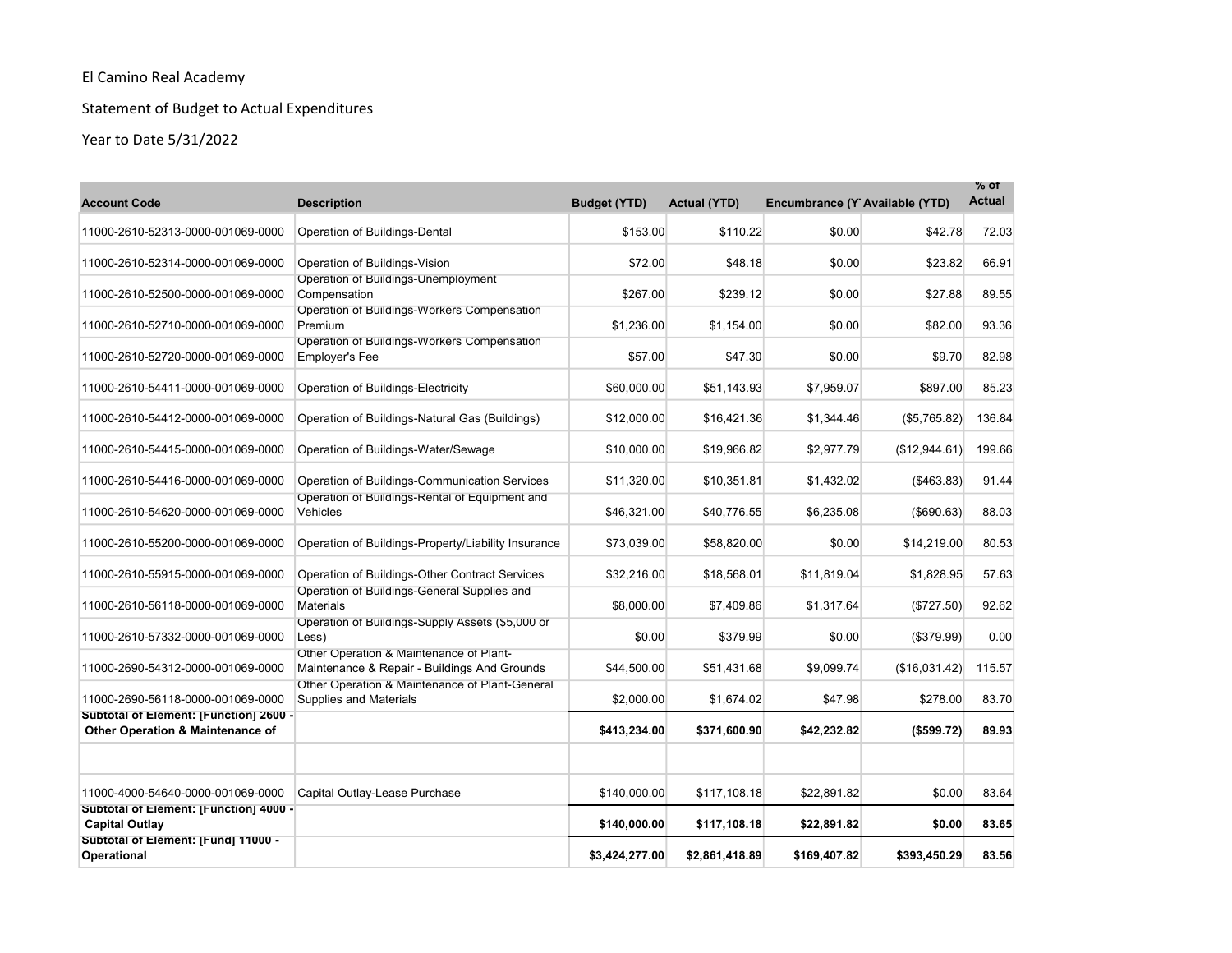El Camino Real Academy

Statement of Budget to Actual Expenditures

Year to Date 5/31/2022

| Account Code | Description | Budget (YTD) | Actual (YTD) | Encumbrance (Y' | Available (YTD) | % of Actual |
|---|---|---|---|---|---|---|
| 11000-2610-52313-0000-001069-0000 | Operation of Buildings-Dental | $153.00 | $110.22 | $0.00 | $42.78 | 72.03 |
| 11000-2610-52314-0000-001069-0000 | Operation of Buildings-Vision | $72.00 | $48.18 | $0.00 | $23.82 | 66.91 |
| 11000-2610-52500-0000-001069-0000 | Operation of Buildings-Unemployment Compensation | $267.00 | $239.12 | $0.00 | $27.88 | 89.55 |
| 11000-2610-52710-0000-001069-0000 | Operation of Buildings-Workers Compensation Premium | $1,236.00 | $1,154.00 | $0.00 | $82.00 | 93.36 |
| 11000-2610-52720-0000-001069-0000 | Operation of Buildings-Workers Compensation Employer's Fee | $57.00 | $47.30 | $0.00 | $9.70 | 82.98 |
| 11000-2610-54411-0000-001069-0000 | Operation of Buildings-Electricity | $60,000.00 | $51,143.93 | $7,959.07 | $897.00 | 85.23 |
| 11000-2610-54412-0000-001069-0000 | Operation of Buildings-Natural Gas (Buildings) | $12,000.00 | $16,421.36 | $1,344.46 | ($5,765.82) | 136.84 |
| 11000-2610-54415-0000-001069-0000 | Operation of Buildings-Water/Sewage | $10,000.00 | $19,966.82 | $2,977.79 | ($12,944.61) | 199.66 |
| 11000-2610-54416-0000-001069-0000 | Operation of Buildings-Communication Services | $11,320.00 | $10,351.81 | $1,432.02 | ($463.83) | 91.44 |
| 11000-2610-54620-0000-001069-0000 | Operation of Buildings-Rental of Equipment and Vehicles | $46,321.00 | $40,776.55 | $6,235.08 | ($690.63) | 88.03 |
| 11000-2610-55200-0000-001069-0000 | Operation of Buildings-Property/Liability Insurance | $73,039.00 | $58,820.00 | $0.00 | $14,219.00 | 80.53 |
| 11000-2610-55915-0000-001069-0000 | Operation of Buildings-Other Contract Services | $32,216.00 | $18,568.01 | $11,819.04 | $1,828.95 | 57.63 |
| 11000-2610-56118-0000-001069-0000 | Operation of Buildings-General Supplies and Materials | $8,000.00 | $7,409.86 | $1,317.64 | ($727.50) | 92.62 |
| 11000-2610-57332-0000-001069-0000 | Operation of Buildings-Supply Assets ($5,000 or Less) | $0.00 | $379.99 | $0.00 | ($379.99) | 0.00 |
| 11000-2690-54312-0000-001069-0000 | Other Operation & Maintenance of Plant-Maintenance & Repair - Buildings And Grounds | $44,500.00 | $51,431.68 | $9,099.74 | ($16,031.42) | 115.57 |
| 11000-2690-56118-0000-001069-0000 | Other Operation & Maintenance of Plant-General Supplies and Materials | $2,000.00 | $1,674.02 | $47.98 | $278.00 | 83.70 |
| **Subtotal of Element: [Function] 2600 - Other Operation & Maintenance of** | | **$413,234.00** | **$371,600.90** | **$42,232.82** | **($599.72)** | **89.93** |
| | | | | | | |
| 11000-4000-54640-0000-001069-0000 | Capital Outlay-Lease Purchase | $140,000.00 | $117,108.18 | $22,891.82 | $0.00 | 83.64 |
| **Subtotal of Element: [Function] 4000 - Capital Outlay** | | **$140,000.00** | **$117,108.18** | **$22,891.82** | **$0.00** | **83.65** |
| **Subtotal of Element: [Fund] 11000 - Operational** | | **$3,424,277.00** | **$2,861,418.89** | **$169,407.82** | **$393,450.29** | **83.56** |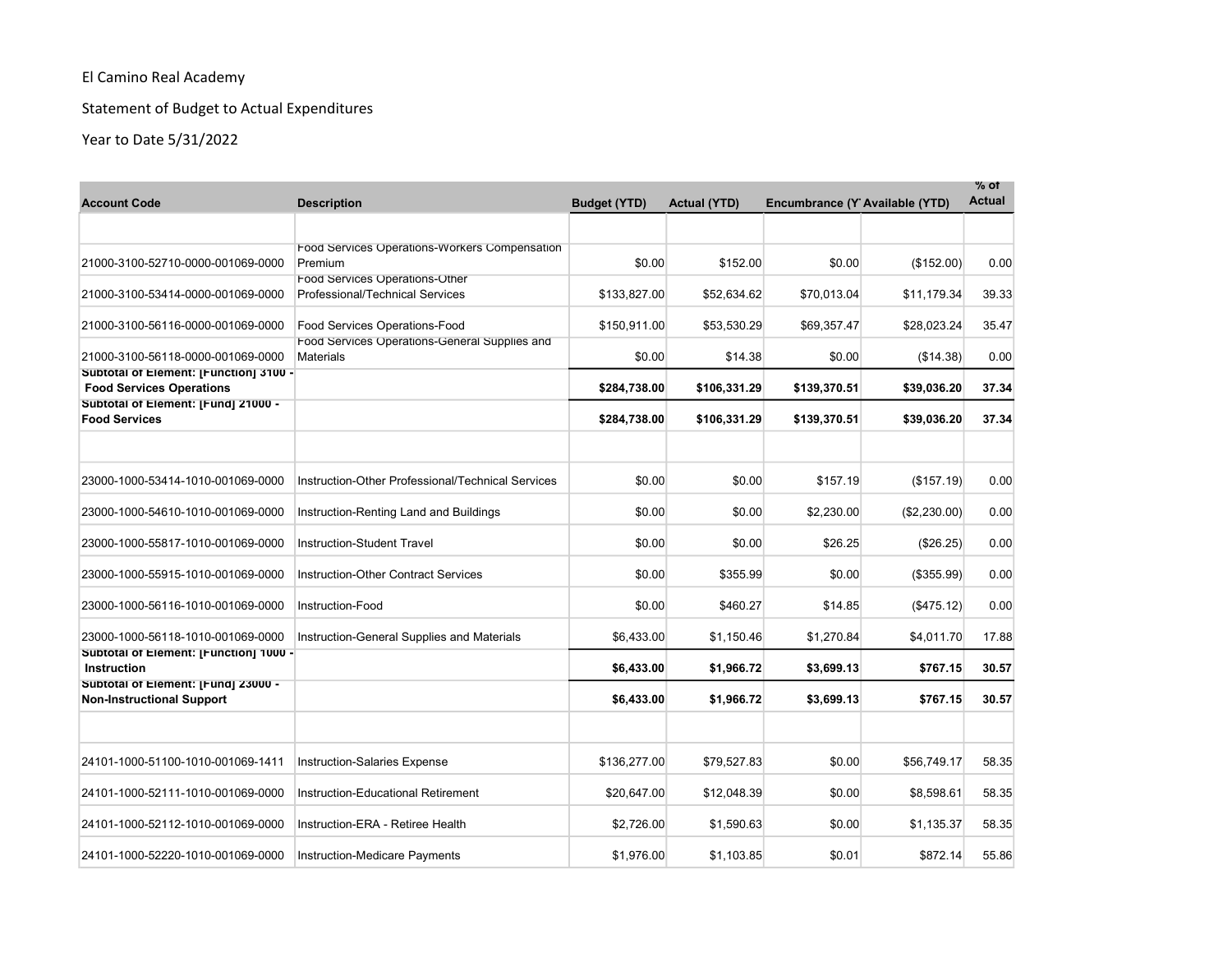El Camino Real Academy

Statement of Budget to Actual Expenditures

Year to Date 5/31/2022

| Account Code | Description | Budget (YTD) | Actual (YTD) | Encumbrance (Y | Available (YTD) | % of Actual |
|---|---|---|---|---|---|---|
| | | | | | | |
| 21000-3100-52710-0000-001069-0000 | Food Services Operations-Workers Compensation Premium | $0.00 | $152.00 | $0.00 | ($152.00) | 0.00 |
| 21000-3100-53414-0000-001069-0000 | Food Services Operations-Other Professional/Technical Services | $133,827.00 | $52,634.62 | $70,013.04 | $11,179.34 | 39.33 |
| 21000-3100-56116-0000-001069-0000 | Food Services Operations-Food | $150,911.00 | $53,530.29 | $69,357.47 | $28,023.24 | 35.47 |
| 21000-3100-56118-0000-001069-0000 | Food Services Operations-General Supplies and Materials | $0.00 | $14.38 | $0.00 | ($14.38) | 0.00 |
| **Subtotal of Element: [Function] 3100 - Food Services Operations** | | **$284,738.00** | **$106,331.29** | **$139,370.51** | **$39,036.20** | **37.34** |
| **Subtotal of Element: [Fund] 21000 - Food Services** | | **$284,738.00** | **$106,331.29** | **$139,370.51** | **$39,036.20** | **37.34** |
| | | | | | | |
| 23000-1000-53414-1010-001069-0000 | Instruction-Other Professional/Technical Services | $0.00 | $0.00 | $157.19 | ($157.19) | 0.00 |
| 23000-1000-54610-1010-001069-0000 | Instruction-Renting Land and Buildings | $0.00 | $0.00 | $2,230.00 | ($2,230.00) | 0.00 |
| 23000-1000-55817-1010-001069-0000 | Instruction-Student Travel | $0.00 | $0.00 | $26.25 | ($26.25) | 0.00 |
| 23000-1000-55915-1010-001069-0000 | Instruction-Other Contract Services | $0.00 | $355.99 | $0.00 | ($355.99) | 0.00 |
| 23000-1000-56116-1010-001069-0000 | Instruction-Food | $0.00 | $460.27 | $14.85 | ($475.12) | 0.00 |
| 23000-1000-56118-1010-001069-0000 | Instruction-General Supplies and Materials | $6,433.00 | $1,150.46 | $1,270.84 | $4,011.70 | 17.88 |
| **Subtotal of Element: [Function] 1000 - Instruction** | | **$6,433.00** | **$1,966.72** | **$3,699.13** | **$767.15** | **30.57** |
| **Subtotal of Element: [Fund] 23000 - Non-Instructional Support** | | **$6,433.00** | **$1,966.72** | **$3,699.13** | **$767.15** | **30.57** |
| | | | | | | |
| 24101-1000-51100-1010-001069-1411 | Instruction-Salaries Expense | $136,277.00 | $79,527.83 | $0.00 | $56,749.17 | 58.35 |
| 24101-1000-52111-1010-001069-0000 | Instruction-Educational Retirement | $20,647.00 | $12,048.39 | $0.00 | $8,598.61 | 58.35 |
| 24101-1000-52112-1010-001069-0000 | Instruction-ERA - Retiree Health | $2,726.00 | $1,590.63 | $0.00 | $1,135.37 | 58.35 |
| 24101-1000-52220-1010-001069-0000 | Instruction-Medicare Payments | $1,976.00 | $1,103.85 | $0.01 | $872.14 | 55.86 |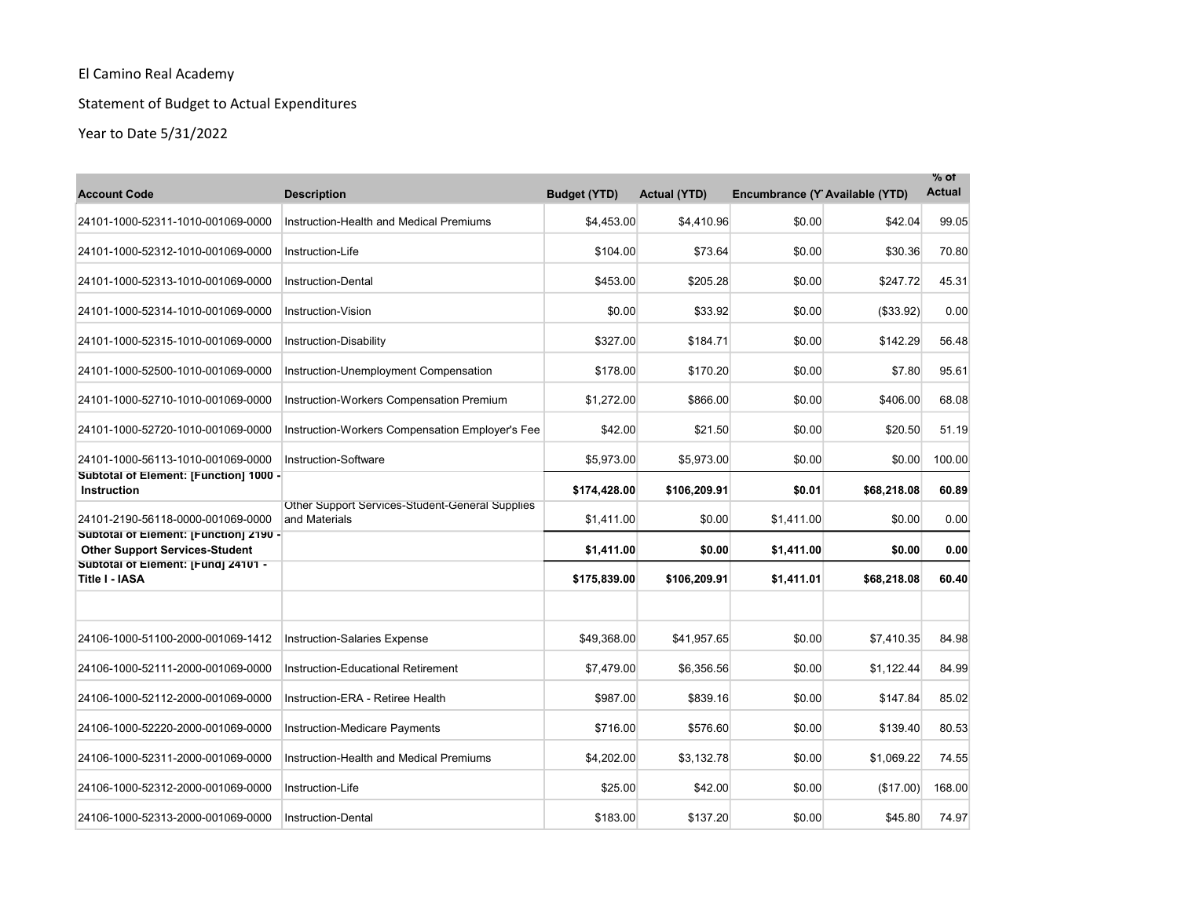El Camino Real Academy

Statement of Budget to Actual Expenditures

Year to Date 5/31/2022

| Account Code | Description | Budget (YTD) | Actual (YTD) | Encumbrance (Y | Available (YTD) | % of Actual |
|---|---|---|---|---|---|---|
| 24101-1000-52311-1010-001069-0000 | Instruction-Health and Medical Premiums | $4,453.00 | $4,410.96 | $0.00 | $42.04 | 99.05 |
| 24101-1000-52312-1010-001069-0000 | Instruction-Life | $104.00 | $73.64 | $0.00 | $30.36 | 70.80 |
| 24101-1000-52313-1010-001069-0000 | Instruction-Dental | $453.00 | $205.28 | $0.00 | $247.72 | 45.31 |
| 24101-1000-52314-1010-001069-0000 | Instruction-Vision | $0.00 | $33.92 | $0.00 | ($33.92) | 0.00 |
| 24101-1000-52315-1010-001069-0000 | Instruction-Disability | $327.00 | $184.71 | $0.00 | $142.29 | 56.48 |
| 24101-1000-52500-1010-001069-0000 | Instruction-Unemployment Compensation | $178.00 | $170.20 | $0.00 | $7.80 | 95.61 |
| 24101-1000-52710-1010-001069-0000 | Instruction-Workers Compensation Premium | $1,272.00 | $866.00 | $0.00 | $406.00 | 68.08 |
| 24101-1000-52720-1010-001069-0000 | Instruction-Workers Compensation Employer's Fee | $42.00 | $21.50 | $0.00 | $20.50 | 51.19 |
| 24101-1000-56113-1010-001069-0000 | Instruction-Software | $5,973.00 | $5,973.00 | $0.00 | $0.00 | 100.00 |
| **Subtotal of Element: [Function] 1000 - Instruction** | | **$174,428.00** | **$106,209.91** | **$0.01** | **$68,218.08** | **60.89** |
| 24101-2190-56118-0000-001069-0000 | Other Support Services-Student-General Supplies and Materials | $1,411.00 | $0.00 | $1,411.00 | $0.00 | 0.00 |
| **Subtotal of Element: [Function] 2190 - Other Support Services-Student** | | **$1,411.00** | **$0.00** | **$1,411.00** | **$0.00** | **0.00** |
| **Subtotal of Element: [Fund] 24101 - Title I - IASA** | | **$175,839.00** | **$106,209.91** | **$1,411.01** | **$68,218.08** | **60.40** |
| | | | | | | |
| 24106-1000-51100-2000-001069-1412 | Instruction-Salaries Expense | $49,368.00 | $41,957.65 | $0.00 | $7,410.35 | 84.98 |
| 24106-1000-52111-2000-001069-0000 | Instruction-Educational Retirement | $7,479.00 | $6,356.56 | $0.00 | $1,122.44 | 84.99 |
| 24106-1000-52112-2000-001069-0000 | Instruction-ERA - Retiree Health | $987.00 | $839.16 | $0.00 | $147.84 | 85.02 |
| 24106-1000-52220-2000-001069-0000 | Instruction-Medicare Payments | $716.00 | $576.60 | $0.00 | $139.40 | 80.53 |
| 24106-1000-52311-2000-001069-0000 | Instruction-Health and Medical Premiums | $4,202.00 | $3,132.78 | $0.00 | $1,069.22 | 74.55 |
| 24106-1000-52312-2000-001069-0000 | Instruction-Life | $25.00 | $42.00 | $0.00 | ($17.00) | 168.00 |
| 24106-1000-52313-2000-001069-0000 | Instruction-Dental | $183.00 | $137.20 | $0.00 | $45.80 | 74.97 |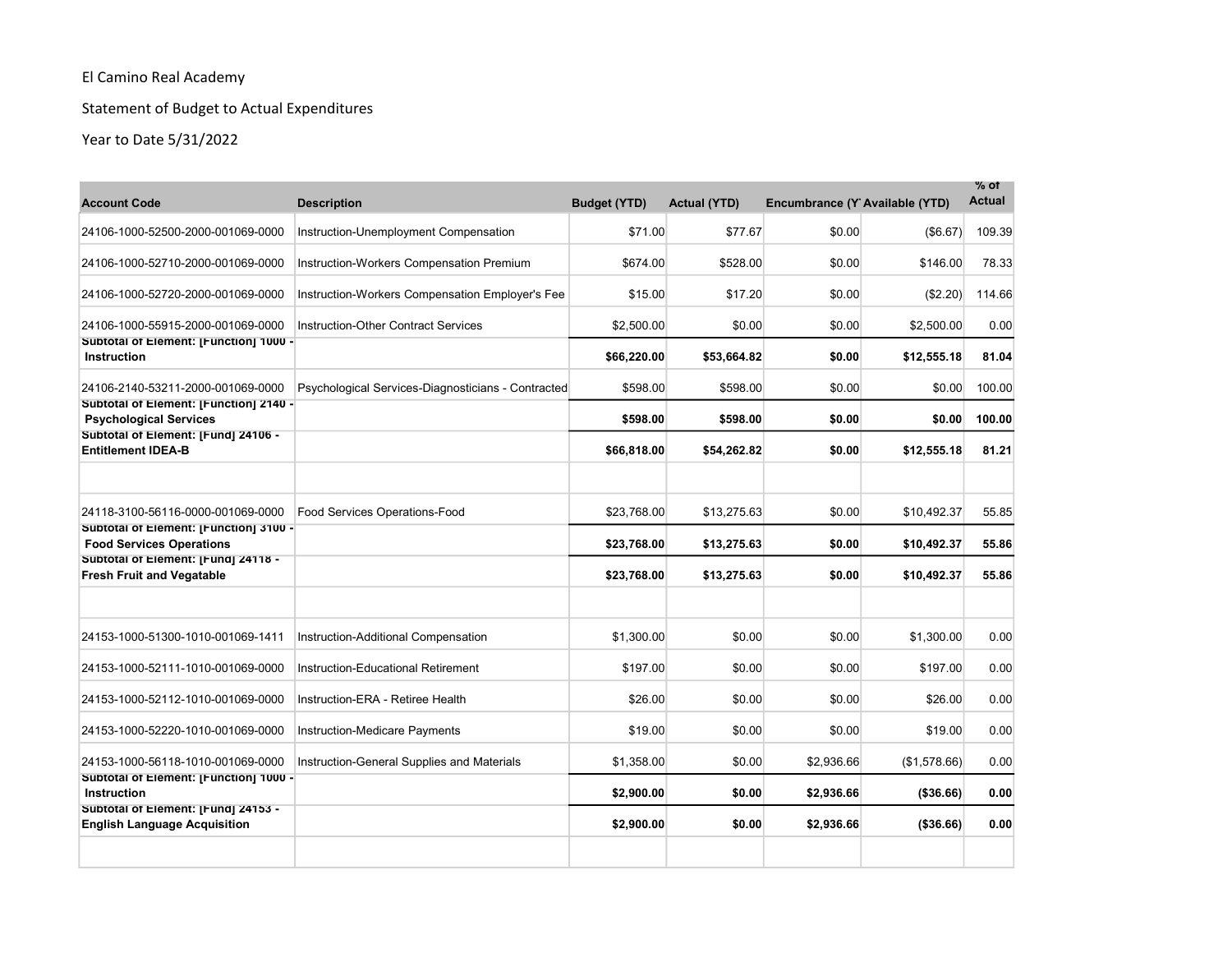El Camino Real Academy

Statement of Budget to Actual Expenditures

Year to Date 5/31/2022

| Account Code | Description | Budget (YTD) | Actual (YTD) | Encumbrance (Y | Available (YTD) | % of Actual |
|---|---|---|---|---|---|---|
| 24106-1000-52500-2000-001069-0000 | Instruction-Unemployment Compensation | $71.00 | $77.67 | $0.00 | ($6.67) | 109.39 |
| 24106-1000-52710-2000-001069-0000 | Instruction-Workers Compensation Premium | $674.00 | $528.00 | $0.00 | $146.00 | 78.33 |
| 24106-1000-52720-2000-001069-0000 | Instruction-Workers Compensation Employer's Fee | $15.00 | $17.20 | $0.00 | ($2.20) | 114.66 |
| 24106-1000-55915-2000-001069-0000 | Instruction-Other Contract Services | $2,500.00 | $0.00 | $0.00 | $2,500.00 | 0.00 |
| **Subtotal of Element: [Function] 1000 - Instruction** | | **$66,220.00** | **$53,664.82** | **$0.00** | **$12,555.18** | **81.04** |
| 24106-2140-53211-2000-001069-0000 | Psychological Services-Diagnosticians - Contracted | $598.00 | $598.00 | $0.00 | $0.00 | 100.00 |
| **Subtotal of Element: [Function] 2140 - Psychological Services** | | **$598.00** | **$598.00** | **$0.00** | **$0.00** | **100.00** |
| **Subtotal of Element: [Fund] 24106 - Entitlement IDEA-B** | | **$66,818.00** | **$54,262.82** | **$0.00** | **$12,555.18** | **81.21** |
| | | | | | | |
| 24118-3100-56116-0000-001069-0000 | Food Services Operations-Food | $23,768.00 | $13,275.63 | $0.00 | $10,492.37 | 55.85 |
| **Subtotal of Element: [Function] 3100 - Food Services Operations** | | **$23,768.00** | **$13,275.63** | **$0.00** | **$10,492.37** | **55.86** |
| **Subtotal of Element: [Fund] 24118 - Fresh Fruit and Vegatable** | | **$23,768.00** | **$13,275.63** | **$0.00** | **$10,492.37** | **55.86** |
| | | | | | | |
| 24153-1000-51300-1010-001069-1411 | Instruction-Additional Compensation | $1,300.00 | $0.00 | $0.00 | $1,300.00 | 0.00 |
| 24153-1000-52111-1010-001069-0000 | Instruction-Educational Retirement | $197.00 | $0.00 | $0.00 | $197.00 | 0.00 |
| 24153-1000-52112-1010-001069-0000 | Instruction-ERA - Retiree Health | $26.00 | $0.00 | $0.00 | $26.00 | 0.00 |
| 24153-1000-52220-1010-001069-0000 | Instruction-Medicare Payments | $19.00 | $0.00 | $0.00 | $19.00 | 0.00 |
| 24153-1000-56118-1010-001069-0000 | Instruction-General Supplies and Materials | $1,358.00 | $0.00 | $2,936.66 | ($1,578.66) | 0.00 |
| **Subtotal of Element: [Function] 1000 - Instruction** | | **$2,900.00** | **$0.00** | **$2,936.66** | **($36.66)** | **0.00** |
| **Subtotal of Element: [Fund] 24153 - English Language Acquisition** | | **$2,900.00** | **$0.00** | **$2,936.66** | **($36.66)** | **0.00** |
| | | | | | | |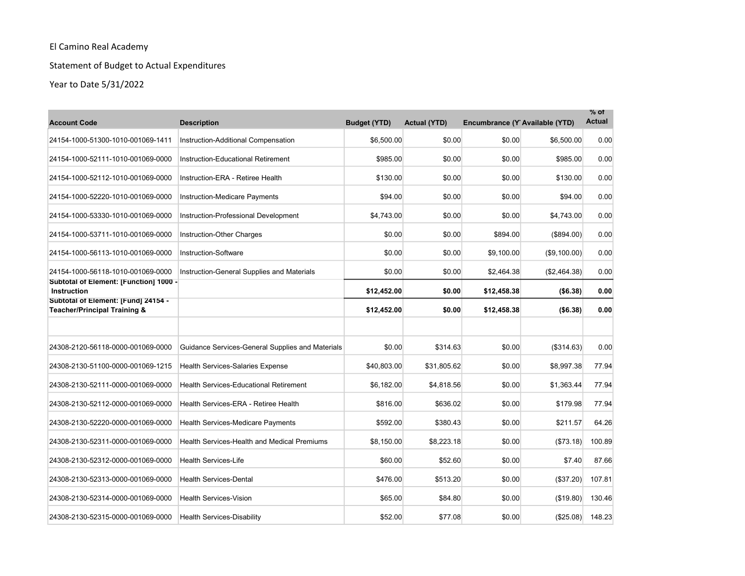El Camino Real Academy

Statement of Budget to Actual Expenditures

Year to Date 5/31/2022

| Account Code | Description | Budget (YTD) | Actual (YTD) | Encumbrance (Y | Available (YTD) | % of Actual |
|---|---|---|---|---|---|---|
| 24154-1000-51300-1010-001069-1411 | Instruction-Additional Compensation | $6,500.00 | $0.00 | $0.00 | $6,500.00 | 0.00 |
| 24154-1000-52111-1010-001069-0000 | Instruction-Educational Retirement | $985.00 | $0.00 | $0.00 | $985.00 | 0.00 |
| 24154-1000-52112-1010-001069-0000 | Instruction-ERA - Retiree Health | $130.00 | $0.00 | $0.00 | $130.00 | 0.00 |
| 24154-1000-52220-1010-001069-0000 | Instruction-Medicare Payments | $94.00 | $0.00 | $0.00 | $94.00 | 0.00 |
| 24154-1000-53330-1010-001069-0000 | Instruction-Professional Development | $4,743.00 | $0.00 | $0.00 | $4,743.00 | 0.00 |
| 24154-1000-53711-1010-001069-0000 | Instruction-Other Charges | $0.00 | $0.00 | $894.00 | ($894.00) | 0.00 |
| 24154-1000-56113-1010-001069-0000 | Instruction-Software | $0.00 | $0.00 | $9,100.00 | ($9,100.00) | 0.00 |
| 24154-1000-56118-1010-001069-0000 | Instruction-General Supplies and Materials | $0.00 | $0.00 | $2,464.38 | ($2,464.38) | 0.00 |
| **Subtotal of Element: [Function] 1000 - Instruction** | | **$12,452.00** | **$0.00** | **$12,458.38** | **($6.38)** | **0.00** |
| **Subtotal of Element: [Fund] 24154 - Teacher/Principal Training &** | | **$12,452.00** | **$0.00** | **$12,458.38** | **($6.38)** | **0.00** |
| | | | | | | |
| 24308-2120-56118-0000-001069-0000 | Guidance Services-General Supplies and Materials | $0.00 | $314.63 | $0.00 | ($314.63) | 0.00 |
| 24308-2130-51100-0000-001069-1215 | Health Services-Salaries Expense | $40,803.00 | $31,805.62 | $0.00 | $8,997.38 | 77.94 |
| 24308-2130-52111-0000-001069-0000 | Health Services-Educational Retirement | $6,182.00 | $4,818.56 | $0.00 | $1,363.44 | 77.94 |
| 24308-2130-52112-0000-001069-0000 | Health Services-ERA - Retiree Health | $816.00 | $636.02 | $0.00 | $179.98 | 77.94 |
| 24308-2130-52220-0000-001069-0000 | Health Services-Medicare Payments | $592.00 | $380.43 | $0.00 | $211.57 | 64.26 |
| 24308-2130-52311-0000-001069-0000 | Health Services-Health and Medical Premiums | $8,150.00 | $8,223.18 | $0.00 | ($73.18) | 100.89 |
| 24308-2130-52312-0000-001069-0000 | Health Services-Life | $60.00 | $52.60 | $0.00 | $7.40 | 87.66 |
| 24308-2130-52313-0000-001069-0000 | Health Services-Dental | $476.00 | $513.20 | $0.00 | ($37.20) | 107.81 |
| 24308-2130-52314-0000-001069-0000 | Health Services-Vision | $65.00 | $84.80 | $0.00 | ($19.80) | 130.46 |
| 24308-2130-52315-0000-001069-0000 | Health Services-Disability | $52.00 | $77.08 | $0.00 | ($25.08) | 148.23 |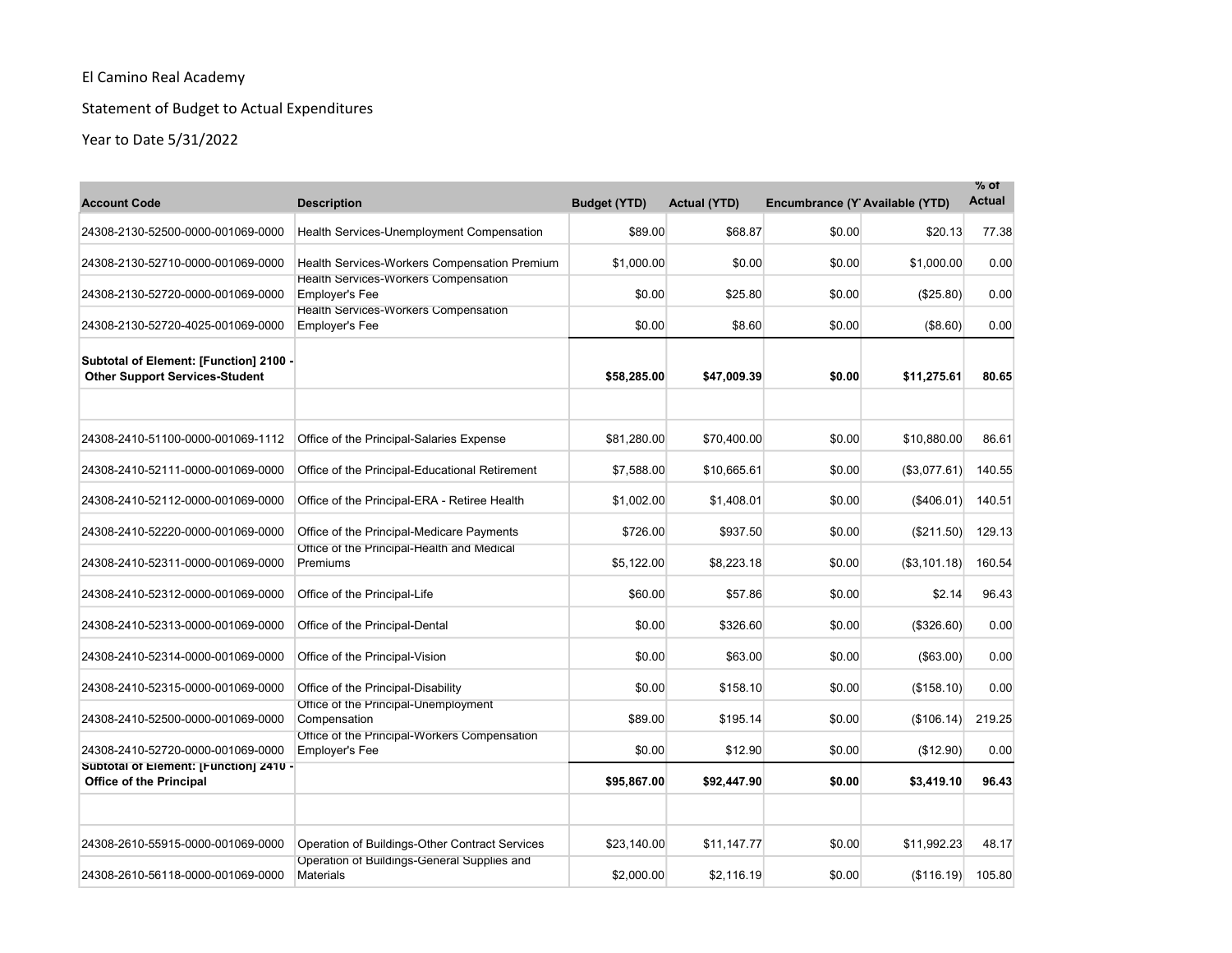El Camino Real Academy

Statement of Budget to Actual Expenditures

Year to Date 5/31/2022

| Account Code | Description | Budget (YTD) | Actual (YTD) | Encumbrance (Y | Available (YTD) | % of Actual |
|---|---|---|---|---|---|---|
| 24308-2130-52500-0000-001069-0000 | Health Services-Unemployment Compensation | $89.00 | $68.87 | $0.00 | $20.13 | 77.38 |
| 24308-2130-52710-0000-001069-0000 | Health Services-Workers Compensation Premium | $1,000.00 | $0.00 | $0.00 | $1,000.00 | 0.00 |
| 24308-2130-52720-0000-001069-0000 | Health Services-Workers Compensation Employer's Fee | $0.00 | $25.80 | $0.00 | ($25.80) | 0.00 |
| 24308-2130-52720-4025-001069-0000 | Health Services-Workers Compensation Employer's Fee | $0.00 | $8.60 | $0.00 | ($8.60) | 0.00 |
| **Subtotal of Element: [Function] 2100 - Other Support Services-Student** | | **$58,285.00** | **$47,009.39** | **$0.00** | **$11,275.61** | **80.65** |
| | | | | | | |
| 24308-2410-51100-0000-001069-1112 | Office of the Principal-Salaries Expense | $81,280.00 | $70,400.00 | $0.00 | $10,880.00 | 86.61 |
| 24308-2410-52111-0000-001069-0000 | Office of the Principal-Educational Retirement | $7,588.00 | $10,665.61 | $0.00 | ($3,077.61) | 140.55 |
| 24308-2410-52112-0000-001069-0000 | Office of the Principal-ERA - Retiree Health | $1,002.00 | $1,408.01 | $0.00 | ($406.01) | 140.51 |
| 24308-2410-52220-0000-001069-0000 | Office of the Principal-Medicare Payments | $726.00 | $937.50 | $0.00 | ($211.50) | 129.13 |
| 24308-2410-52311-0000-001069-0000 | Office of the Principal-Health and Medical Premiums | $5,122.00 | $8,223.18 | $0.00 | ($3,101.18) | 160.54 |
| 24308-2410-52312-0000-001069-0000 | Office of the Principal-Life | $60.00 | $57.86 | $0.00 | $2.14 | 96.43 |
| 24308-2410-52313-0000-001069-0000 | Office of the Principal-Dental | $0.00 | $326.60 | $0.00 | ($326.60) | 0.00 |
| 24308-2410-52314-0000-001069-0000 | Office of the Principal-Vision | $0.00 | $63.00 | $0.00 | ($63.00) | 0.00 |
| 24308-2410-52315-0000-001069-0000 | Office of the Principal-Disability | $0.00 | $158.10 | $0.00 | ($158.10) | 0.00 |
| 24308-2410-52500-0000-001069-0000 | Office of the Principal-Unemployment Compensation | $89.00 | $195.14 | $0.00 | ($106.14) | 219.25 |
| 24308-2410-52720-0000-001069-0000 | Office of the Principal-Workers Compensation Employer's Fee | $0.00 | $12.90 | $0.00 | ($12.90) | 0.00 |
| **Subtotal of Element: [Function] 2410 - Office of the Principal** | | **$95,867.00** | **$92,447.90** | **$0.00** | **$3,419.10** | **96.43** |
| | | | | | | |
| 24308-2610-55915-0000-001069-0000 | Operation of Buildings-Other Contract Services | $23,140.00 | $11,147.77 | $0.00 | $11,992.23 | 48.17 |
| 24308-2610-56118-0000-001069-0000 | Operation of Buildings-General Supplies and Materials | $2,000.00 | $2,116.19 | $0.00 | ($116.19) | 105.80 |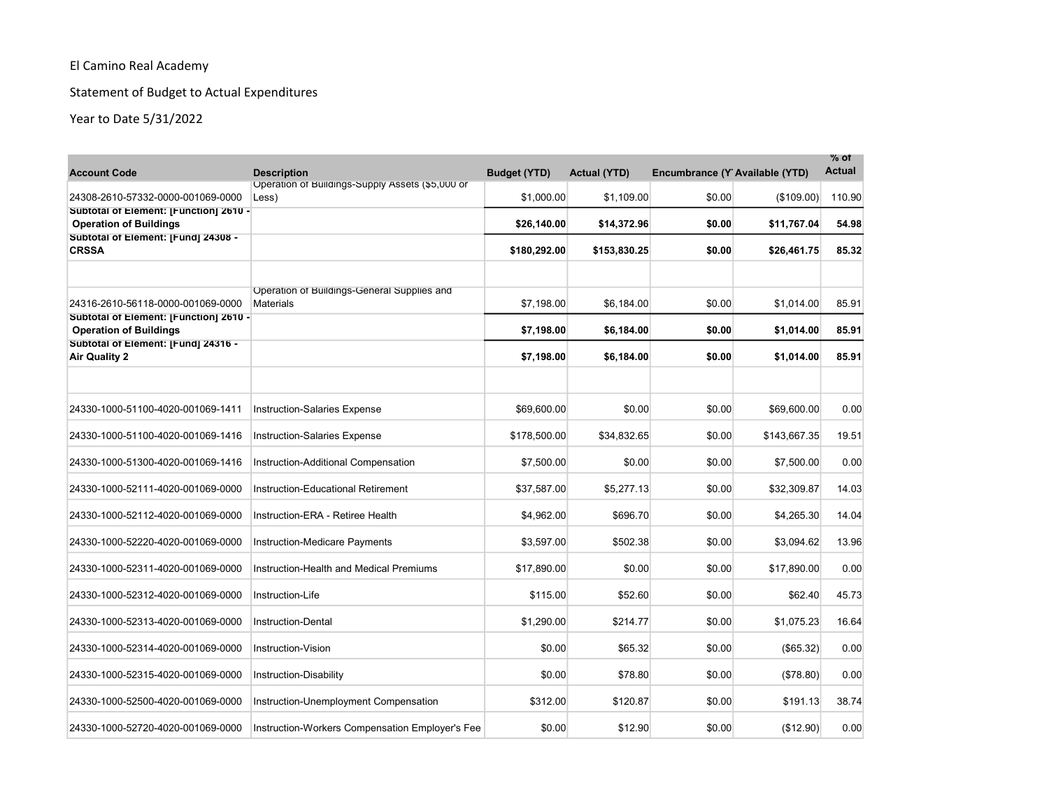El Camino Real Academy

Statement of Budget to Actual Expenditures

Year to Date 5/31/2022

| Account Code | Description | Budget (YTD) | Actual (YTD) | Encumbrance (Y | Available (YTD) | % of Actual |
|---|---|---|---|---|---|---|
| 24308-2610-57332-0000-001069-0000 | Operation of Buildings-Supply Assets ($5,000 or Less) | $1,000.00 | $1,109.00 | $0.00 | ($109.00) | 110.90 |
| **Subtotal of Element: [Function] 2610 - Operation of Buildings** | | **$26,140.00** | **$14,372.96** | **$0.00** | **$11,767.04** | **54.98** |
| **Subtotal of Element: [Fund] 24308 - CRSSA** | | **$180,292.00** | **$153,830.25** | **$0.00** | **$26,461.75** | **85.32** |
| | | | | | | |
| 24316-2610-56118-0000-001069-0000 | Operation of Buildings-General Supplies and Materials | $7,198.00 | $6,184.00 | $0.00 | $1,014.00 | 85.91 |
| **Subtotal of Element: [Function] 2610 - Operation of Buildings** | | **$7,198.00** | **$6,184.00** | **$0.00** | **$1,014.00** | **85.91** |
| **Subtotal of Element: [Fund] 24316 - Air Quality 2** | | **$7,198.00** | **$6,184.00** | **$0.00** | **$1,014.00** | **85.91** |
| | | | | | | |
| 24330-1000-51100-4020-001069-1411 | Instruction-Salaries Expense | $69,600.00 | $0.00 | $0.00 | $69,600.00 | 0.00 |
| 24330-1000-51100-4020-001069-1416 | Instruction-Salaries Expense | $178,500.00 | $34,832.65 | $0.00 | $143,667.35 | 19.51 |
| 24330-1000-51300-4020-001069-1416 | Instruction-Additional Compensation | $7,500.00 | $0.00 | $0.00 | $7,500.00 | 0.00 |
| 24330-1000-52111-4020-001069-0000 | Instruction-Educational Retirement | $37,587.00 | $5,277.13 | $0.00 | $32,309.87 | 14.03 |
| 24330-1000-52112-4020-001069-0000 | Instruction-ERA - Retiree Health | $4,962.00 | $696.70 | $0.00 | $4,265.30 | 14.04 |
| 24330-1000-52220-4020-001069-0000 | Instruction-Medicare Payments | $3,597.00 | $502.38 | $0.00 | $3,094.62 | 13.96 |
| 24330-1000-52311-4020-001069-0000 | Instruction-Health and Medical Premiums | $17,890.00 | $0.00 | $0.00 | $17,890.00 | 0.00 |
| 24330-1000-52312-4020-001069-0000 | Instruction-Life | $115.00 | $52.60 | $0.00 | $62.40 | 45.73 |
| 24330-1000-52313-4020-001069-0000 | Instruction-Dental | $1,290.00 | $214.77 | $0.00 | $1,075.23 | 16.64 |
| 24330-1000-52314-4020-001069-0000 | Instruction-Vision | $0.00 | $65.32 | $0.00 | ($65.32) | 0.00 |
| 24330-1000-52315-4020-001069-0000 | Instruction-Disability | $0.00 | $78.80 | $0.00 | ($78.80) | 0.00 |
| 24330-1000-52500-4020-001069-0000 | Instruction-Unemployment Compensation | $312.00 | $120.87 | $0.00 | $191.13 | 38.74 |
| 24330-1000-52720-4020-001069-0000 | Instruction-Workers Compensation Employer's Fee | $0.00 | $12.90 | $0.00 | ($12.90) | 0.00 |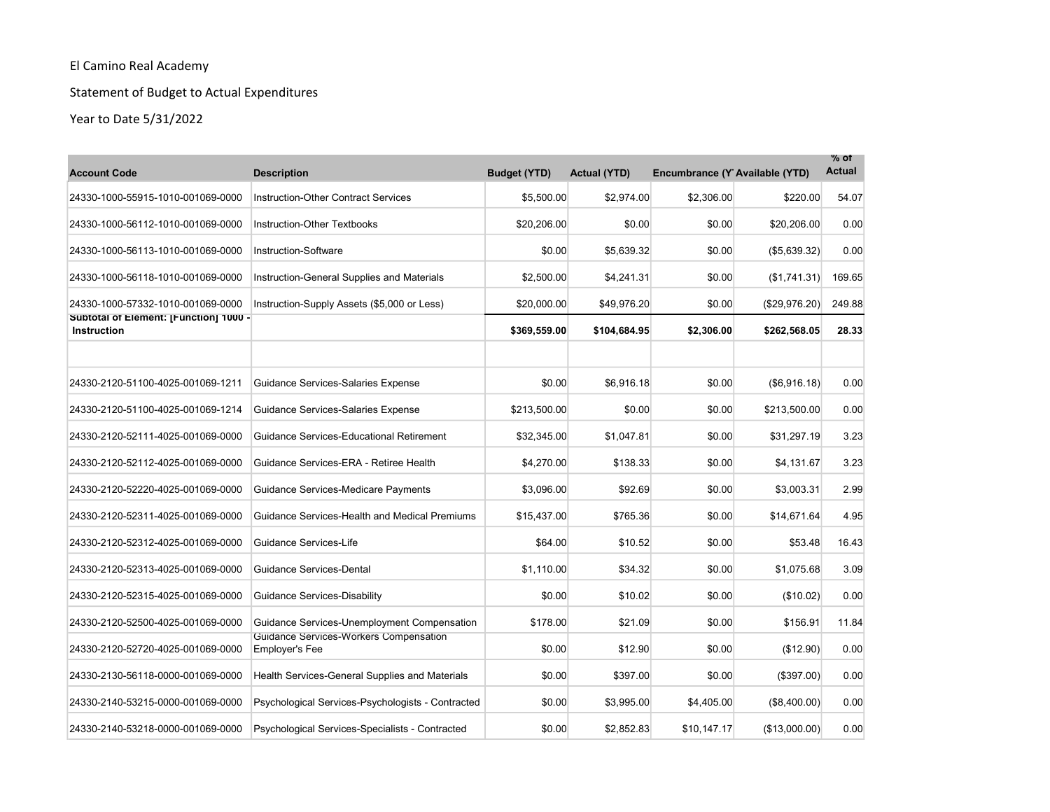El Camino Real Academy

Statement of Budget to Actual Expenditures

Year to Date 5/31/2022

| Account Code | Description | Budget (YTD) | Actual (YTD) | Encumbrance (YTD) | Available (YTD) | % of Actual |
|---|---|---|---|---|---|---|
| 24330-1000-55915-1010-001069-0000 | Instruction-Other Contract Services | $5,500.00 | $2,974.00 | $2,306.00 | $220.00 | 54.07 |
| 24330-1000-56112-1010-001069-0000 | Instruction-Other Textbooks | $20,206.00 | $0.00 | $0.00 | $20,206.00 | 0.00 |
| 24330-1000-56113-1010-001069-0000 | Instruction-Software | $0.00 | $5,639.32 | $0.00 | ($5,639.32) | 0.00 |
| 24330-1000-56118-1010-001069-0000 | Instruction-General Supplies and Materials | $2,500.00 | $4,241.31 | $0.00 | ($1,741.31) | 169.65 |
| 24330-1000-57332-1010-001069-0000 | Instruction-Supply Assets ($5,000 or Less) | $20,000.00 | $49,976.20 | $0.00 | ($29,976.20) | 249.88 |
| **Subtotal of Element: [Function] 1000 - Instruction** | | **$369,559.00** | **$104,684.95** | **$2,306.00** | **$262,568.05** | **28.33** |
| | | | | | | |
| 24330-2120-51100-4025-001069-1211 | Guidance Services-Salaries Expense | $0.00 | $6,916.18 | $0.00 | ($6,916.18) | 0.00 |
| 24330-2120-51100-4025-001069-1214 | Guidance Services-Salaries Expense | $213,500.00 | $0.00 | $0.00 | $213,500.00 | 0.00 |
| 24330-2120-52111-4025-001069-0000 | Guidance Services-Educational Retirement | $32,345.00 | $1,047.81 | $0.00 | $31,297.19 | 3.23 |
| 24330-2120-52112-4025-001069-0000 | Guidance Services-ERA - Retiree Health | $4,270.00 | $138.33 | $0.00 | $4,131.67 | 3.23 |
| 24330-2120-52220-4025-001069-0000 | Guidance Services-Medicare Payments | $3,096.00 | $92.69 | $0.00 | $3,003.31 | 2.99 |
| 24330-2120-52311-4025-001069-0000 | Guidance Services-Health and Medical Premiums | $15,437.00 | $765.36 | $0.00 | $14,671.64 | 4.95 |
| 24330-2120-52312-4025-001069-0000 | Guidance Services-Life | $64.00 | $10.52 | $0.00 | $53.48 | 16.43 |
| 24330-2120-52313-4025-001069-0000 | Guidance Services-Dental | $1,110.00 | $34.32 | $0.00 | $1,075.68 | 3.09 |
| 24330-2120-52315-4025-001069-0000 | Guidance Services-Disability | $0.00 | $10.02 | $0.00 | ($10.02) | 0.00 |
| 24330-2120-52500-4025-001069-0000 | Guidance Services-Unemployment Compensation | $178.00 | $21.09 | $0.00 | $156.91 | 11.84 |
| 24330-2120-52720-4025-001069-0000 | Guidance Services-Workers Compensation Employer's Fee | $0.00 | $12.90 | $0.00 | ($12.90) | 0.00 |
| 24330-2130-56118-0000-001069-0000 | Health Services-General Supplies and Materials | $0.00 | $397.00 | $0.00 | ($397.00) | 0.00 |
| 24330-2140-53215-0000-001069-0000 | Psychological Services-Psychologists - Contracted | $0.00 | $3,995.00 | $4,405.00 | ($8,400.00) | 0.00 |
| 24330-2140-53218-0000-001069-0000 | Psychological Services-Specialists - Contracted | $0.00 | $2,852.83 | $10,147.17 | ($13,000.00) | 0.00 |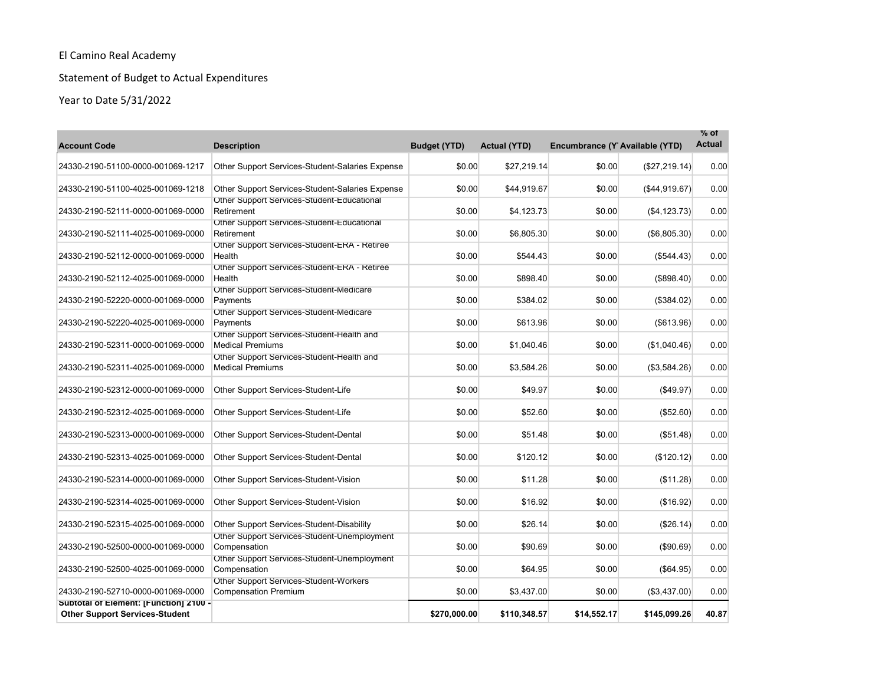El Camino Real Academy

Statement of Budget to Actual Expenditures

Year to Date 5/31/2022

| Account Code | Description | Budget (YTD) | Actual (YTD) | Encumbrance (Y | Available (YTD) | % of Actual |
|---|---|---|---|---|---|---|
| 24330-2190-51100-0000-001069-1217 | Other Support Services-Student-Salaries Expense | $0.00 | $27,219.14 | $0.00 | ($27,219.14) | 0.00 |
| 24330-2190-51100-4025-001069-1218 | Other Support Services-Student-Salaries Expense | $0.00 | $44,919.67 | $0.00 | ($44,919.67) | 0.00 |
| 24330-2190-52111-0000-001069-0000 | Other Support Services-Student-Educational Retirement | $0.00 | $4,123.73 | $0.00 | ($4,123.73) | 0.00 |
| 24330-2190-52111-4025-001069-0000 | Other Support Services-Student-Educational Retirement | $0.00 | $6,805.30 | $0.00 | ($6,805.30) | 0.00 |
| 24330-2190-52112-0000-001069-0000 | Other Support Services-Student-ERA - Retiree Health | $0.00 | $544.43 | $0.00 | ($544.43) | 0.00 |
| 24330-2190-52112-4025-001069-0000 | Other Support Services-Student-ERA - Retiree Health | $0.00 | $898.40 | $0.00 | ($898.40) | 0.00 |
| 24330-2190-52220-0000-001069-0000 | Other Support Services-Student-Medicare Payments | $0.00 | $384.02 | $0.00 | ($384.02) | 0.00 |
| 24330-2190-52220-4025-001069-0000 | Other Support Services-Student-Medicare Payments | $0.00 | $613.96 | $0.00 | ($613.96) | 0.00 |
| 24330-2190-52311-0000-001069-0000 | Other Support Services-Student-Health and Medical Premiums | $0.00 | $1,040.46 | $0.00 | ($1,040.46) | 0.00 |
| 24330-2190-52311-4025-001069-0000 | Other Support Services-Student-Health and Medical Premiums | $0.00 | $3,584.26 | $0.00 | ($3,584.26) | 0.00 |
| 24330-2190-52312-0000-001069-0000 | Other Support Services-Student-Life | $0.00 | $49.97 | $0.00 | ($49.97) | 0.00 |
| 24330-2190-52312-4025-001069-0000 | Other Support Services-Student-Life | $0.00 | $52.60 | $0.00 | ($52.60) | 0.00 |
| 24330-2190-52313-0000-001069-0000 | Other Support Services-Student-Dental | $0.00 | $51.48 | $0.00 | ($51.48) | 0.00 |
| 24330-2190-52313-4025-001069-0000 | Other Support Services-Student-Dental | $0.00 | $120.12 | $0.00 | ($120.12) | 0.00 |
| 24330-2190-52314-0000-001069-0000 | Other Support Services-Student-Vision | $0.00 | $11.28 | $0.00 | ($11.28) | 0.00 |
| 24330-2190-52314-4025-001069-0000 | Other Support Services-Student-Vision | $0.00 | $16.92 | $0.00 | ($16.92) | 0.00 |
| 24330-2190-52315-4025-001069-0000 | Other Support Services-Student-Disability | $0.00 | $26.14 | $0.00 | ($26.14) | 0.00 |
| 24330-2190-52500-0000-001069-0000 | Other Support Services-Student-Unemployment Compensation | $0.00 | $90.69 | $0.00 | ($90.69) | 0.00 |
| 24330-2190-52500-4025-001069-0000 | Other Support Services-Student-Unemployment Compensation | $0.00 | $64.95 | $0.00 | ($64.95) | 0.00 |
| 24330-2190-52710-0000-001069-0000 | Other Support Services-Student-Workers Compensation Premium | $0.00 | $3,437.00 | $0.00 | ($3,437.00) | 0.00 |
| **Subtotal of Element: [Function] 2100 - Other Support Services-Student** | | **$270,000.00** | **$110,348.57** | **$14,552.17** | **$145,099.26** | **40.87** |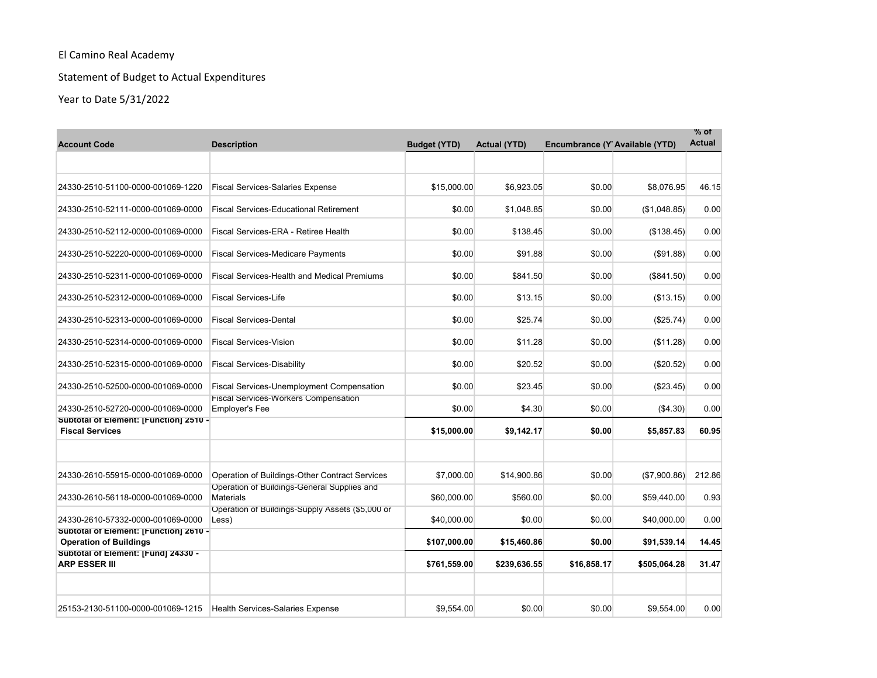El Camino Real Academy

Statement of Budget to Actual Expenditures

Year to Date 5/31/2022

| Account Code | Description | Budget (YTD) | Actual (YTD) | Encumbrance (Y' | Available (YTD) | % of Actual |
|---|---|---|---|---|---|---|
| | | | | | | |
| 24330-2510-51100-0000-001069-1220 | Fiscal Services-Salaries Expense | $15,000.00 | $6,923.05 | $0.00 | $8,076.95 | 46.15 |
| 24330-2510-52111-0000-001069-0000 | Fiscal Services-Educational Retirement | $0.00 | $1,048.85 | $0.00 | ($1,048.85) | 0.00 |
| 24330-2510-52112-0000-001069-0000 | Fiscal Services-ERA - Retiree Health | $0.00 | $138.45 | $0.00 | ($138.45) | 0.00 |
| 24330-2510-52220-0000-001069-0000 | Fiscal Services-Medicare Payments | $0.00 | $91.88 | $0.00 | ($91.88) | 0.00 |
| 24330-2510-52311-0000-001069-0000 | Fiscal Services-Health and Medical Premiums | $0.00 | $841.50 | $0.00 | ($841.50) | 0.00 |
| 24330-2510-52312-0000-001069-0000 | Fiscal Services-Life | $0.00 | $13.15 | $0.00 | ($13.15) | 0.00 |
| 24330-2510-52313-0000-001069-0000 | Fiscal Services-Dental | $0.00 | $25.74 | $0.00 | ($25.74) | 0.00 |
| 24330-2510-52314-0000-001069-0000 | Fiscal Services-Vision | $0.00 | $11.28 | $0.00 | ($11.28) | 0.00 |
| 24330-2510-52315-0000-001069-0000 | Fiscal Services-Disability | $0.00 | $20.52 | $0.00 | ($20.52) | 0.00 |
| 24330-2510-52500-0000-001069-0000 | Fiscal Services-Unemployment Compensation | $0.00 | $23.45 | $0.00 | ($23.45) | 0.00 |
| 24330-2510-52720-0000-001069-0000 | Fiscal Services-Workers Compensation Employer's Fee | $0.00 | $4.30 | $0.00 | ($4.30) | 0.00 |
| **Subtotal of Element: [Function] 2510 - Fiscal Services** | | **$15,000.00** | **$9,142.17** | **$0.00** | **$5,857.83** | **60.95** |
| | | | | | | |
| 24330-2610-55915-0000-001069-0000 | Operation of Buildings-Other Contract Services | $7,000.00 | $14,900.86 | $0.00 | ($7,900.86) | 212.86 |
| 24330-2610-56118-0000-001069-0000 | Operation of Buildings-General Supplies and Materials | $60,000.00 | $560.00 | $0.00 | $59,440.00 | 0.93 |
| 24330-2610-57332-0000-001069-0000 | Operation of Buildings-Supply Assets ($5,000 or Less) | $40,000.00 | $0.00 | $0.00 | $40,000.00 | 0.00 |
| **Subtotal of Element: [Function] 2610 - Operation of Buildings** | | **$107,000.00** | **$15,460.86** | **$0.00** | **$91,539.14** | **14.45** |
| **Subtotal of Element: [Fund] 24330 - ARP ESSER III** | | **$761,559.00** | **$239,636.55** | **$16,858.17** | **$505,064.28** | **31.47** |
| | | | | | | |
| 25153-2130-51100-0000-001069-1215 | Health Services-Salaries Expense | $9,554.00 | $0.00 | $0.00 | $9,554.00 | 0.00 |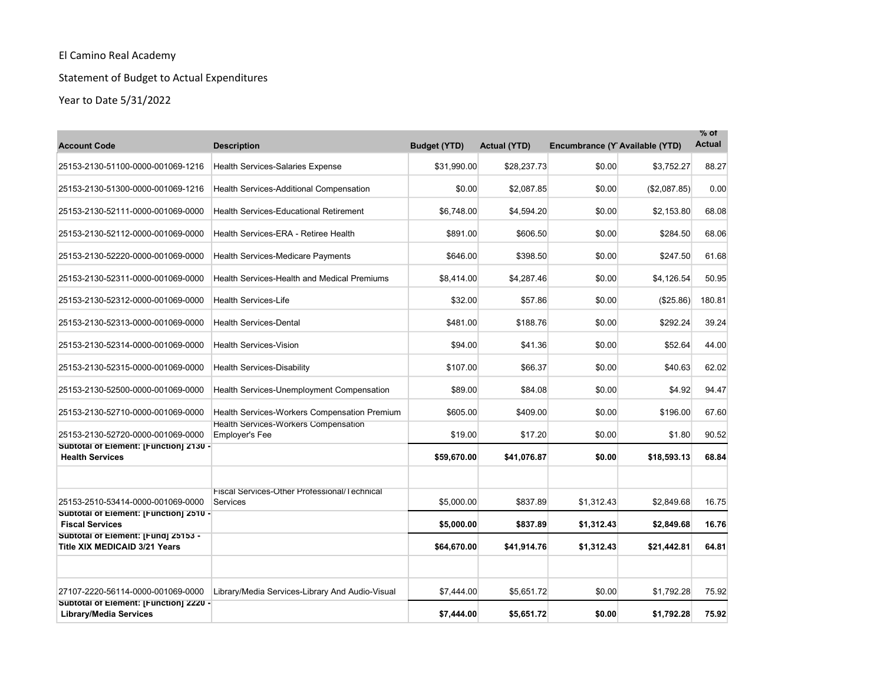El Camino Real Academy

Statement of Budget to Actual Expenditures

Year to Date 5/31/2022

| Account Code | Description | Budget (YTD) | Actual (YTD) | Encumbrance (Y | Available (YTD) | % of Actual |
|---|---|---|---|---|---|---|
| 25153-2130-51100-0000-001069-1216 | Health Services-Salaries Expense | $31,990.00 | $28,237.73 | $0.00 | $3,752.27 | 88.27 |
| 25153-2130-51300-0000-001069-1216 | Health Services-Additional Compensation | $0.00 | $2,087.85 | $0.00 | ($2,087.85) | 0.00 |
| 25153-2130-52111-0000-001069-0000 | Health Services-Educational Retirement | $6,748.00 | $4,594.20 | $0.00 | $2,153.80 | 68.08 |
| 25153-2130-52112-0000-001069-0000 | Health Services-ERA - Retiree Health | $891.00 | $606.50 | $0.00 | $284.50 | 68.06 |
| 25153-2130-52220-0000-001069-0000 | Health Services-Medicare Payments | $646.00 | $398.50 | $0.00 | $247.50 | 61.68 |
| 25153-2130-52311-0000-001069-0000 | Health Services-Health and Medical Premiums | $8,414.00 | $4,287.46 | $0.00 | $4,126.54 | 50.95 |
| 25153-2130-52312-0000-001069-0000 | Health Services-Life | $32.00 | $57.86 | $0.00 | ($25.86) | 180.81 |
| 25153-2130-52313-0000-001069-0000 | Health Services-Dental | $481.00 | $188.76 | $0.00 | $292.24 | 39.24 |
| 25153-2130-52314-0000-001069-0000 | Health Services-Vision | $94.00 | $41.36 | $0.00 | $52.64 | 44.00 |
| 25153-2130-52315-0000-001069-0000 | Health Services-Disability | $107.00 | $66.37 | $0.00 | $40.63 | 62.02 |
| 25153-2130-52500-0000-001069-0000 | Health Services-Unemployment Compensation | $89.00 | $84.08 | $0.00 | $4.92 | 94.47 |
| 25153-2130-52710-0000-001069-0000 | Health Services-Workers Compensation Premium | $605.00 | $409.00 | $0.00 | $196.00 | 67.60 |
| 25153-2130-52720-0000-001069-0000 | Health Services-Workers Compensation Employer's Fee | $19.00 | $17.20 | $0.00 | $1.80 | 90.52 |
| **Subtotal of Element: [Function] 2130 - Health Services** | | **$59,670.00** | **$41,076.87** | **$0.00** | **$18,593.13** | **68.84** |
| | | | | | | |
| 25153-2510-53414-0000-001069-0000 | Fiscal Services-Other Professional/Technical Services | $5,000.00 | $837.89 | $1,312.43 | $2,849.68 | 16.75 |
| **Subtotal of Element: [Function] 2510 - Fiscal Services** | | **$5,000.00** | **$837.89** | **$1,312.43** | **$2,849.68** | **16.76** |
| **Subtotal of Element: [Fund] 25153 - Title XIX MEDICAID 3/21 Years** | | **$64,670.00** | **$41,914.76** | **$1,312.43** | **$21,442.81** | **64.81** |
| | | | | | | |
| 27107-2220-56114-0000-001069-0000 | Library/Media Services-Library And Audio-Visual | $7,444.00 | $5,651.72 | $0.00 | $1,792.28 | 75.92 |
| **Subtotal of Element: [Function] 2220 - Library/Media Services** | | **$7,444.00** | **$5,651.72** | **$0.00** | **$1,792.28** | **75.92** |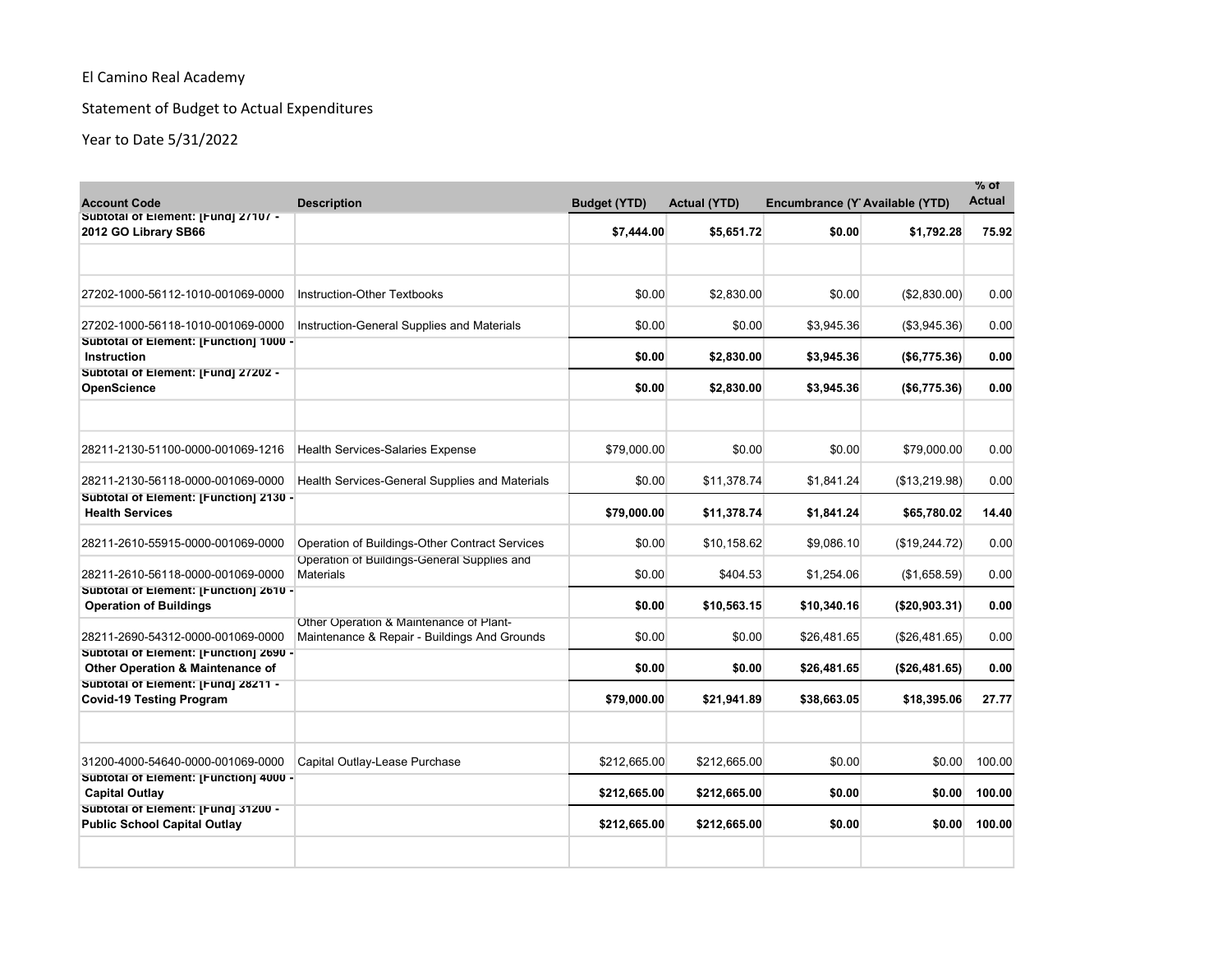El Camino Real Academy

Statement of Budget to Actual Expenditures

Year to Date 5/31/2022

| Account Code | Description | Budget (YTD) | Actual (YTD) | Encumbrance (Y | Available (YTD) | % of Actual |
|---|---|---|---|---|---|---|
| **Subtotal of Element: [Fund] 27107 - 2012 GO Library SB66** | | **$7,444.00** | **$5,651.72** | **$0.00** | **$1,792.28** | **75.92** |
| | | | | | | |
| 27202-1000-56112-1010-001069-0000 | Instruction-Other Textbooks | $0.00 | $2,830.00 | $0.00 | ($2,830.00) | 0.00 |
| 27202-1000-56118-1010-001069-0000 | Instruction-General Supplies and Materials | $0.00 | $0.00 | $3,945.36 | ($3,945.36) | 0.00 |
| **Subtotal of Element: [Function] 1000 - Instruction** | | **$0.00** | **$2,830.00** | **$3,945.36** | **($6,775.36)** | **0.00** |
| **Subtotal of Element: [Fund] 27202 - OpenScience** | | **$0.00** | **$2,830.00** | **$3,945.36** | **($6,775.36)** | **0.00** |
| | | | | | | |
| 28211-2130-51100-0000-001069-1216 | Health Services-Salaries Expense | $79,000.00 | $0.00 | $0.00 | $79,000.00 | 0.00 |
| 28211-2130-56118-0000-001069-0000 | Health Services-General Supplies and Materials | $0.00 | $11,378.74 | $1,841.24 | ($13,219.98) | 0.00 |
| **Subtotal of Element: [Function] 2130 - Health Services** | | **$79,000.00** | **$11,378.74** | **$1,841.24** | **$65,780.02** | **14.40** |
| 28211-2610-55915-0000-001069-0000 | Operation of Buildings-Other Contract Services | $0.00 | $10,158.62 | $9,086.10 | ($19,244.72) | 0.00 |
| 28211-2610-56118-0000-001069-0000 | Operation of Buildings-General Supplies and Materials | $0.00 | $404.53 | $1,254.06 | ($1,658.59) | 0.00 |
| **Subtotal of Element: [Function] 2610 - Operation of Buildings** | | **$0.00** | **$10,563.15** | **$10,340.16** | **($20,903.31)** | **0.00** |
| 28211-2690-54312-0000-001069-0000 | Other Operation & Maintenance of Plant-Maintenance & Repair - Buildings And Grounds | $0.00 | $0.00 | $26,481.65 | ($26,481.65) | 0.00 |
| **Subtotal of Element: [Function] 2690 - Other Operation & Maintenance of** | | **$0.00** | **$0.00** | **$26,481.65** | **($26,481.65)** | **0.00** |
| **Subtotal of Element: [Fund] 28211 - Covid-19 Testing Program** | | **$79,000.00** | **$21,941.89** | **$38,663.05** | **$18,395.06** | **27.77** |
| | | | | | | |
| 31200-4000-54640-0000-001069-0000 | Capital Outlay-Lease Purchase | $212,665.00 | $212,665.00 | $0.00 | $0.00 | 100.00 |
| **Subtotal of Element: [Function] 4000 - Capital Outlay** | | **$212,665.00** | **$212,665.00** | **$0.00** | **$0.00** | **100.00** |
| **Subtotal of Element: [Fund] 31200 - Public School Capital Outlay** | | **$212,665.00** | **$212,665.00** | **$0.00** | **$0.00** | **100.00** |
| | | | | | | |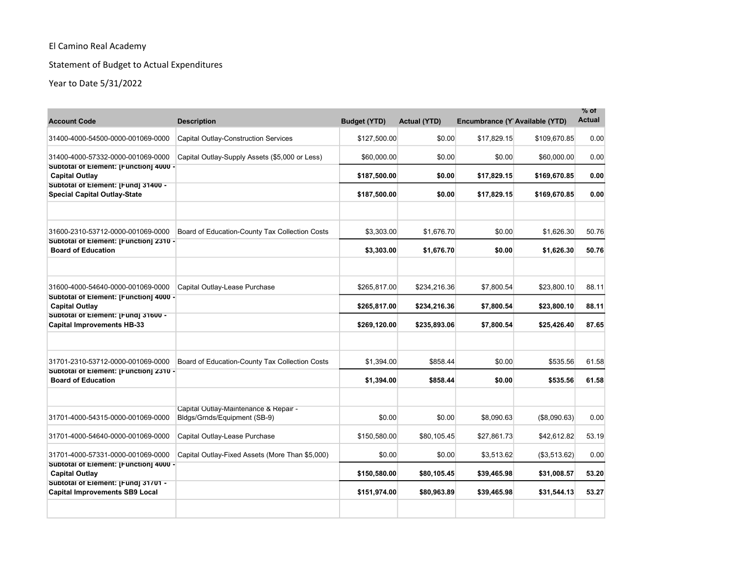El Camino Real Academy

Statement of Budget to Actual Expenditures

Year to Date 5/31/2022

| Account Code | Description | Budget (YTD) | Actual (YTD) | Encumbrance (Y | Available (YTD) | % of Actual |
|---|---|---|---|---|---|---|
| 31400-4000-54500-0000-001069-0000 | Capital Outlay-Construction Services | $127,500.00 | $0.00 | $17,829.15 | $109,670.85 | 0.00 |
| 31400-4000-57332-0000-001069-0000 | Capital Outlay-Supply Assets ($5,000 or Less) | $60,000.00 | $0.00 | $0.00 | $60,000.00 | 0.00 |
| **Subtotal of Element: [Function] 4000 - Capital Outlay** | | **$187,500.00** | **$0.00** | **$17,829.15** | **$169,670.85** | **0.00** |
| **Subtotal of Element: [Fund] 31400 - Special Capital Outlay-State** | | **$187,500.00** | **$0.00** | **$17,829.15** | **$169,670.85** | **0.00** |
| | | | | | | |
| 31600-2310-53712-0000-001069-0000 | Board of Education-County Tax Collection Costs | $3,303.00 | $1,676.70 | $0.00 | $1,626.30 | 50.76 |
| **Subtotal of Element: [Function] 2310 - Board of Education** | | **$3,303.00** | **$1,676.70** | **$0.00** | **$1,626.30** | **50.76** |
| | | | | | | |
| 31600-4000-54640-0000-001069-0000 | Capital Outlay-Lease Purchase | $265,817.00 | $234,216.36 | $7,800.54 | $23,800.10 | 88.11 |
| **Subtotal of Element: [Function] 4000 - Capital Outlay** | | **$265,817.00** | **$234,216.36** | **$7,800.54** | **$23,800.10** | **88.11** |
| **Subtotal of Element: [Fund] 31600 - Capital Improvements HB-33** | | **$269,120.00** | **$235,893.06** | **$7,800.54** | **$25,426.40** | **87.65** |
| | | | | | | |
| 31701-2310-53712-0000-001069-0000 | Board of Education-County Tax Collection Costs | $1,394.00 | $858.44 | $0.00 | $535.56 | 61.58 |
| **Subtotal of Element: [Function] 2310 - Board of Education** | | **$1,394.00** | **$858.44** | **$0.00** | **$535.56** | **61.58** |
| | | | | | | |
| 31701-4000-54315-0000-001069-0000 | Capital Outlay-Maintenance & Repair - Bldgs/Grnds/Equipment (SB-9) | $0.00 | $0.00 | $8,090.63 | ($8,090.63) | 0.00 |
| 31701-4000-54640-0000-001069-0000 | Capital Outlay-Lease Purchase | $150,580.00 | $80,105.45 | $27,861.73 | $42,612.82 | 53.19 |
| 31701-4000-57331-0000-001069-0000 | Capital Outlay-Fixed Assets (More Than $5,000) | $0.00 | $0.00 | $3,513.62 | ($3,513.62) | 0.00 |
| **Subtotal of Element: [Function] 4000 - Capital Outlay** | | **$150,580.00** | **$80,105.45** | **$39,465.98** | **$31,008.57** | **53.20** |
| **Subtotal of Element: [Fund] 31701 - Capital Improvements SB9 Local** | | **$151,974.00** | **$80,963.89** | **$39,465.98** | **$31,544.13** | **53.27** |
| | | | | | | |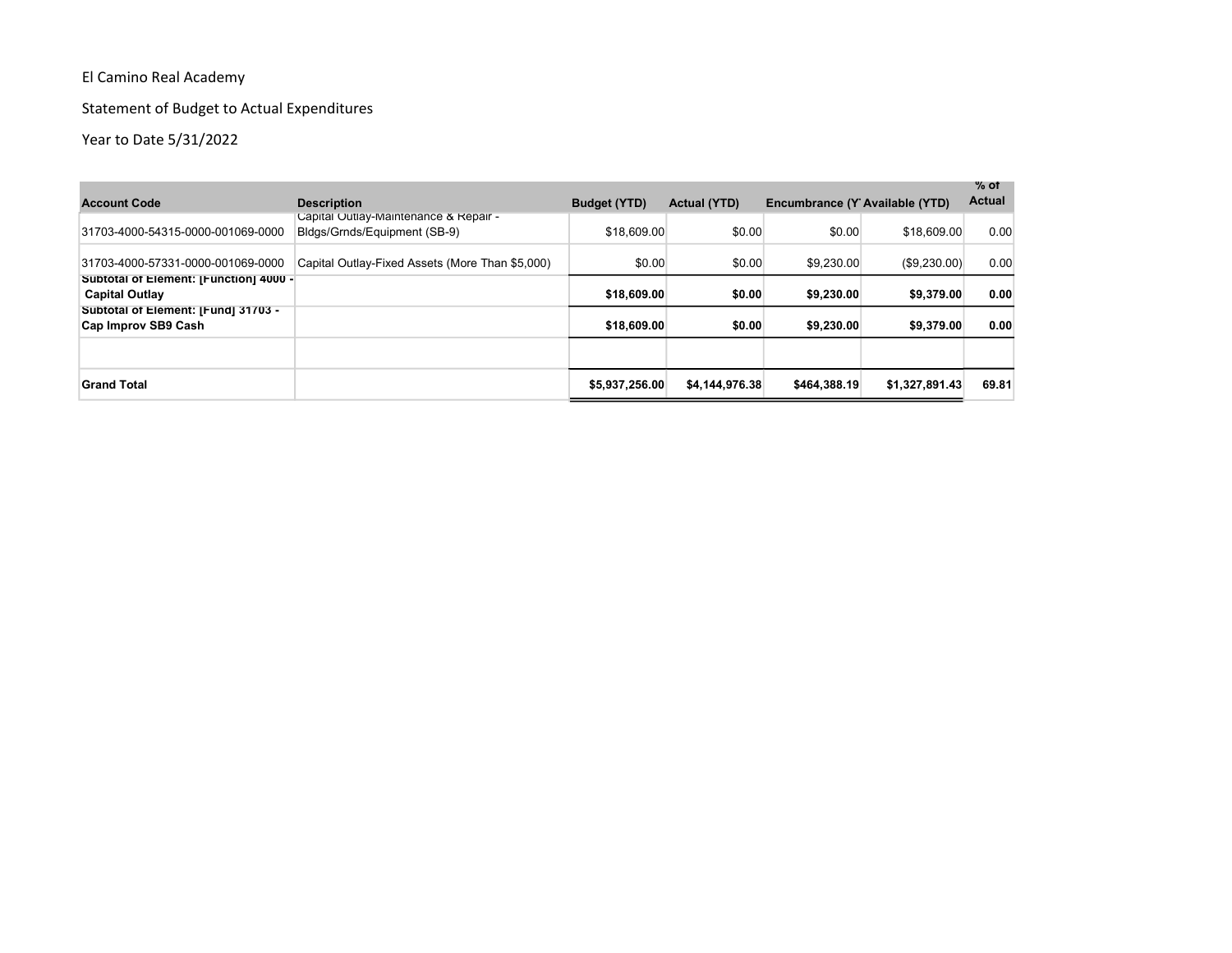El Camino Real Academy

Statement of Budget to Actual Expenditures

Year to Date 5/31/2022

| Account Code | Description | Budget (YTD) | Actual (YTD) | Encumbrance (YTD) | Available (YTD) | % of Actual |
|---|---|---|---|---|---|---|
| 31703-4000-54315-0000-001069-0000 | Capital Outlay-Maintenance & Repair - Bldgs/Grnds/Equipment (SB-9) | $18,609.00 | $0.00 | $0.00 | $18,609.00 | 0.00 |
| 31703-4000-57331-0000-001069-0000 | Capital Outlay-Fixed Assets (More Than $5,000) | $0.00 | $0.00 | $9,230.00 | ($9,230.00) | 0.00 |
| **Subtotal of Element: [Function] 4000 - Capital Outlay** | | **$18,609.00** | **$0.00** | **$9,230.00** | **$9,379.00** | **0.00** |
| **Subtotal of Element: [Fund] 31703 - Cap Improv SB9 Cash** | | **$18,609.00** | **$0.00** | **$9,230.00** | **$9,379.00** | **0.00** |
| | | | | | | |
| **Grand Total** | | **$5,937,256.00** | **$4,144,976.38** | **$464,388.19** | **$1,327,891.43** | **69.81** |